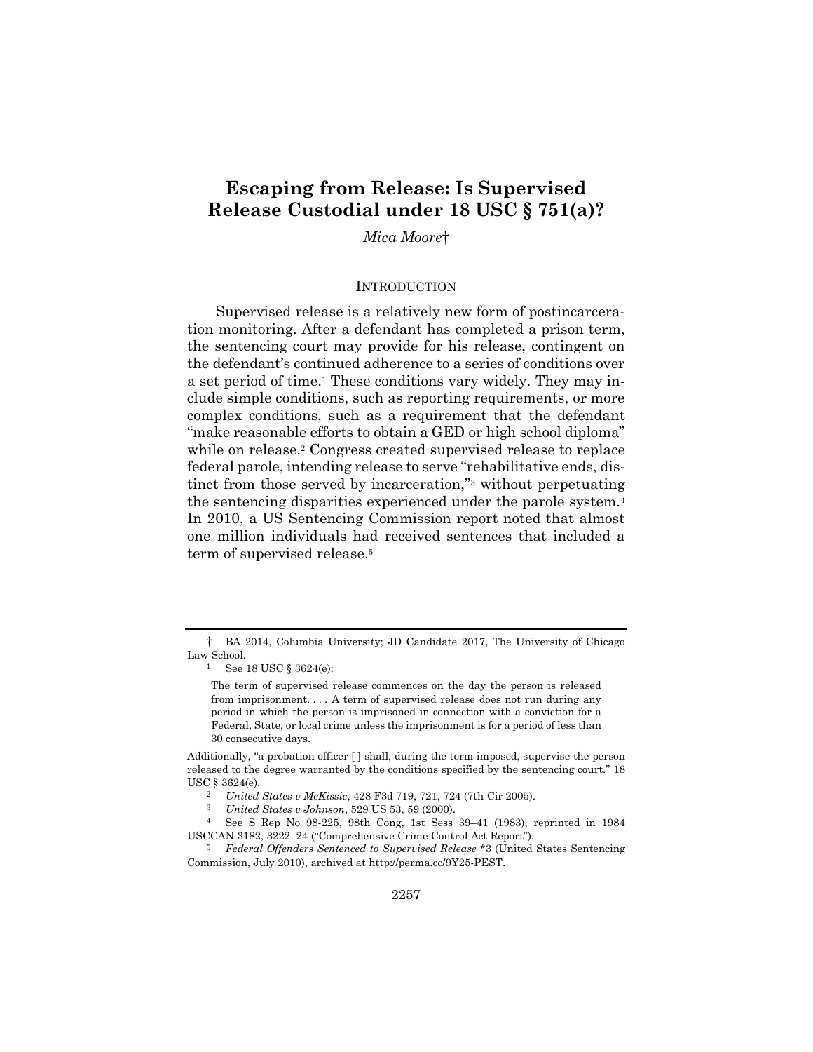# Escaping from Release: Is Supervised Release Custodial under 18 USC § 751(a)?

*Mica Moore*†

## INTRODUCTION

Supervised release is a relatively new form of postincarceration monitoring. After a defendant has completed a prison term, the sentencing court may provide for his release, contingent on the defendant's continued adherence to a series of conditions over a set period of time.[1] These conditions vary widely. They may include simple conditions, such as reporting requirements, or more complex conditions, such as a requirement that the defendant "make reasonable efforts to obtain a GED or high school diploma" while on release.[2] Congress created supervised release to replace federal parole, intending release to serve "rehabilitative ends, distinct from those served by incarceration,"[3] without perpetuating the sentencing disparities experienced under the parole system.[4] In 2010, a US Sentencing Commission report noted that almost one million individuals had received sentences that included a term of supervised release.[5]

---

† BA 2014, Columbia University; JD Candidate 2017, The University of Chicago Law School.

[1] See 18 USC § 3624(e):

> The term of supervised release commences on the day the person is released from imprisonment. . . . A term of supervised release does not run during any period in which the person is imprisoned in connection with a conviction for a Federal, State, or local crime unless the imprisonment is for a period of less than 30 consecutive days.

Additionally, "a probation officer [ ] shall, during the term imposed, supervise the person released to the degree warranted by the conditions specified by the sentencing court." 18 USC § 3624(e).

[2] *United States v McKissic*, 428 F3d 719, 721, 724 (7th Cir 2005).

[3] *United States v Johnson*, 529 US 53, 59 (2000).

[4] See S Rep No 98-225, 98th Cong, 1st Sess 39–41 (1983), reprinted in 1984 USCCAN 3182, 3222–24 ("Comprehensive Crime Control Act Report").

[5] *Federal Offenders Sentenced to Supervised Release* *3 (United States Sentencing Commission, July 2010), archived at http://perma.cc/9Y25-PEST.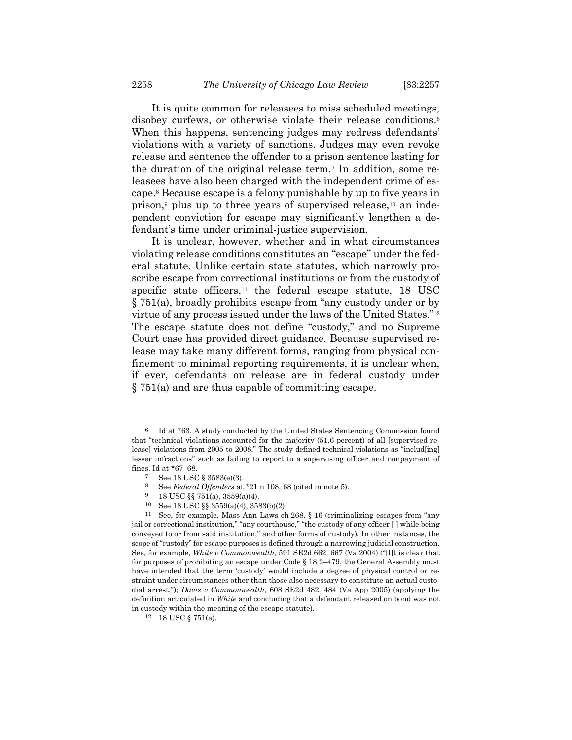It is quite common for releasees to miss scheduled meetings, disobey curfews, or otherwise violate their release conditions.[6] When this happens, sentencing judges may redress defendants' violations with a variety of sanctions. Judges may even revoke release and sentence the offender to a prison sentence lasting for the duration of the original release term.[7] In addition, some releasees have also been charged with the independent crime of escape.[8] Because escape is a felony punishable by up to five years in prison,[9] plus up to three years of supervised release,[10] an independent conviction for escape may significantly lengthen a defendant's time under criminal-justice supervision.

It is unclear, however, whether and in what circumstances violating release conditions constitutes an "escape" under the federal statute. Unlike certain state statutes, which narrowly proscribe escape from correctional institutions or from the custody of specific state officers,[11] the federal escape statute, 18 USC § 751(a), broadly prohibits escape from "any custody under or by virtue of any process issued under the laws of the United States."[12] The escape statute does not define "custody," and no Supreme Court case has provided direct guidance. Because supervised release may take many different forms, ranging from physical confinement to minimal reporting requirements, it is unclear when, if ever, defendants on release are in federal custody under § 751(a) and are thus capable of committing escape.

---

6 Id at *63. A study conducted by the United States Sentencing Commission found that "technical violations accounted for the majority (51.6 percent) of all [supervised release] violations from 2005 to 2008." The study defined technical violations as "includ[ing] lesser infractions" such as failing to report to a supervising officer and nonpayment of fines. Id at *67–68.

7 See 18 USC § 3583(e)(3).

8 See *Federal Offenders* at *21 n 108, 68 (cited in note 5).

9 18 USC §§ 751(a), 3559(a)(4).

10 See 18 USC §§ 3559(a)(4), 3583(b)(2).

11 See, for example, Mass Ann Laws ch 268, § 16 (criminalizing escapes from "any jail or correctional institution," "any courthouse," "the custody of any officer [ ] while being conveyed to or from said institution," and other forms of custody). In other instances, the scope of "custody" for escape purposes is defined through a narrowing judicial construction. See, for example, *White v Commonwealth*, 591 SE2d 662, 667 (Va 2004) ("[I]t is clear that for purposes of prohibiting an escape under Code § 18.2–479, the General Assembly must have intended that the term 'custody' would include a degree of physical control or restraint under circumstances other than those also necessary to constitute an actual custodial arrest."); *Davis v Commonwealth*, 608 SE2d 482, 484 (Va App 2005) (applying the definition articulated in *White* and concluding that a defendant released on bond was not in custody within the meaning of the escape statute).

12 18 USC § 751(a).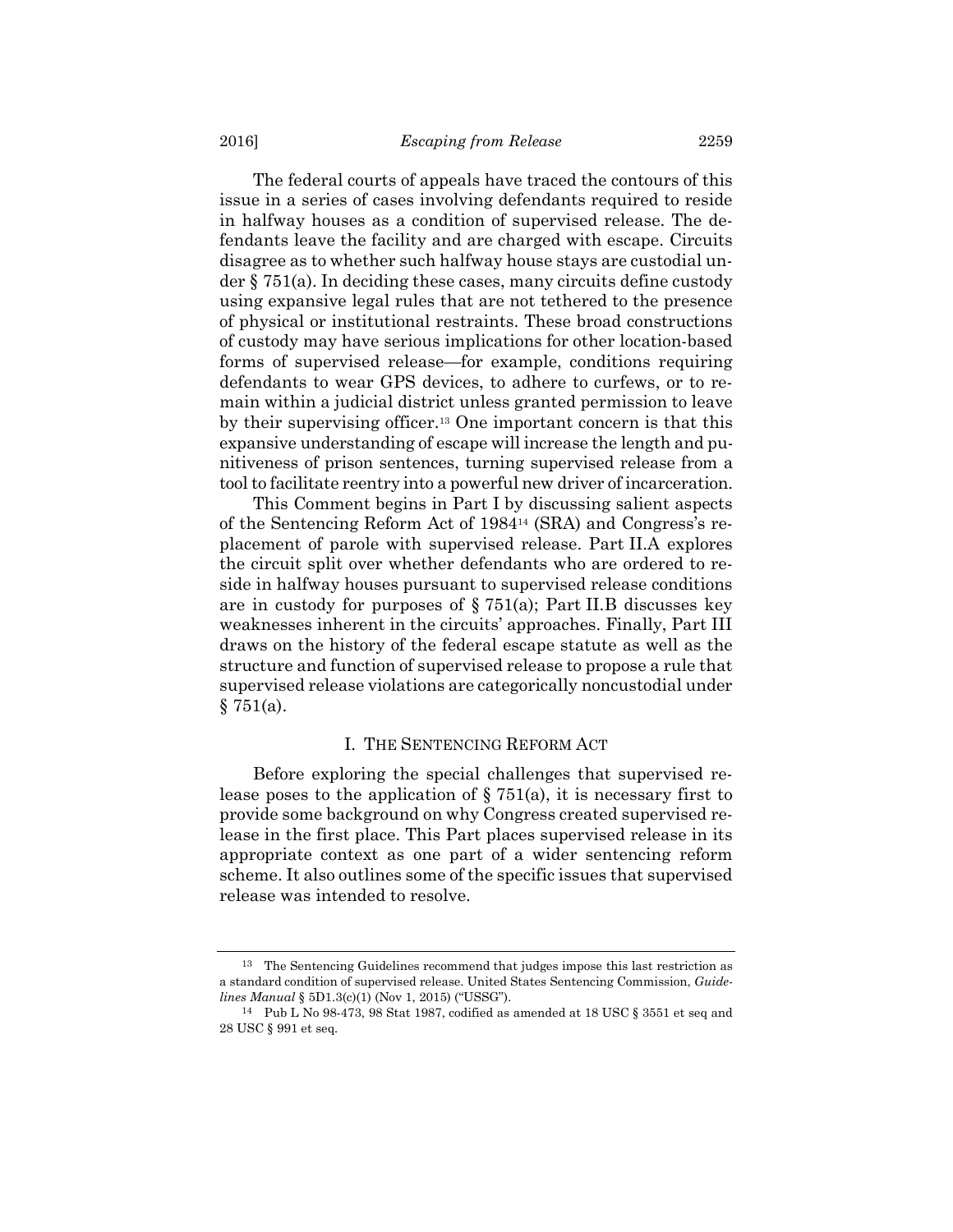The federal courts of appeals have traced the contours of this issue in a series of cases involving defendants required to reside in halfway houses as a condition of supervised release. The defendants leave the facility and are charged with escape. Circuits disagree as to whether such halfway house stays are custodial under § 751(a). In deciding these cases, many circuits define custody using expansive legal rules that are not tethered to the presence of physical or institutional restraints. These broad constructions of custody may have serious implications for other location-based forms of supervised release—for example, conditions requiring defendants to wear GPS devices, to adhere to curfews, or to remain within a judicial district unless granted permission to leave by their supervising officer.[13] One important concern is that this expansive understanding of escape will increase the length and punitiveness of prison sentences, turning supervised release from a tool to facilitate reentry into a powerful new driver of incarceration.

This Comment begins in Part I by discussing salient aspects of the Sentencing Reform Act of 1984[14] (SRA) and Congress's replacement of parole with supervised release. Part II.A explores the circuit split over whether defendants who are ordered to reside in halfway houses pursuant to supervised release conditions are in custody for purposes of § 751(a); Part II.B discusses key weaknesses inherent in the circuits' approaches. Finally, Part III draws on the history of the federal escape statute as well as the structure and function of supervised release to propose a rule that supervised release violations are categorically noncustodial under § 751(a).

## I. The Sentencing Reform Act

Before exploring the special challenges that supervised release poses to the application of § 751(a), it is necessary first to provide some background on why Congress created supervised release in the first place. This Part places supervised release in its appropriate context as one part of a wider sentencing reform scheme. It also outlines some of the specific issues that supervised release was intended to resolve.

---

[13] The Sentencing Guidelines recommend that judges impose this last restriction as a standard condition of supervised release. United States Sentencing Commission, *Guidelines Manual* § 5D1.3(c)(1) (Nov 1, 2015) ("USSG").

[14] Pub L No 98-473, 98 Stat 1987, codified as amended at 18 USC § 3551 et seq and 28 USC § 991 et seq.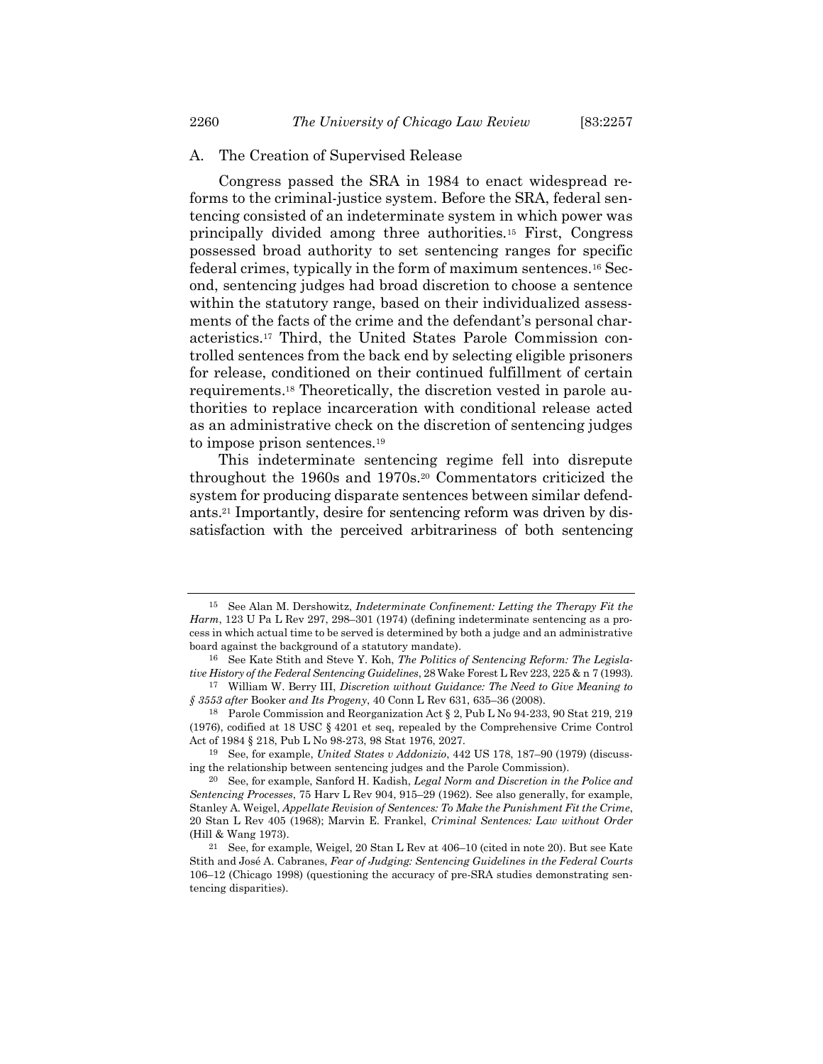## A. The Creation of Supervised Release

Congress passed the SRA in 1984 to enact widespread reforms to the criminal-justice system. Before the SRA, federal sentencing consisted of an indeterminate system in which power was principally divided among three authorities.[15] First, Congress possessed broad authority to set sentencing ranges for specific federal crimes, typically in the form of maximum sentences.[16] Second, sentencing judges had broad discretion to choose a sentence within the statutory range, based on their individualized assessments of the facts of the crime and the defendant's personal characteristics.[17] Third, the United States Parole Commission controlled sentences from the back end by selecting eligible prisoners for release, conditioned on their continued fulfillment of certain requirements.[18] Theoretically, the discretion vested in parole authorities to replace incarceration with conditional release acted as an administrative check on the discretion of sentencing judges to impose prison sentences.[19]

This indeterminate sentencing regime fell into disrepute throughout the 1960s and 1970s.[20] Commentators criticized the system for producing disparate sentences between similar defendants.[21] Importantly, desire for sentencing reform was driven by dissatisfaction with the perceived arbitrariness of both sentencing

---

[15] See Alan M. Dershowitz, *Indeterminate Confinement: Letting the Therapy Fit the Harm*, 123 U Pa L Rev 297, 298–301 (1974) (defining indeterminate sentencing as a process in which actual time to be served is determined by both a judge and an administrative board against the background of a statutory mandate).

[16] See Kate Stith and Steve Y. Koh, *The Politics of Sentencing Reform: The Legislative History of the Federal Sentencing Guidelines*, 28 Wake Forest L Rev 223, 225 & n 7 (1993).

[17] William W. Berry III, *Discretion without Guidance: The Need to Give Meaning to § 3553 after* Booker *and Its Progeny*, 40 Conn L Rev 631, 635–36 (2008).

[18] Parole Commission and Reorganization Act § 2, Pub L No 94-233, 90 Stat 219, 219 (1976), codified at 18 USC § 4201 et seq, repealed by the Comprehensive Crime Control Act of 1984 § 218, Pub L No 98-273, 98 Stat 1976, 2027.

[19] See, for example, *United States v Addonizio*, 442 US 178, 187–90 (1979) (discussing the relationship between sentencing judges and the Parole Commission).

[20] See, for example, Sanford H. Kadish, *Legal Norm and Discretion in the Police and Sentencing Processes*, 75 Harv L Rev 904, 915–29 (1962). See also generally, for example, Stanley A. Weigel, *Appellate Revision of Sentences: To Make the Punishment Fit the Crime*, 20 Stan L Rev 405 (1968); Marvin E. Frankel, *Criminal Sentences: Law without Order* (Hill & Wang 1973).

[21] See, for example, Weigel, 20 Stan L Rev at 406–10 (cited in note 20). But see Kate Stith and José A. Cabranes, *Fear of Judging: Sentencing Guidelines in the Federal Courts* 106–12 (Chicago 1998) (questioning the accuracy of pre-SRA studies demonstrating sentencing disparities).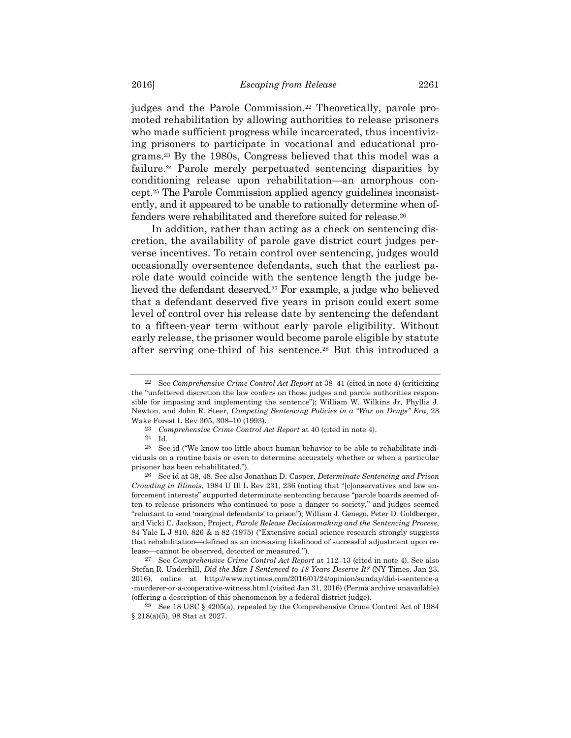judges and the Parole Commission.[22] Theoretically, parole promoted rehabilitation by allowing authorities to release prisoners who made sufficient progress while incarcerated, thus incentivizing prisoners to participate in vocational and educational programs.[23] By the 1980s, Congress believed that this model was a failure.[24] Parole merely perpetuated sentencing disparities by conditioning release upon rehabilitation—an amorphous concept.[25] The Parole Commission applied agency guidelines inconsistently, and it appeared to be unable to rationally determine when offenders were rehabilitated and therefore suited for release.[26]

In addition, rather than acting as a check on sentencing discretion, the availability of parole gave district court judges perverse incentives. To retain control over sentencing, judges would occasionally oversentence defendants, such that the earliest parole date would coincide with the sentence length the judge believed the defendant deserved.[27] For example, a judge who believed that a defendant deserved five years in prison could exert some level of control over his release date by sentencing the defendant to a fifteen-year term without early parole eligibility. Without early release, the prisoner would become parole eligible by statute after serving one-third of his sentence.[28] But this introduced a

---

[22] See *Comprehensive Crime Control Act Report* at 38–41 (cited in note 4) (criticizing the "unfettered discretion the law confers on those judges and parole authorities responsible for imposing and implementing the sentence"); William W. Wilkins Jr, Phyllis J. Newton, and John R. Steer, *Competing Sentencing Policies in a "War on Drugs" Era*, 28 Wake Forest L Rev 305, 308–10 (1993).

[23] *Comprehensive Crime Control Act Report* at 40 (cited in note 4).

[24] Id.

[25] See id ("We know too little about human behavior to be able to rehabilitate individuals on a routine basis or even to determine accurately whether or when a particular prisoner has been rehabilitated.").

[26] See id at 38, 48. See also Jonathan D. Casper, *Determinate Sentencing and Prison Crowding in Illinois*, 1984 U Ill L Rev 231, 236 (noting that "[c]onservatives and law enforcement interests" supported determinate sentencing because "parole boards seemed often to release prisoners who continued to pose a danger to society," and judges seemed "reluctant to send 'marginal defendants' to prison"); William J. Genego, Peter D. Goldberger, and Vicki C. Jackson, Project, *Parole Release Decisionmaking and the Sentencing Process*, 84 Yale L J 810, 826 & n 82 (1975) ("Extensive social science research strongly suggests that rehabilitation—defined as an increasing likelihood of successful adjustment upon release—cannot be observed, detected or measured.").

[27] See *Comprehensive Crime Control Act Report* at 112–13 (cited in note 4). See also Stefan R. Underhill, *Did the Man I Sentenced to 18 Years Deserve It?* (NY Times, Jan 23, 2016), online at http://www.nytimes.com/2016/01/24/opinion/sunday/did-i-sentence-a-murderer-or-a-cooperative-witness.html (visited Jan 31, 2016) (Perma archive unavailable) (offering a description of this phenomenon by a federal district judge).

[28] See 18 USC § 4205(a), repealed by the Comprehensive Crime Control Act of 1984 § 218(a)(5), 98 Stat at 2027.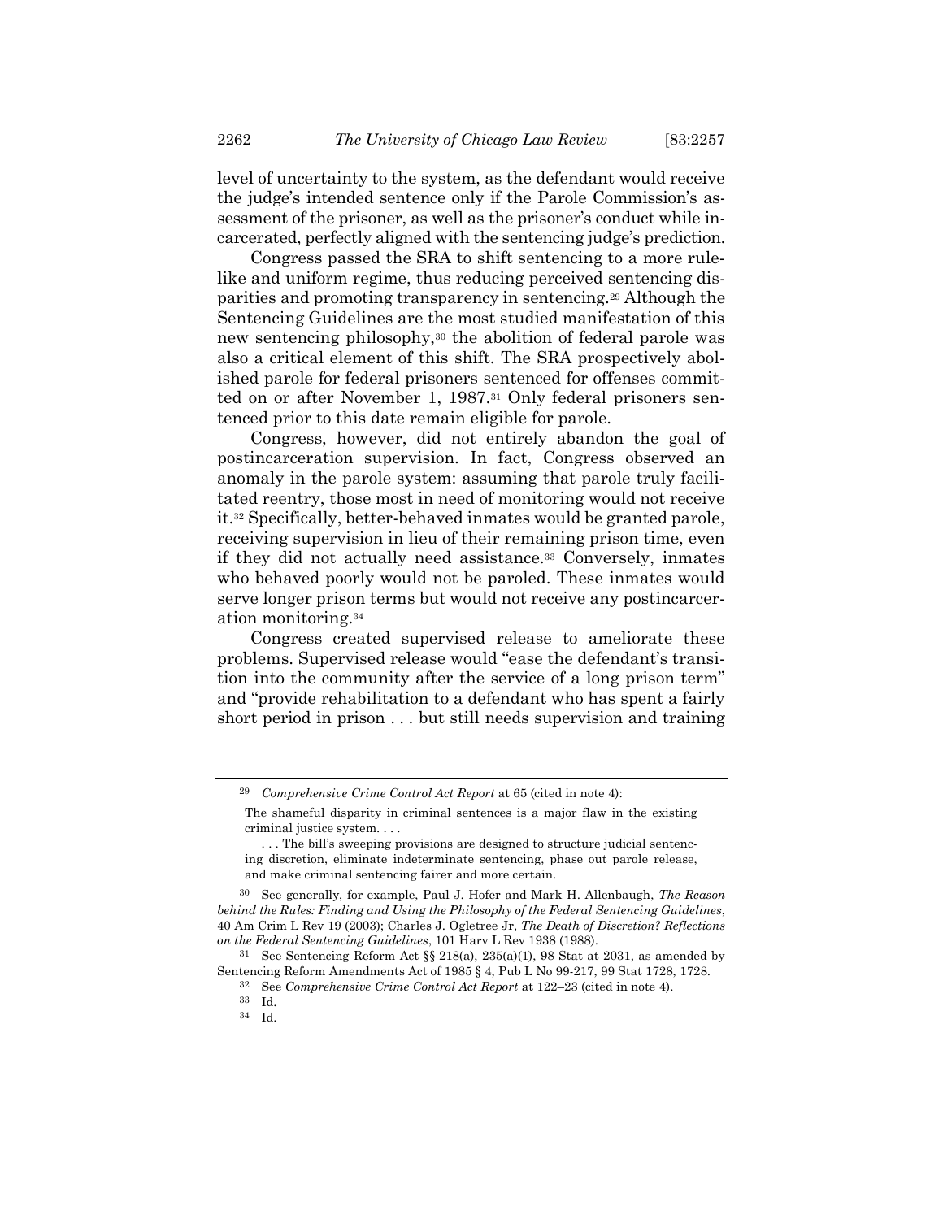level of uncertainty to the system, as the defendant would receive the judge's intended sentence only if the Parole Commission's assessment of the prisoner, as well as the prisoner's conduct while incarcerated, perfectly aligned with the sentencing judge's prediction.

Congress passed the SRA to shift sentencing to a more rule-like and uniform regime, thus reducing perceived sentencing disparities and promoting transparency in sentencing.[29] Although the Sentencing Guidelines are the most studied manifestation of this new sentencing philosophy,[30] the abolition of federal parole was also a critical element of this shift. The SRA prospectively abolished parole for federal prisoners sentenced for offenses committed on or after November 1, 1987.[31] Only federal prisoners sentenced prior to this date remain eligible for parole.

Congress, however, did not entirely abandon the goal of postincarceration supervision. In fact, Congress observed an anomaly in the parole system: assuming that parole truly facilitated reentry, those most in need of monitoring would not receive it.[32] Specifically, better-behaved inmates would be granted parole, receiving supervision in lieu of their remaining prison time, even if they did not actually need assistance.[33] Conversely, inmates who behaved poorly would not be paroled. These inmates would serve longer prison terms but would not receive any postincarceration monitoring.[34]

Congress created supervised release to ameliorate these problems. Supervised release would "ease the defendant's transition into the community after the service of a long prison term" and "provide rehabilitation to a defendant who has spent a fairly short period in prison . . . but still needs supervision and training

---

[29] *Comprehensive Crime Control Act Report* at 65 (cited in note 4):

> The shameful disparity in criminal sentences is a major flaw in the existing criminal justice system. . . .
>
> . . . The bill's sweeping provisions are designed to structure judicial sentencing discretion, eliminate indeterminate sentencing, phase out parole release, and make criminal sentencing fairer and more certain.

[30] See generally, for example, Paul J. Hofer and Mark H. Allenbaugh, *The Reason behind the Rules: Finding and Using the Philosophy of the Federal Sentencing Guidelines*, 40 Am Crim L Rev 19 (2003); Charles J. Ogletree Jr, *The Death of Discretion? Reflections on the Federal Sentencing Guidelines*, 101 Harv L Rev 1938 (1988).

[31] See Sentencing Reform Act §§ 218(a), 235(a)(1), 98 Stat at 2031, as amended by Sentencing Reform Amendments Act of 1985 § 4, Pub L No 99-217, 99 Stat 1728, 1728.

[32] See *Comprehensive Crime Control Act Report* at 122–23 (cited in note 4).

[33] Id.

[34] Id.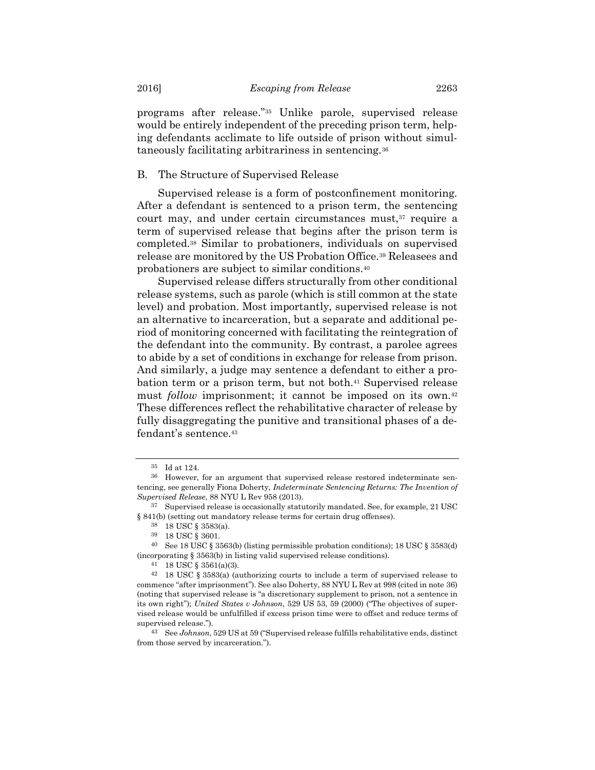programs after release."[35] Unlike parole, supervised release would be entirely independent of the preceding prison term, helping defendants acclimate to life outside of prison without simultaneously facilitating arbitrariness in sentencing.[36]

### B. The Structure of Supervised Release

Supervised release is a form of postconfinement monitoring. After a defendant is sentenced to a prison term, the sentencing court may, and under certain circumstances must,[37] require a term of supervised release that begins after the prison term is completed.[38] Similar to probationers, individuals on supervised release are monitored by the US Probation Office.[39] Releasees and probationers are subject to similar conditions.[40]

Supervised release differs structurally from other conditional release systems, such as parole (which is still common at the state level) and probation. Most importantly, supervised release is not an alternative to incarceration, but a separate and additional period of monitoring concerned with facilitating the reintegration of the defendant into the community. By contrast, a parolee agrees to abide by a set of conditions in exchange for release from prison. And similarly, a judge may sentence a defendant to either a probation term or a prison term, but not both.[41] Supervised release must *follow* imprisonment; it cannot be imposed on its own.[42] These differences reflect the rehabilitative character of release by fully disaggregating the punitive and transitional phases of a defendant's sentence.[43]

---

[35] Id at 124.

[36] However, for an argument that supervised release restored indeterminate sentencing, see generally Fiona Doherty, *Indeterminate Sentencing Returns: The Invention of Supervised Release*, 88 NYU L Rev 958 (2013).

[37] Supervised release is occasionally statutorily mandated. See, for example, 21 USC § 841(b) (setting out mandatory release terms for certain drug offenses).

[38] 18 USC § 3583(a).

[39] 18 USC § 3601.

[40] See 18 USC § 3563(b) (listing permissible probation conditions); 18 USC § 3583(d) (incorporating § 3563(b) in listing valid supervised release conditions).

[41] 18 USC § 3561(a)(3).

[42] 18 USC § 3583(a) (authorizing courts to include a term of supervised release to commence "after imprisonment"). See also Doherty, 88 NYU L Rev at 998 (cited in note 36) (noting that supervised release is "a discretionary supplement to prison, not a sentence in its own right"); *United States v Johnson*, 529 US 53, 59 (2000) ("The objectives of supervised release would be unfulfilled if excess prison time were to offset and reduce terms of supervised release.").

[43] See *Johnson*, 529 US at 59 ("Supervised release fulfills rehabilitative ends, distinct from those served by incarceration.").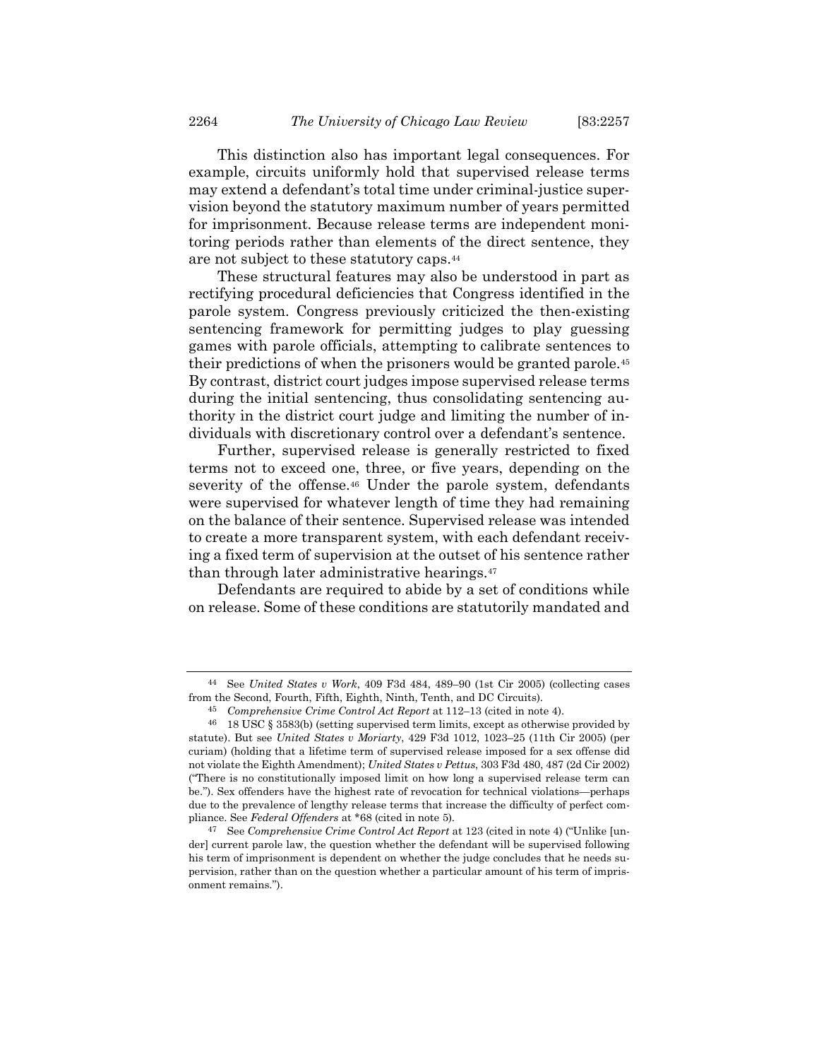This distinction also has important legal consequences. For example, circuits uniformly hold that supervised release terms may extend a defendant's total time under criminal-justice supervision beyond the statutory maximum number of years permitted for imprisonment. Because release terms are independent monitoring periods rather than elements of the direct sentence, they are not subject to these statutory caps.[44]

These structural features may also be understood in part as rectifying procedural deficiencies that Congress identified in the parole system. Congress previously criticized the then-existing sentencing framework for permitting judges to play guessing games with parole officials, attempting to calibrate sentences to their predictions of when the prisoners would be granted parole.[45] By contrast, district court judges impose supervised release terms during the initial sentencing, thus consolidating sentencing authority in the district court judge and limiting the number of individuals with discretionary control over a defendant's sentence.

Further, supervised release is generally restricted to fixed terms not to exceed one, three, or five years, depending on the severity of the offense.[46] Under the parole system, defendants were supervised for whatever length of time they had remaining on the balance of their sentence. Supervised release was intended to create a more transparent system, with each defendant receiving a fixed term of supervision at the outset of his sentence rather than through later administrative hearings.[47]

Defendants are required to abide by a set of conditions while on release. Some of these conditions are statutorily mandated and

---

[44] See *United States v Work*, 409 F3d 484, 489–90 (1st Cir 2005) (collecting cases from the Second, Fourth, Fifth, Eighth, Ninth, Tenth, and DC Circuits).

[45] *Comprehensive Crime Control Act Report* at 112–13 (cited in note 4).

[46] 18 USC § 3583(b) (setting supervised term limits, except as otherwise provided by statute). But see *United States v Moriarty*, 429 F3d 1012, 1023–25 (11th Cir 2005) (per curiam) (holding that a lifetime term of supervised release imposed for a sex offense did not violate the Eighth Amendment); *United States v Pettus*, 303 F3d 480, 487 (2d Cir 2002) ("There is no constitutionally imposed limit on how long a supervised release term can be."). Sex offenders have the highest rate of revocation for technical violations—perhaps due to the prevalence of lengthy release terms that increase the difficulty of perfect compliance. See *Federal Offenders* at *68 (cited in note 5).

[47] See *Comprehensive Crime Control Act Report* at 123 (cited in note 4) ("Unlike [under] current parole law, the question whether the defendant will be supervised following his term of imprisonment is dependent on whether the judge concludes that he needs supervision, rather than on the question whether a particular amount of his term of imprisonment remains.").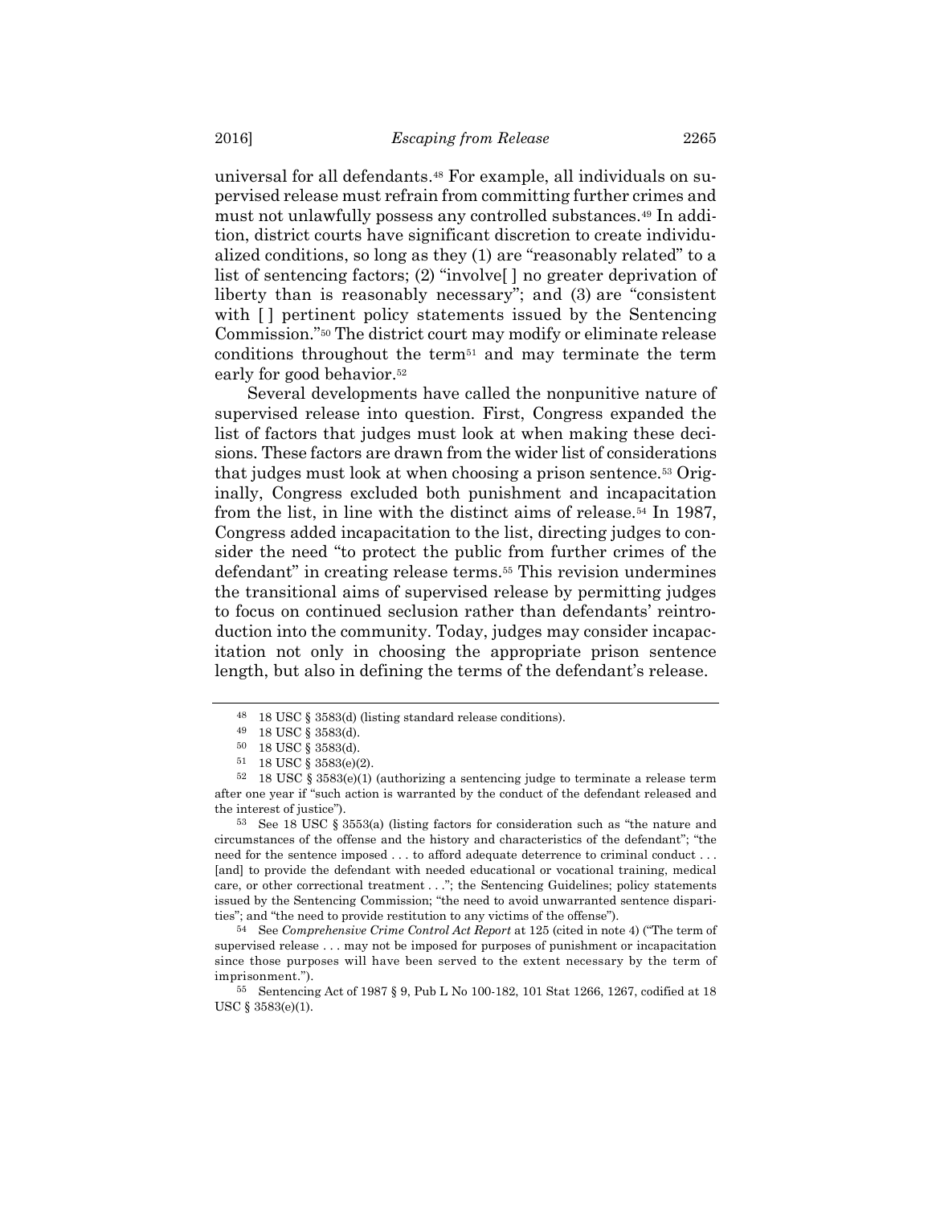universal for all defendants.[48] For example, all individuals on supervised release must refrain from committing further crimes and must not unlawfully possess any controlled substances.[49] In addition, district courts have significant discretion to create individualized conditions, so long as they (1) are "reasonably related" to a list of sentencing factors; (2) "involve[ ] no greater deprivation of liberty than is reasonably necessary"; and (3) are "consistent with [ ] pertinent policy statements issued by the Sentencing Commission."[50] The district court may modify or eliminate release conditions throughout the term[51] and may terminate the term early for good behavior.[52]

Several developments have called the nonpunitive nature of supervised release into question. First, Congress expanded the list of factors that judges must look at when making these decisions. These factors are drawn from the wider list of considerations that judges must look at when choosing a prison sentence.[53] Originally, Congress excluded both punishment and incapacitation from the list, in line with the distinct aims of release.[54] In 1987, Congress added incapacitation to the list, directing judges to consider the need "to protect the public from further crimes of the defendant" in creating release terms.[55] This revision undermines the transitional aims of supervised release by permitting judges to focus on continued seclusion rather than defendants' reintroduction into the community. Today, judges may consider incapacitation not only in choosing the appropriate prison sentence length, but also in defining the terms of the defendant's release.

---

[48] 18 USC § 3583(d) (listing standard release conditions).

[49] 18 USC § 3583(d).

[50] 18 USC § 3583(d).

[51] 18 USC § 3583(e)(2).

[52] 18 USC § 3583(e)(1) (authorizing a sentencing judge to terminate a release term after one year if "such action is warranted by the conduct of the defendant released and the interest of justice").

[53] See 18 USC § 3553(a) (listing factors for consideration such as "the nature and circumstances of the offense and the history and characteristics of the defendant"; "the need for the sentence imposed . . . to afford adequate deterrence to criminal conduct . . . [and] to provide the defendant with needed educational or vocational training, medical care, or other correctional treatment . . ."; the Sentencing Guidelines; policy statements issued by the Sentencing Commission; "the need to avoid unwarranted sentence disparities"; and "the need to provide restitution to any victims of the offense").

[54] See *Comprehensive Crime Control Act Report* at 125 (cited in note 4) ("The term of supervised release . . . may not be imposed for purposes of punishment or incapacitation since those purposes will have been served to the extent necessary by the term of imprisonment.").

[55] Sentencing Act of 1987 § 9, Pub L No 100-182, 101 Stat 1266, 1267, codified at 18 USC § 3583(e)(1).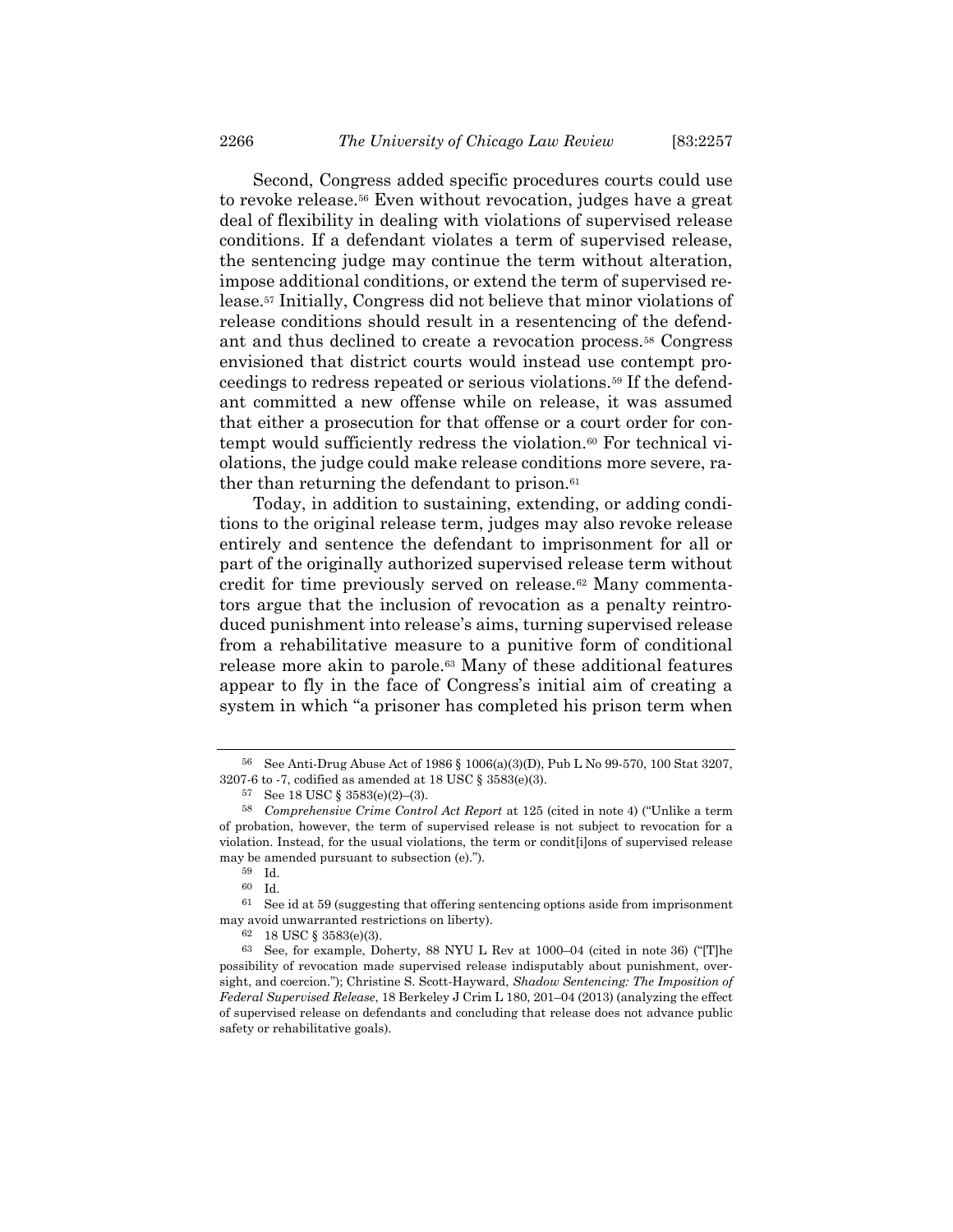Second, Congress added specific procedures courts could use to revoke release.[56] Even without revocation, judges have a great deal of flexibility in dealing with violations of supervised release conditions. If a defendant violates a term of supervised release, the sentencing judge may continue the term without alteration, impose additional conditions, or extend the term of supervised release.[57] Initially, Congress did not believe that minor violations of release conditions should result in a resentencing of the defendant and thus declined to create a revocation process.[58] Congress envisioned that district courts would instead use contempt proceedings to redress repeated or serious violations.[59] If the defendant committed a new offense while on release, it was assumed that either a prosecution for that offense or a court order for contempt would sufficiently redress the violation.[60] For technical violations, the judge could make release conditions more severe, rather than returning the defendant to prison.[61]

Today, in addition to sustaining, extending, or adding conditions to the original release term, judges may also revoke release entirely and sentence the defendant to imprisonment for all or part of the originally authorized supervised release term without credit for time previously served on release.[62] Many commentators argue that the inclusion of revocation as a penalty reintroduced punishment into release's aims, turning supervised release from a rehabilitative measure to a punitive form of conditional release more akin to parole.[63] Many of these additional features appear to fly in the face of Congress's initial aim of creating a system in which "a prisoner has completed his prison term when

---

56 See Anti-Drug Abuse Act of 1986 § 1006(a)(3)(D), Pub L No 99-570, 100 Stat 3207, 3207-6 to -7, codified as amended at 18 USC § 3583(e)(3).

57 See 18 USC § 3583(e)(2)–(3).

58 *Comprehensive Crime Control Act Report* at 125 (cited in note 4) ("Unlike a term of probation, however, the term of supervised release is not subject to revocation for a violation. Instead, for the usual violations, the term or condit[i]ons of supervised release may be amended pursuant to subsection (e).").

59 Id.

60 Id.

61 See id at 59 (suggesting that offering sentencing options aside from imprisonment may avoid unwarranted restrictions on liberty).

62 18 USC § 3583(e)(3).

63 See, for example, Doherty, 88 NYU L Rev at 1000–04 (cited in note 36) ("[T]he possibility of revocation made supervised release indisputably about punishment, oversight, and coercion."); Christine S. Scott-Hayward, *Shadow Sentencing: The Imposition of Federal Supervised Release*, 18 Berkeley J Crim L 180, 201–04 (2013) (analyzing the effect of supervised release on defendants and concluding that release does not advance public safety or rehabilitative goals).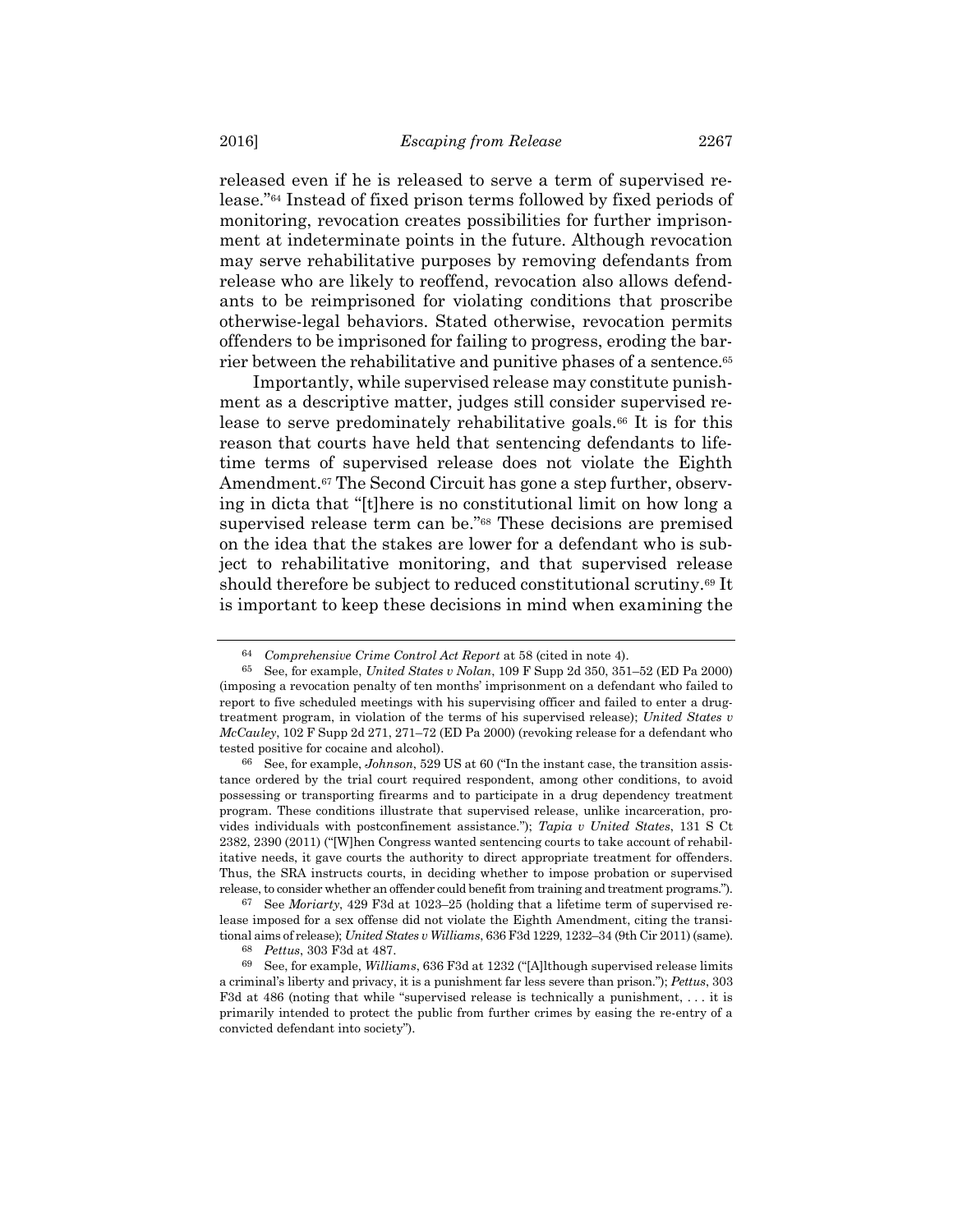released even if he is released to serve a term of supervised release."[64] Instead of fixed prison terms followed by fixed periods of monitoring, revocation creates possibilities for further imprisonment at indeterminate points in the future. Although revocation may serve rehabilitative purposes by removing defendants from release who are likely to reoffend, revocation also allows defendants to be reimprisoned for violating conditions that proscribe otherwise-legal behaviors. Stated otherwise, revocation permits offenders to be imprisoned for failing to progress, eroding the barrier between the rehabilitative and punitive phases of a sentence.[65]

Importantly, while supervised release may constitute punishment as a descriptive matter, judges still consider supervised release to serve predominately rehabilitative goals.[66] It is for this reason that courts have held that sentencing defendants to lifetime terms of supervised release does not violate the Eighth Amendment.[67] The Second Circuit has gone a step further, observing in dicta that "[t]here is no constitutional limit on how long a supervised release term can be."[68] These decisions are premised on the idea that the stakes are lower for a defendant who is subject to rehabilitative monitoring, and that supervised release should therefore be subject to reduced constitutional scrutiny.[69] It is important to keep these decisions in mind when examining the

---

[64] *Comprehensive Crime Control Act Report* at 58 (cited in note 4).

[65] See, for example, *United States v Nolan*, 109 F Supp 2d 350, 351–52 (ED Pa 2000) (imposing a revocation penalty of ten months' imprisonment on a defendant who failed to report to five scheduled meetings with his supervising officer and failed to enter a drug-treatment program, in violation of the terms of his supervised release); *United States v McCauley*, 102 F Supp 2d 271, 271–72 (ED Pa 2000) (revoking release for a defendant who tested positive for cocaine and alcohol).

[66] See, for example, *Johnson*, 529 US at 60 ("In the instant case, the transition assistance ordered by the trial court required respondent, among other conditions, to avoid possessing or transporting firearms and to participate in a drug dependency treatment program. These conditions illustrate that supervised release, unlike incarceration, provides individuals with postconfinement assistance."); *Tapia v United States*, 131 S Ct 2382, 2390 (2011) ("[W]hen Congress wanted sentencing courts to take account of rehabilitative needs, it gave courts the authority to direct appropriate treatment for offenders. Thus, the SRA instructs courts, in deciding whether to impose probation or supervised release, to consider whether an offender could benefit from training and treatment programs.").

[67] See *Moriarty*, 429 F3d at 1023–25 (holding that a lifetime term of supervised release imposed for a sex offense did not violate the Eighth Amendment, citing the transitional aims of release); *United States v Williams*, 636 F3d 1229, 1232–34 (9th Cir 2011) (same).

[68] *Pettus*, 303 F3d at 487.

[69] See, for example, *Williams*, 636 F3d at 1232 ("[A]lthough supervised release limits a criminal's liberty and privacy, it is a punishment far less severe than prison."); *Pettus*, 303 F3d at 486 (noting that while "supervised release is technically a punishment, . . . it is primarily intended to protect the public from further crimes by easing the re-entry of a convicted defendant into society").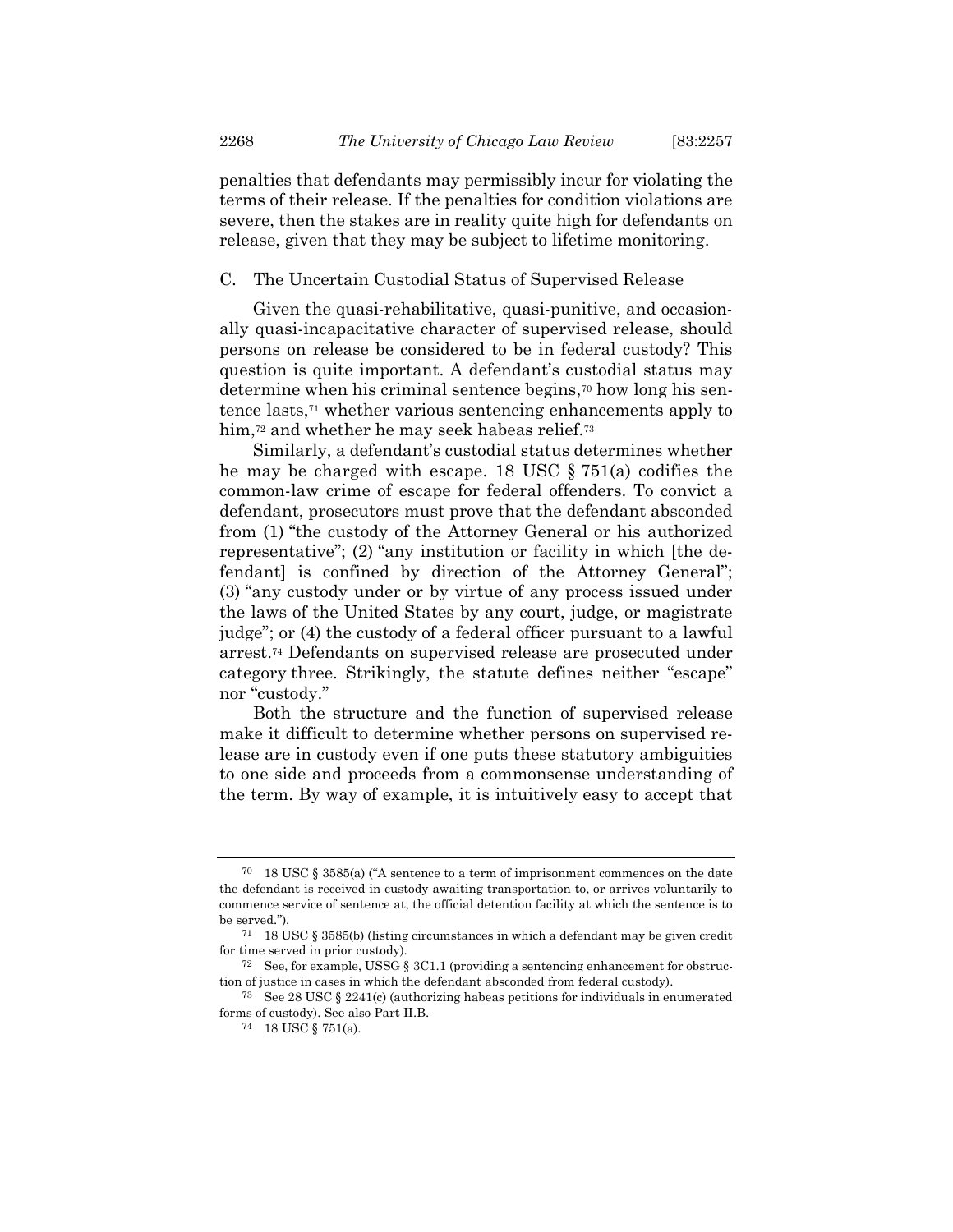penalties that defendants may permissibly incur for violating the terms of their release. If the penalties for condition violations are severe, then the stakes are in reality quite high for defendants on release, given that they may be subject to lifetime monitoring.

### C. The Uncertain Custodial Status of Supervised Release

Given the quasi-rehabilitative, quasi-punitive, and occasionally quasi-incapacitative character of supervised release, should persons on release be considered to be in federal custody? This question is quite important. A defendant's custodial status may determine when his criminal sentence begins,[70] how long his sentence lasts,[71] whether various sentencing enhancements apply to him,[72] and whether he may seek habeas relief.[73]

Similarly, a defendant's custodial status determines whether he may be charged with escape. 18 USC § 751(a) codifies the common-law crime of escape for federal offenders. To convict a defendant, prosecutors must prove that the defendant absconded from (1) "the custody of the Attorney General or his authorized representative"; (2) "any institution or facility in which [the defendant] is confined by direction of the Attorney General"; (3) "any custody under or by virtue of any process issued under the laws of the United States by any court, judge, or magistrate judge"; or (4) the custody of a federal officer pursuant to a lawful arrest.[74] Defendants on supervised release are prosecuted under category three. Strikingly, the statute defines neither "escape" nor "custody."

Both the structure and the function of supervised release make it difficult to determine whether persons on supervised release are in custody even if one puts these statutory ambiguities to one side and proceeds from a commonsense understanding of the term. By way of example, it is intuitively easy to accept that

---

[70] 18 USC § 3585(a) ("A sentence to a term of imprisonment commences on the date the defendant is received in custody awaiting transportation to, or arrives voluntarily to commence service of sentence at, the official detention facility at which the sentence is to be served.").

[71] 18 USC § 3585(b) (listing circumstances in which a defendant may be given credit for time served in prior custody).

[72] See, for example, USSG § 3C1.1 (providing a sentencing enhancement for obstruction of justice in cases in which the defendant absconded from federal custody).

[73] See 28 USC § 2241(c) (authorizing habeas petitions for individuals in enumerated forms of custody). See also Part II.B.

[74] 18 USC § 751(a).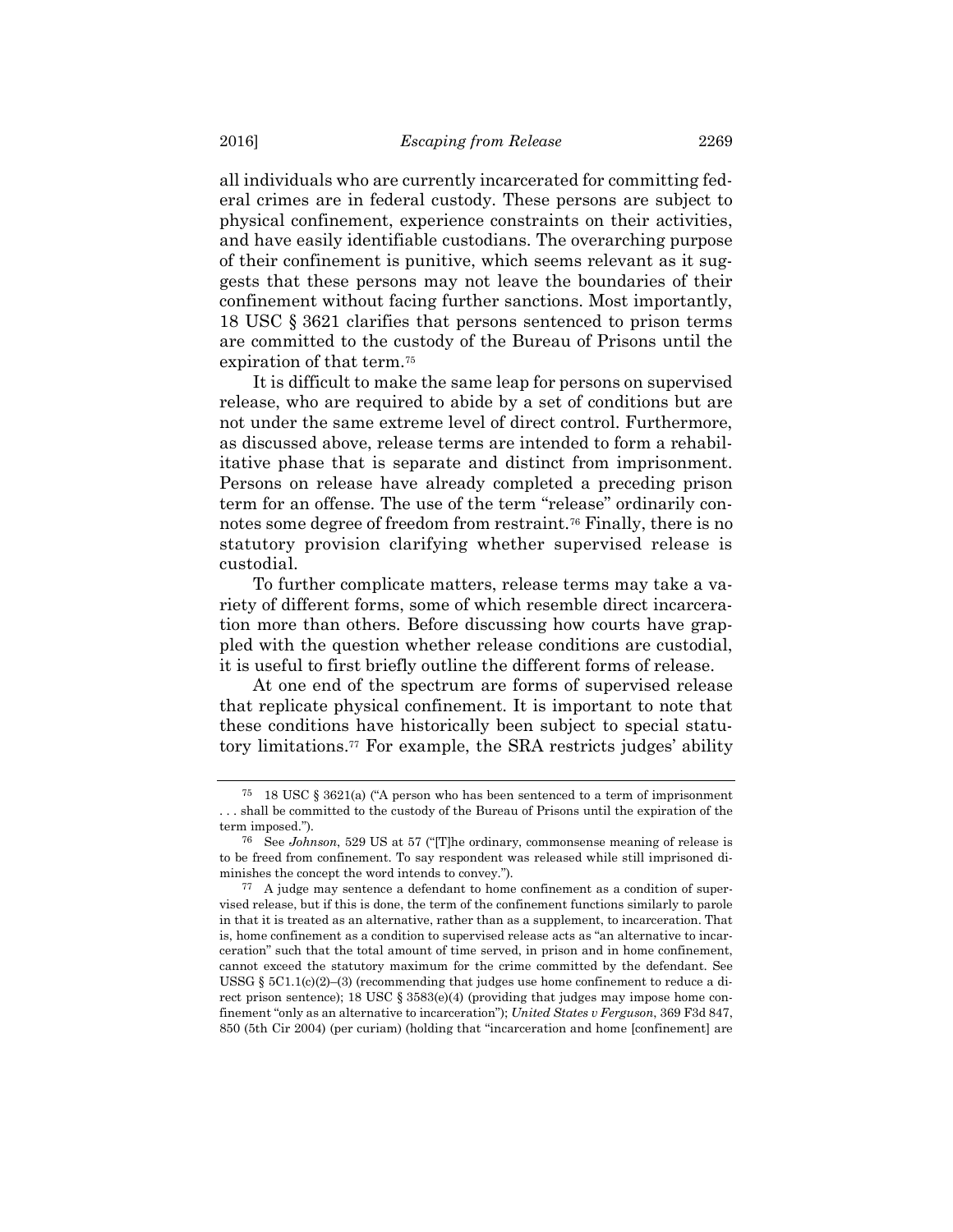all individuals who are currently incarcerated for committing federal crimes are in federal custody. These persons are subject to physical confinement, experience constraints on their activities, and have easily identifiable custodians. The overarching purpose of their confinement is punitive, which seems relevant as it suggests that these persons may not leave the boundaries of their confinement without facing further sanctions. Most importantly, 18 USC § 3621 clarifies that persons sentenced to prison terms are committed to the custody of the Bureau of Prisons until the expiration of that term.[75]

It is difficult to make the same leap for persons on supervised release, who are required to abide by a set of conditions but are not under the same extreme level of direct control. Furthermore, as discussed above, release terms are intended to form a rehabilitative phase that is separate and distinct from imprisonment. Persons on release have already completed a preceding prison term for an offense. The use of the term "release" ordinarily connotes some degree of freedom from restraint.[76] Finally, there is no statutory provision clarifying whether supervised release is custodial.

To further complicate matters, release terms may take a variety of different forms, some of which resemble direct incarceration more than others. Before discussing how courts have grappled with the question whether release conditions are custodial, it is useful to first briefly outline the different forms of release.

At one end of the spectrum are forms of supervised release that replicate physical confinement. It is important to note that these conditions have historically been subject to special statutory limitations.[77] For example, the SRA restricts judges' ability

---

[75] 18 USC § 3621(a) ("A person who has been sentenced to a term of imprisonment . . . shall be committed to the custody of the Bureau of Prisons until the expiration of the term imposed.").

[76] See *Johnson*, 529 US at 57 ("[T]he ordinary, commonsense meaning of release is to be freed from confinement. To say respondent was released while still imprisoned diminishes the concept the word intends to convey.").

[77] A judge may sentence a defendant to home confinement as a condition of supervised release, but if this is done, the term of the confinement functions similarly to parole in that it is treated as an alternative, rather than as a supplement, to incarceration. That is, home confinement as a condition to supervised release acts as "an alternative to incarceration" such that the total amount of time served, in prison and in home confinement, cannot exceed the statutory maximum for the crime committed by the defendant. See USSG § 5C1.1(c)(2)–(3) (recommending that judges use home confinement to reduce a direct prison sentence); 18 USC § 3583(e)(4) (providing that judges may impose home confinement "only as an alternative to incarceration"); *United States v Ferguson*, 369 F3d 847, 850 (5th Cir 2004) (per curiam) (holding that "incarceration and home [confinement] are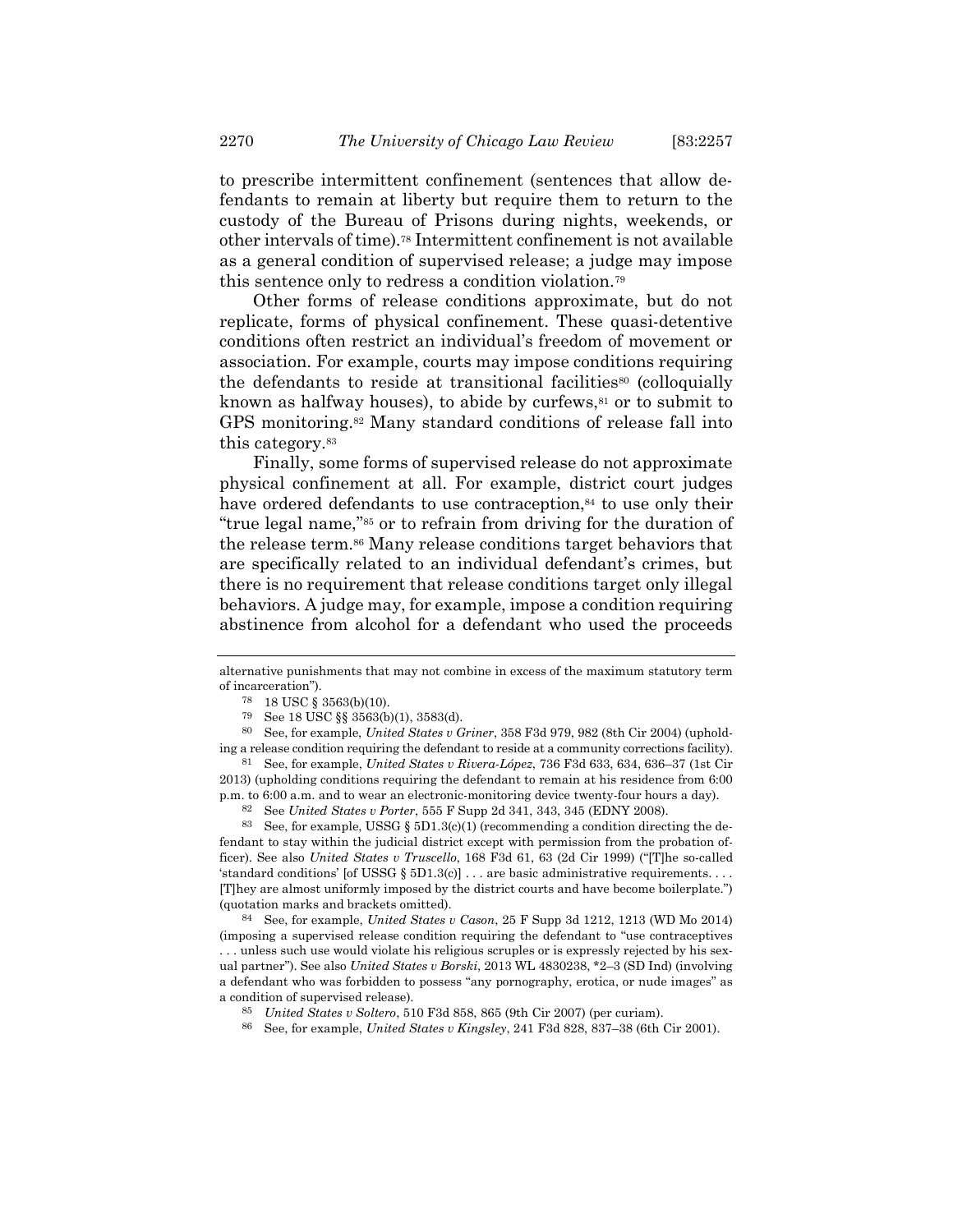to prescribe intermittent confinement (sentences that allow defendants to remain at liberty but require them to return to the custody of the Bureau of Prisons during nights, weekends, or other intervals of time).[78] Intermittent confinement is not available as a general condition of supervised release; a judge may impose this sentence only to redress a condition violation.[79]

Other forms of release conditions approximate, but do not replicate, forms of physical confinement. These quasi-detentive conditions often restrict an individual's freedom of movement or association. For example, courts may impose conditions requiring the defendants to reside at transitional facilities[80] (colloquially known as halfway houses), to abide by curfews,[81] or to submit to GPS monitoring.[82] Many standard conditions of release fall into this category.[83]

Finally, some forms of supervised release do not approximate physical confinement at all. For example, district court judges have ordered defendants to use contraception,[84] to use only their "true legal name,"[85] or to refrain from driving for the duration of the release term.[86] Many release conditions target behaviors that are specifically related to an individual defendant's crimes, but there is no requirement that release conditions target only illegal behaviors. A judge may, for example, impose a condition requiring abstinence from alcohol for a defendant who used the proceeds

---

alternative punishments that may not combine in excess of the maximum statutory term of incarceration").

[78] 18 USC § 3563(b)(10).

[79] See 18 USC §§ 3563(b)(1), 3583(d).

[80] See, for example, *United States v Griner*, 358 F3d 979, 982 (8th Cir 2004) (upholding a release condition requiring the defendant to reside at a community corrections facility).

[81] See, for example, *United States v Rivera-López*, 736 F3d 633, 634, 636–37 (1st Cir 2013) (upholding conditions requiring the defendant to remain at his residence from 6:00 p.m. to 6:00 a.m. and to wear an electronic-monitoring device twenty-four hours a day).

[82] See *United States v Porter*, 555 F Supp 2d 341, 343, 345 (EDNY 2008).

[83] See, for example, USSG § 5D1.3(c)(1) (recommending a condition directing the defendant to stay within the judicial district except with permission from the probation officer). See also *United States v Truscello*, 168 F3d 61, 63 (2d Cir 1999) ("[T]he so-called 'standard conditions' [of USSG § 5D1.3(c)] . . . are basic administrative requirements. . . . [T]hey are almost uniformly imposed by the district courts and have become boilerplate.") (quotation marks and brackets omitted).

[84] See, for example, *United States v Cason*, 25 F Supp 3d 1212, 1213 (WD Mo 2014) (imposing a supervised release condition requiring the defendant to "use contraceptives . . . unless such use would violate his religious scruples or is expressly rejected by his sexual partner"). See also *United States v Borski*, 2013 WL 4830238, *2–3 (SD Ind) (involving a defendant who was forbidden to possess "any pornography, erotica, or nude images" as a condition of supervised release).

[85] *United States v Soltero*, 510 F3d 858, 865 (9th Cir 2007) (per curiam).

[86] See, for example, *United States v Kingsley*, 241 F3d 828, 837–38 (6th Cir 2001).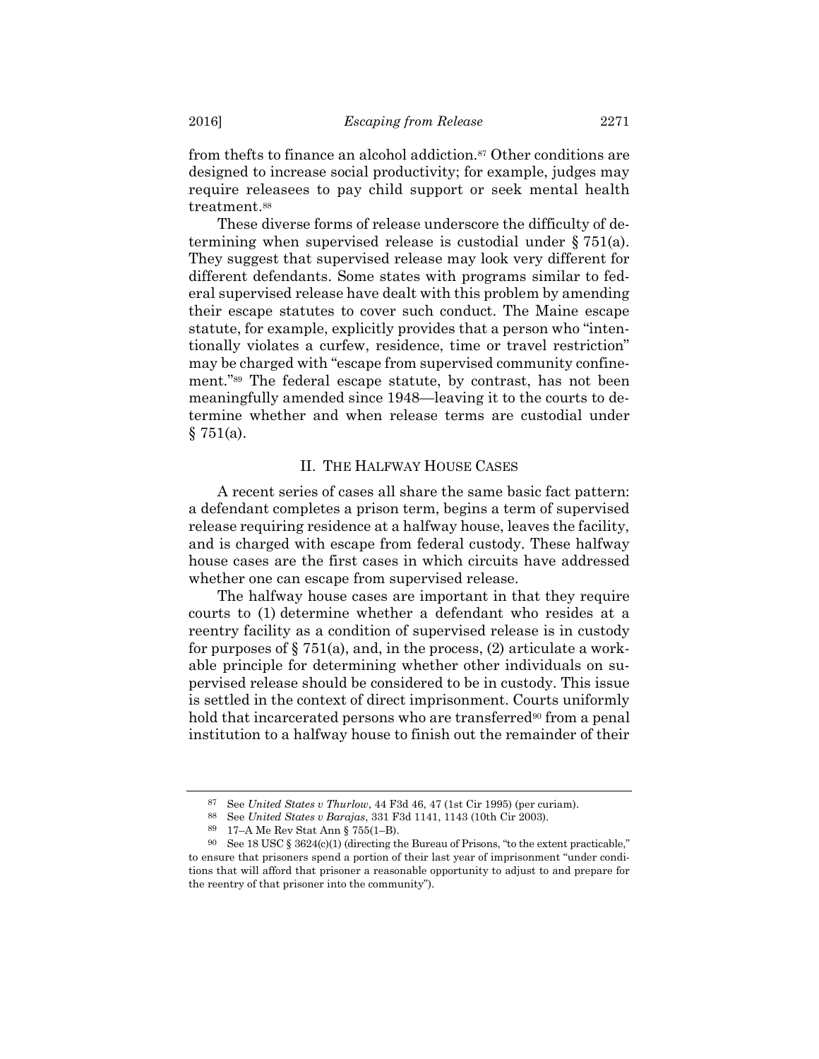from thefts to finance an alcohol addiction.[87] Other conditions are designed to increase social productivity; for example, judges may require releasees to pay child support or seek mental health treatment.[88]

These diverse forms of release underscore the difficulty of determining when supervised release is custodial under § 751(a). They suggest that supervised release may look very different for different defendants. Some states with programs similar to federal supervised release have dealt with this problem by amending their escape statutes to cover such conduct. The Maine escape statute, for example, explicitly provides that a person who "intentionally violates a curfew, residence, time or travel restriction" may be charged with "escape from supervised community confinement."[89] The federal escape statute, by contrast, has not been meaningfully amended since 1948—leaving it to the courts to determine whether and when release terms are custodial under § 751(a).

## II. THE HALFWAY HOUSE CASES

A recent series of cases all share the same basic fact pattern: a defendant completes a prison term, begins a term of supervised release requiring residence at a halfway house, leaves the facility, and is charged with escape from federal custody. These halfway house cases are the first cases in which circuits have addressed whether one can escape from supervised release.

The halfway house cases are important in that they require courts to (1) determine whether a defendant who resides at a reentry facility as a condition of supervised release is in custody for purposes of § 751(a), and, in the process, (2) articulate a workable principle for determining whether other individuals on supervised release should be considered to be in custody. This issue is settled in the context of direct imprisonment. Courts uniformly hold that incarcerated persons who are transferred[90] from a penal institution to a halfway house to finish out the remainder of their

---

[87] See *United States v Thurlow*, 44 F3d 46, 47 (1st Cir 1995) (per curiam).

[88] See *United States v Barajas*, 331 F3d 1141, 1143 (10th Cir 2003).

[89] 17–A Me Rev Stat Ann § 755(1–B).

[90] See 18 USC § 3624(c)(1) (directing the Bureau of Prisons, "to the extent practicable," to ensure that prisoners spend a portion of their last year of imprisonment "under conditions that will afford that prisoner a reasonable opportunity to adjust to and prepare for the reentry of that prisoner into the community").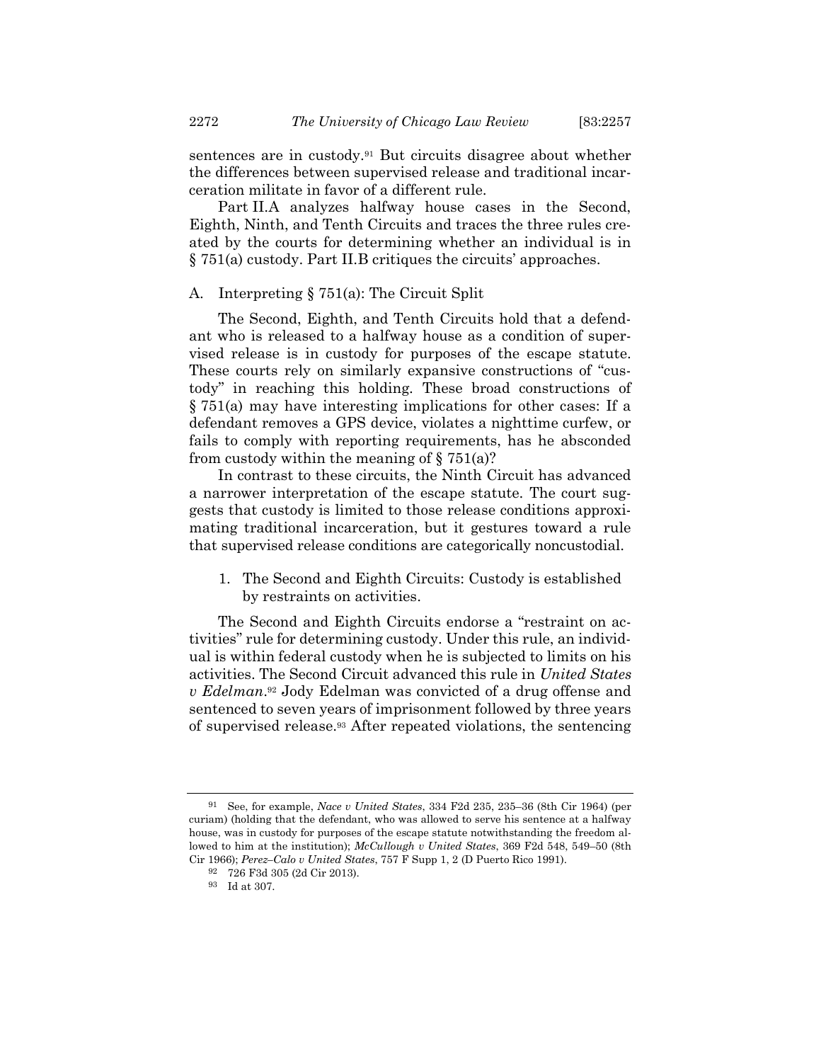sentences are in custody.[91] But circuits disagree about whether the differences between supervised release and traditional incarceration militate in favor of a different rule.

Part II.A analyzes halfway house cases in the Second, Eighth, Ninth, and Tenth Circuits and traces the three rules created by the courts for determining whether an individual is in § 751(a) custody. Part II.B critiques the circuits' approaches.

## A. Interpreting § 751(a): The Circuit Split

The Second, Eighth, and Tenth Circuits hold that a defendant who is released to a halfway house as a condition of supervised release is in custody for purposes of the escape statute. These courts rely on similarly expansive constructions of "custody" in reaching this holding. These broad constructions of § 751(a) may have interesting implications for other cases: If a defendant removes a GPS device, violates a nighttime curfew, or fails to comply with reporting requirements, has he absconded from custody within the meaning of § 751(a)?

In contrast to these circuits, the Ninth Circuit has advanced a narrower interpretation of the escape statute. The court suggests that custody is limited to those release conditions approximating traditional incarceration, but it gestures toward a rule that supervised release conditions are categorically noncustodial.

### 1. The Second and Eighth Circuits: Custody is established by restraints on activities.

The Second and Eighth Circuits endorse a "restraint on activities" rule for determining custody. Under this rule, an individual is within federal custody when he is subjected to limits on his activities. The Second Circuit advanced this rule in *United States v Edelman*.[92] Jody Edelman was convicted of a drug offense and sentenced to seven years of imprisonment followed by three years of supervised release.[93] After repeated violations, the sentencing

---

[91] See, for example, *Nace v United States*, 334 F2d 235, 235–36 (8th Cir 1964) (per curiam) (holding that the defendant, who was allowed to serve his sentence at a halfway house, was in custody for purposes of the escape statute notwithstanding the freedom allowed to him at the institution); *McCullough v United States*, 369 F2d 548, 549–50 (8th Cir 1966); *Perez–Calo v United States*, 757 F Supp 1, 2 (D Puerto Rico 1991).

[92] 726 F3d 305 (2d Cir 2013).

[93] Id at 307.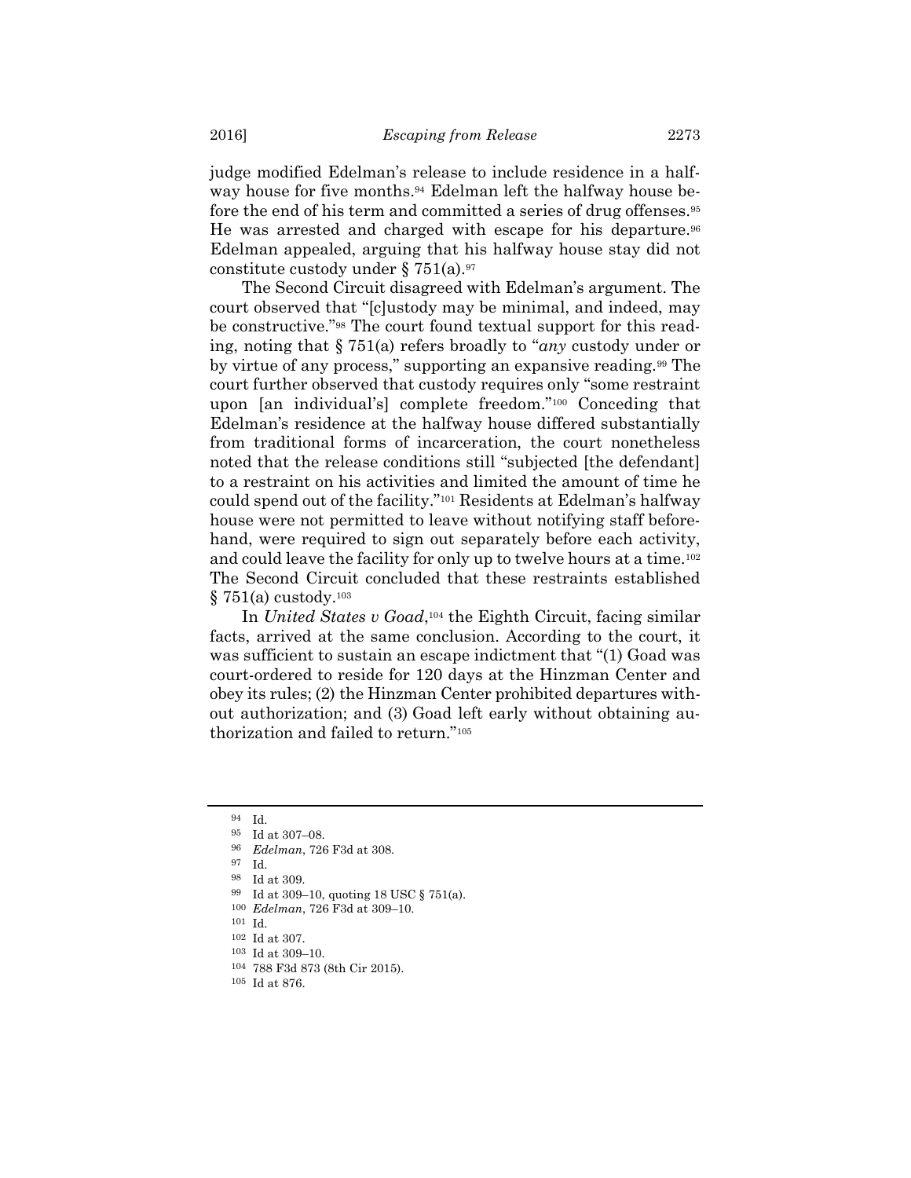judge modified Edelman's release to include residence in a halfway house for five months.[94] Edelman left the halfway house before the end of his term and committed a series of drug offenses.[95] He was arrested and charged with escape for his departure.[96] Edelman appealed, arguing that his halfway house stay did not constitute custody under § 751(a).[97]

The Second Circuit disagreed with Edelman's argument. The court observed that "[c]ustody may be minimal, and indeed, may be constructive."[98] The court found textual support for this reading, noting that § 751(a) refers broadly to "*any* custody under or by virtue of any process," supporting an expansive reading.[99] The court further observed that custody requires only "some restraint upon [an individual's] complete freedom."[100] Conceding that Edelman's residence at the halfway house differed substantially from traditional forms of incarceration, the court nonetheless noted that the release conditions still "subjected [the defendant] to a restraint on his activities and limited the amount of time he could spend out of the facility."[101] Residents at Edelman's halfway house were not permitted to leave without notifying staff beforehand, were required to sign out separately before each activity, and could leave the facility for only up to twelve hours at a time.[102] The Second Circuit concluded that these restraints established § 751(a) custody.[103]

In *United States v Goad*,[104] the Eighth Circuit, facing similar facts, arrived at the same conclusion. According to the court, it was sufficient to sustain an escape indictment that "(1) Goad was court-ordered to reside for 120 days at the Hinzman Center and obey its rules; (2) the Hinzman Center prohibited departures without authorization; and (3) Goad left early without obtaining authorization and failed to return."[105]

---

[94] Id.

[95] Id at 307–08.

[96] *Edelman*, 726 F3d at 308.

[97] Id.

[98] Id at 309.

[99] Id at 309–10, quoting 18 USC § 751(a).

[100] *Edelman*, 726 F3d at 309–10.

[101] Id.

[102] Id at 307.

[103] Id at 309–10.

[104] 788 F3d 873 (8th Cir 2015).

[105] Id at 876.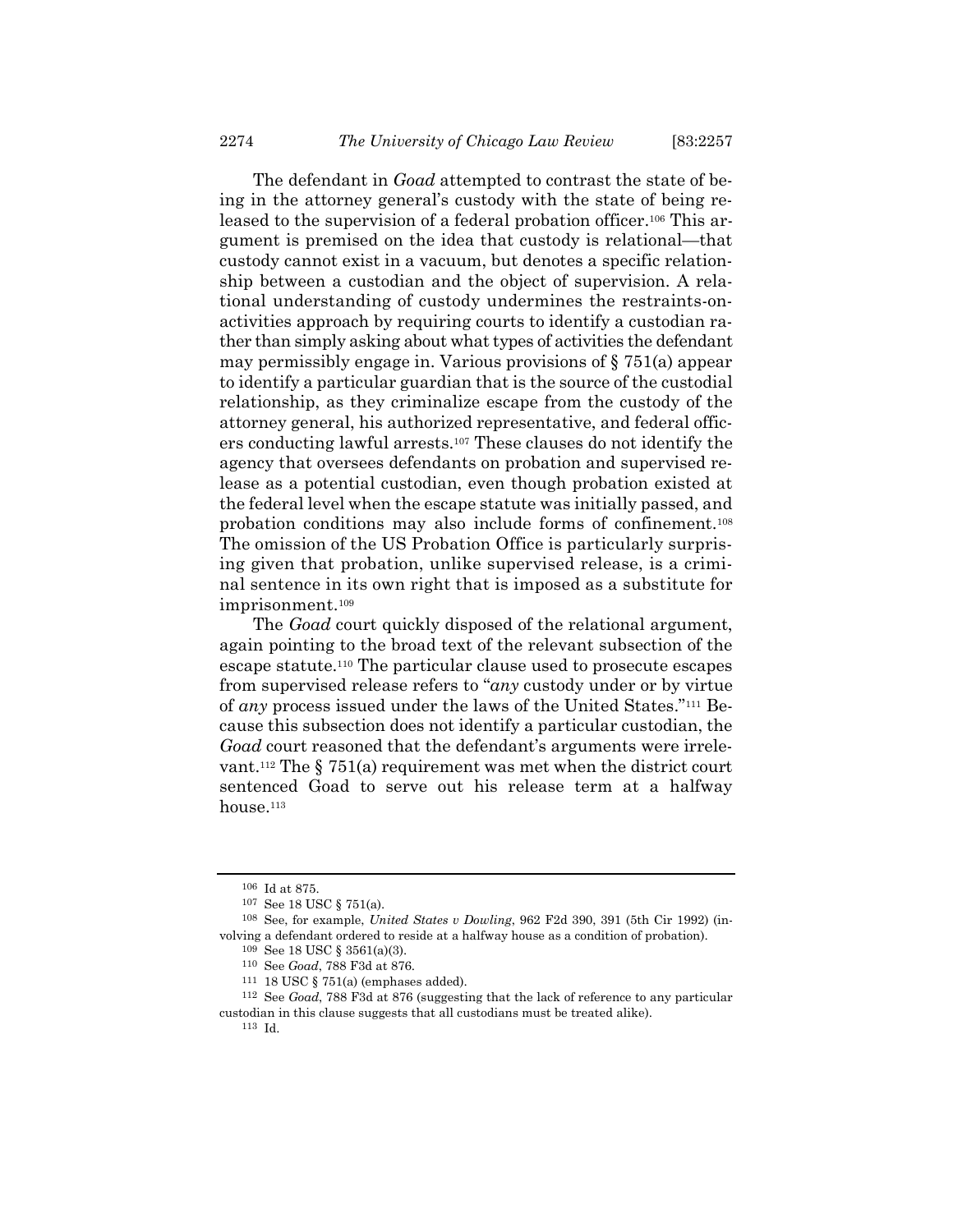The defendant in *Goad* attempted to contrast the state of being in the attorney general's custody with the state of being released to the supervision of a federal probation officer.[106] This argument is premised on the idea that custody is relational—that custody cannot exist in a vacuum, but denotes a specific relationship between a custodian and the object of supervision. A relational understanding of custody undermines the restraints-on-activities approach by requiring courts to identify a custodian rather than simply asking about what types of activities the defendant may permissibly engage in. Various provisions of § 751(a) appear to identify a particular guardian that is the source of the custodial relationship, as they criminalize escape from the custody of the attorney general, his authorized representative, and federal officers conducting lawful arrests.[107] These clauses do not identify the agency that oversees defendants on probation and supervised release as a potential custodian, even though probation existed at the federal level when the escape statute was initially passed, and probation conditions may also include forms of confinement.[108] The omission of the US Probation Office is particularly surprising given that probation, unlike supervised release, is a criminal sentence in its own right that is imposed as a substitute for imprisonment.[109]

The *Goad* court quickly disposed of the relational argument, again pointing to the broad text of the relevant subsection of the escape statute.[110] The particular clause used to prosecute escapes from supervised release refers to "*any* custody under or by virtue of *any* process issued under the laws of the United States."[111] Because this subsection does not identify a particular custodian, the *Goad* court reasoned that the defendant's arguments were irrelevant.[112] The § 751(a) requirement was met when the district court sentenced Goad to serve out his release term at a halfway house.[113]

---

[106] Id at 875.

[107] See 18 USC § 751(a).

[108] See, for example, *United States v Dowling*, 962 F2d 390, 391 (5th Cir 1992) (involving a defendant ordered to reside at a halfway house as a condition of probation).

[109] See 18 USC § 3561(a)(3).

[110] See *Goad*, 788 F3d at 876.

[111] 18 USC § 751(a) (emphases added).

[112] See *Goad*, 788 F3d at 876 (suggesting that the lack of reference to any particular custodian in this clause suggests that all custodians must be treated alike).

[113] Id.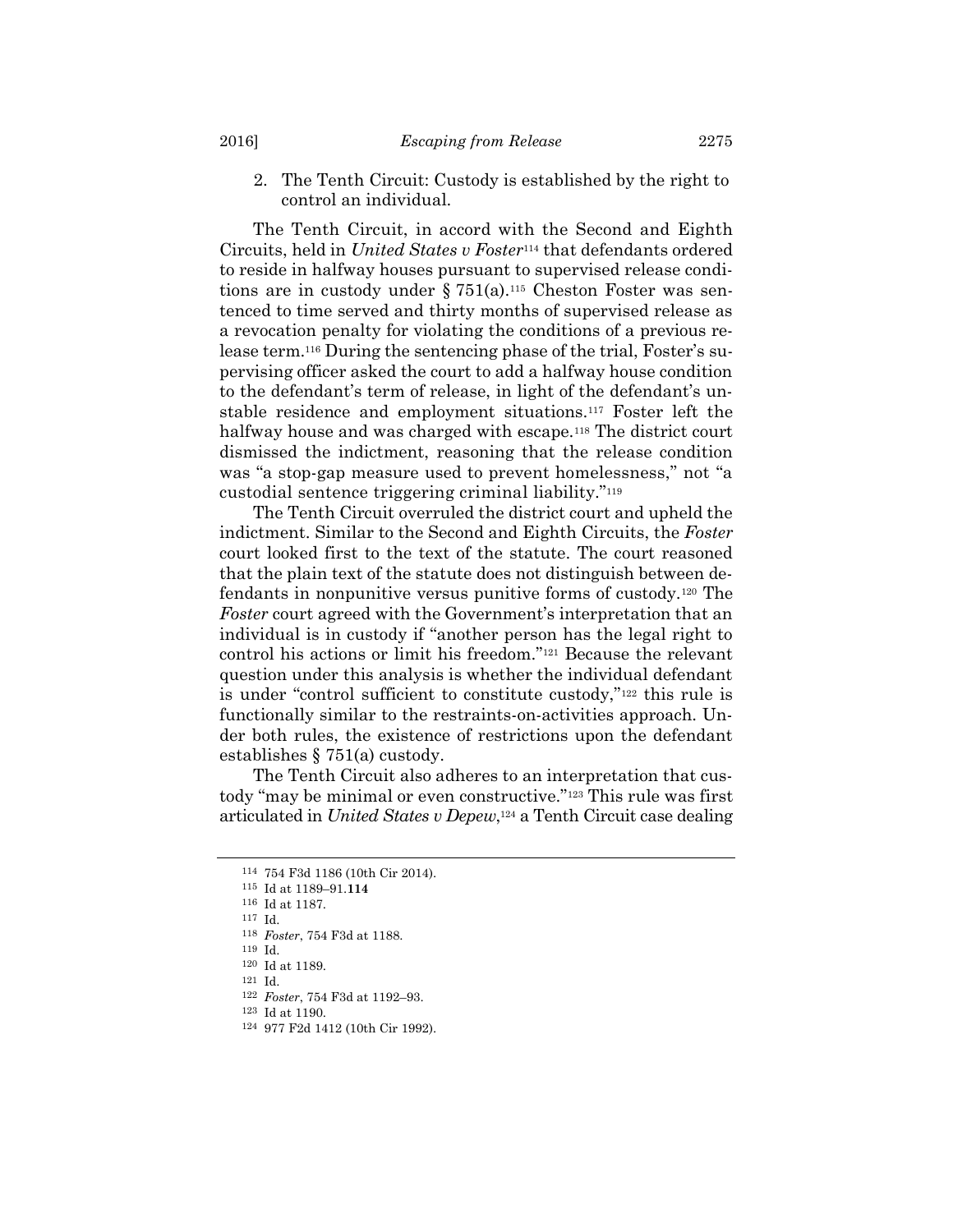2. The Tenth Circuit: Custody is established by the right to control an individual.

The Tenth Circuit, in accord with the Second and Eighth Circuits, held in *United States v Foster*[114] that defendants ordered to reside in halfway houses pursuant to supervised release conditions are in custody under § 751(a).[115] Cheston Foster was sentenced to time served and thirty months of supervised release as a revocation penalty for violating the conditions of a previous release term.[116] During the sentencing phase of the trial, Foster's supervising officer asked the court to add a halfway house condition to the defendant's term of release, in light of the defendant's unstable residence and employment situations.[117] Foster left the halfway house and was charged with escape.[118] The district court dismissed the indictment, reasoning that the release condition was "a stop-gap measure used to prevent homelessness," not "a custodial sentence triggering criminal liability."[119]

The Tenth Circuit overruled the district court and upheld the indictment. Similar to the Second and Eighth Circuits, the *Foster* court looked first to the text of the statute. The court reasoned that the plain text of the statute does not distinguish between defendants in nonpunitive versus punitive forms of custody.[120] The *Foster* court agreed with the Government's interpretation that an individual is in custody if "another person has the legal right to control his actions or limit his freedom."[121] Because the relevant question under this analysis is whether the individual defendant is under "control sufficient to constitute custody,"[122] this rule is functionally similar to the restraints-on-activities approach. Under both rules, the existence of restrictions upon the defendant establishes § 751(a) custody.

The Tenth Circuit also adheres to an interpretation that custody "may be minimal or even constructive."[123] This rule was first articulated in *United States v Depew*,[124] a Tenth Circuit case dealing

---

[114] 754 F3d 1186 (10th Cir 2014).

[115] Id at 1189–91.**114**

[116] Id at 1187.

[117] Id.

[118] *Foster*, 754 F3d at 1188.

[119] Id.

[120] Id at 1189.

[121] Id.

[122] *Foster*, 754 F3d at 1192–93.

[123] Id at 1190.

[124] 977 F2d 1412 (10th Cir 1992).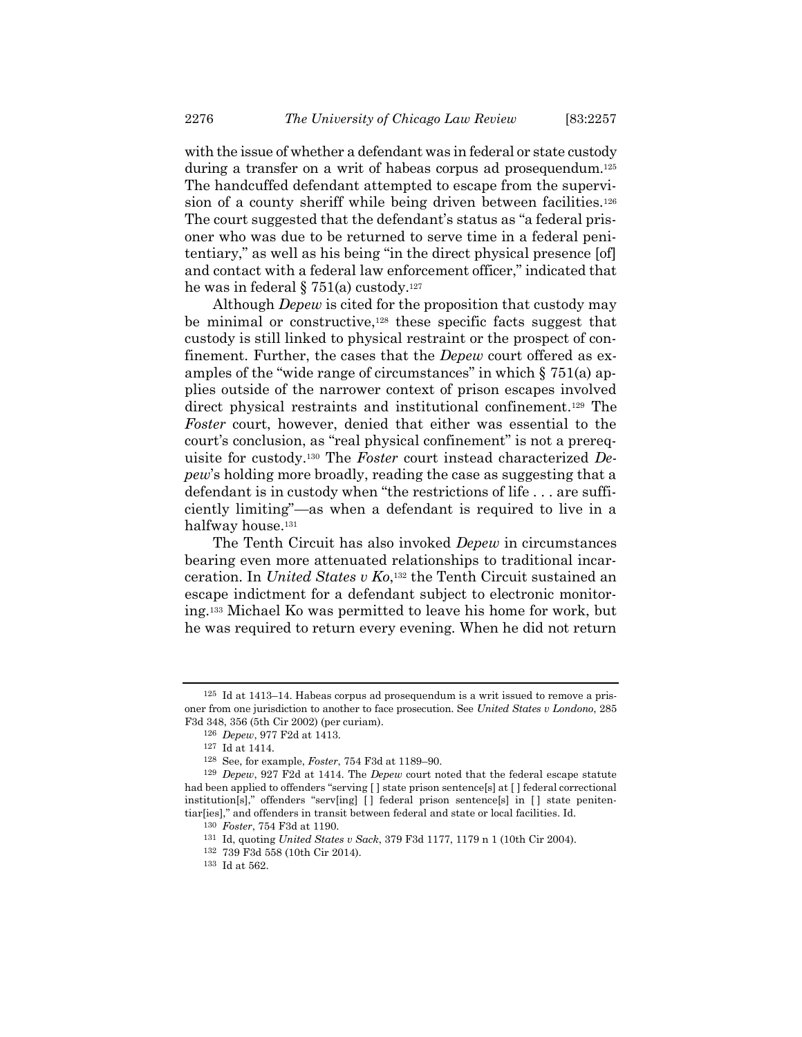with the issue of whether a defendant was in federal or state custody during a transfer on a writ of habeas corpus ad prosequendum.[125] The handcuffed defendant attempted to escape from the supervision of a county sheriff while being driven between facilities.[126] The court suggested that the defendant's status as "a federal prisoner who was due to be returned to serve time in a federal penitentiary," as well as his being "in the direct physical presence [of] and contact with a federal law enforcement officer," indicated that he was in federal § 751(a) custody.[127]

Although *Depew* is cited for the proposition that custody may be minimal or constructive,[128] these specific facts suggest that custody is still linked to physical restraint or the prospect of confinement. Further, the cases that the *Depew* court offered as examples of the "wide range of circumstances" in which § 751(a) applies outside of the narrower context of prison escapes involved direct physical restraints and institutional confinement.[129] The *Foster* court, however, denied that either was essential to the court's conclusion, as "real physical confinement" is not a prerequisite for custody.[130] The *Foster* court instead characterized *Depew*'s holding more broadly, reading the case as suggesting that a defendant is in custody when "the restrictions of life . . . are sufficiently limiting"—as when a defendant is required to live in a halfway house.[131]

The Tenth Circuit has also invoked *Depew* in circumstances bearing even more attenuated relationships to traditional incarceration. In *United States v Ko*,[132] the Tenth Circuit sustained an escape indictment for a defendant subject to electronic monitoring.[133] Michael Ko was permitted to leave his home for work, but he was required to return every evening. When he did not return

---

[125] Id at 1413–14. Habeas corpus ad prosequendum is a writ issued to remove a prisoner from one jurisdiction to another to face prosecution. See *United States v Londono*, 285 F3d 348, 356 (5th Cir 2002) (per curiam).

[126] *Depew*, 977 F2d at 1413.

[127] Id at 1414.

[128] See, for example, *Foster*, 754 F3d at 1189–90.

[129] *Depew*, 927 F2d at 1414. The *Depew* court noted that the federal escape statute had been applied to offenders "serving [ ] state prison sentence[s] at [ ] federal correctional institution[s]," offenders "serv[ing] [ ] federal prison sentence[s] in [ ] state penitentiar[ies]," and offenders in transit between federal and state or local facilities. Id.

[130] *Foster*, 754 F3d at 1190.

[131] Id, quoting *United States v Sack*, 379 F3d 1177, 1179 n 1 (10th Cir 2004).

[132] 739 F3d 558 (10th Cir 2014).

[133] Id at 562.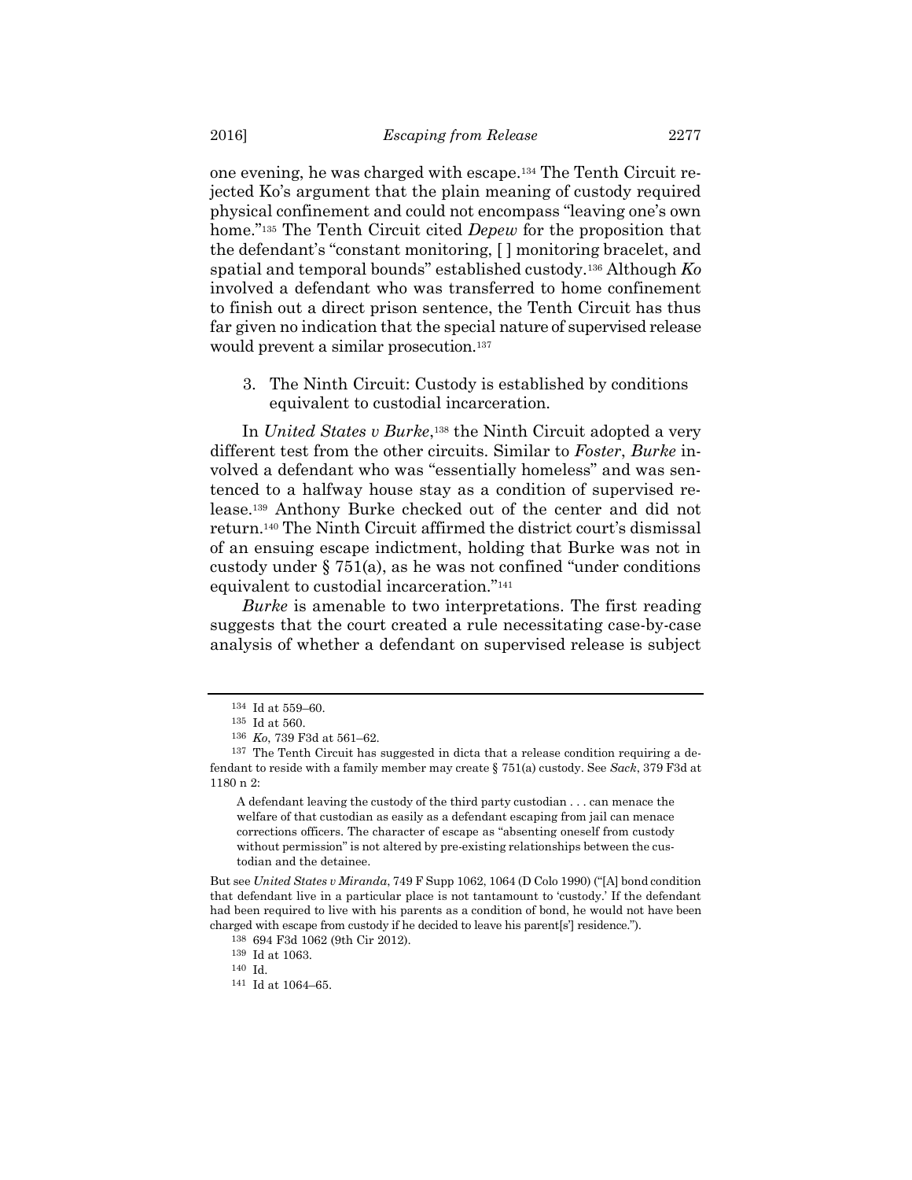one evening, he was charged with escape.[134] The Tenth Circuit rejected Ko's argument that the plain meaning of custody required physical confinement and could not encompass "leaving one's own home."[135] The Tenth Circuit cited *Depew* for the proposition that the defendant's "constant monitoring, [ ] monitoring bracelet, and spatial and temporal bounds" established custody.[136] Although *Ko* involved a defendant who was transferred to home confinement to finish out a direct prison sentence, the Tenth Circuit has thus far given no indication that the special nature of supervised release would prevent a similar prosecution.[137]

3. The Ninth Circuit: Custody is established by conditions equivalent to custodial incarceration.

In *United States v Burke*,[138] the Ninth Circuit adopted a very different test from the other circuits. Similar to *Foster*, *Burke* involved a defendant who was "essentially homeless" and was sentenced to a halfway house stay as a condition of supervised release.[139] Anthony Burke checked out of the center and did not return.[140] The Ninth Circuit affirmed the district court's dismissal of an ensuing escape indictment, holding that Burke was not in custody under § 751(a), as he was not confined "under conditions equivalent to custodial incarceration."[141]

*Burke* is amenable to two interpretations. The first reading suggests that the court created a rule necessitating case-by-case analysis of whether a defendant on supervised release is subject

---

[134] Id at 559–60.

[135] Id at 560.

[136] *Ko*, 739 F3d at 561–62.

[137] The Tenth Circuit has suggested in dicta that a release condition requiring a defendant to reside with a family member may create § 751(a) custody. See *Sack*, 379 F3d at 1180 n 2:

> A defendant leaving the custody of the third party custodian . . . can menace the welfare of that custodian as easily as a defendant escaping from jail can menace corrections officers. The character of escape as "absenting oneself from custody without permission" is not altered by pre-existing relationships between the custodian and the detainee.

But see *United States v Miranda*, 749 F Supp 1062, 1064 (D Colo 1990) ("[A] bond condition that defendant live in a particular place is not tantamount to 'custody.' If the defendant had been required to live with his parents as a condition of bond, he would not have been charged with escape from custody if he decided to leave his parent[s'] residence.").

[138] 694 F3d 1062 (9th Cir 2012).

[139] Id at 1063.

[140] Id.

[141] Id at 1064–65.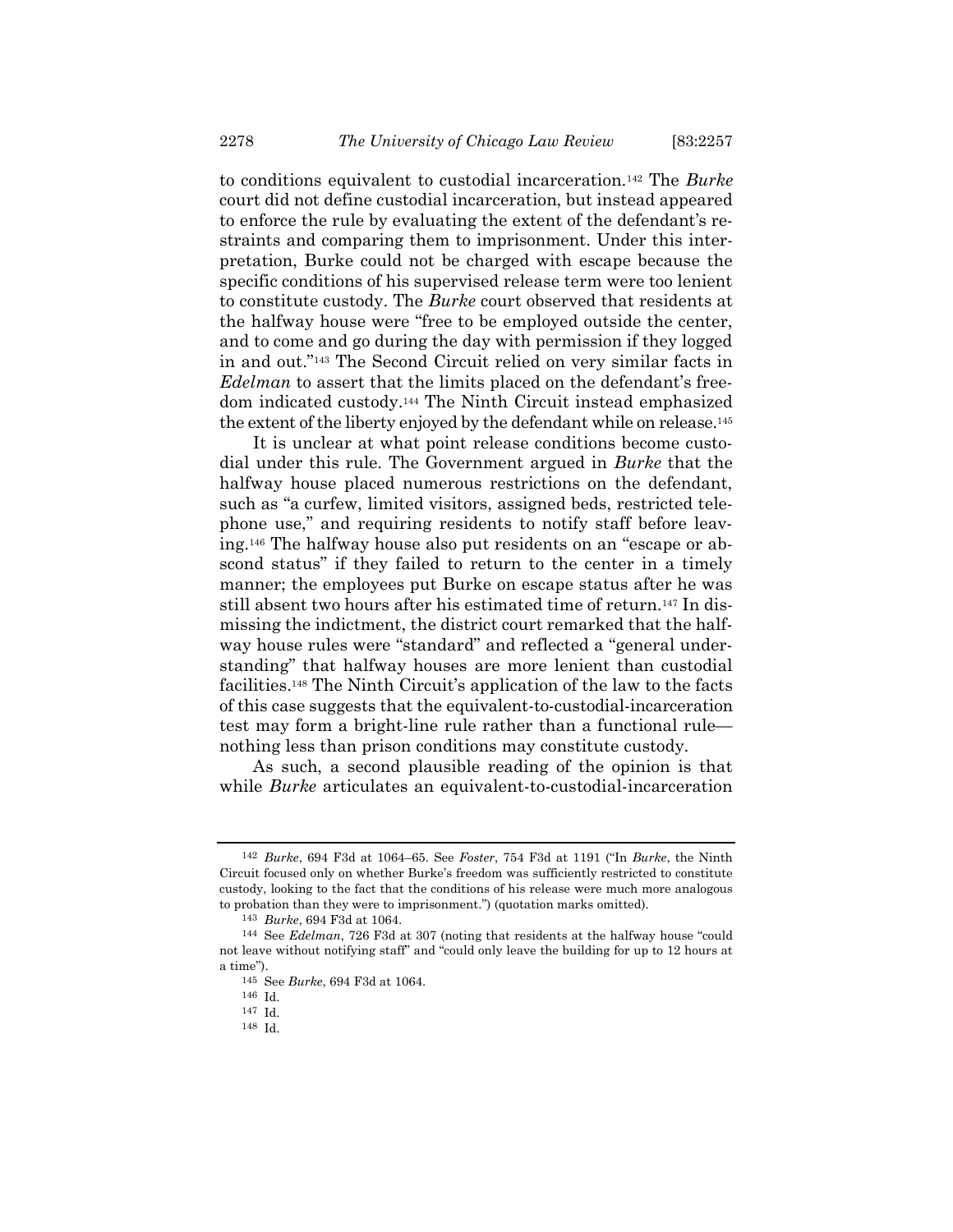to conditions equivalent to custodial incarceration.[142] The *Burke* court did not define custodial incarceration, but instead appeared to enforce the rule by evaluating the extent of the defendant's restraints and comparing them to imprisonment. Under this interpretation, Burke could not be charged with escape because the specific conditions of his supervised release term were too lenient to constitute custody. The *Burke* court observed that residents at the halfway house were "free to be employed outside the center, and to come and go during the day with permission if they logged in and out."[143] The Second Circuit relied on very similar facts in *Edelman* to assert that the limits placed on the defendant's freedom indicated custody.[144] The Ninth Circuit instead emphasized the extent of the liberty enjoyed by the defendant while on release.[145]

It is unclear at what point release conditions become custodial under this rule. The Government argued in *Burke* that the halfway house placed numerous restrictions on the defendant, such as "a curfew, limited visitors, assigned beds, restricted telephone use," and requiring residents to notify staff before leaving.[146] The halfway house also put residents on an "escape or abscond status" if they failed to return to the center in a timely manner; the employees put Burke on escape status after he was still absent two hours after his estimated time of return.[147] In dismissing the indictment, the district court remarked that the halfway house rules were "standard" and reflected a "general understanding" that halfway houses are more lenient than custodial facilities.[148] The Ninth Circuit's application of the law to the facts of this case suggests that the equivalent-to-custodial-incarceration test may form a bright-line rule rather than a functional rule—nothing less than prison conditions may constitute custody.

As such, a second plausible reading of the opinion is that while *Burke* articulates an equivalent-to-custodial-incarceration

---

[142] *Burke*, 694 F3d at 1064–65. See *Foster*, 754 F3d at 1191 ("In *Burke*, the Ninth Circuit focused only on whether Burke's freedom was sufficiently restricted to constitute custody, looking to the fact that the conditions of his release were much more analogous to probation than they were to imprisonment.") (quotation marks omitted).

[143] *Burke*, 694 F3d at 1064.

[144] See *Edelman*, 726 F3d at 307 (noting that residents at the halfway house "could not leave without notifying staff" and "could only leave the building for up to 12 hours at a time").

[145] See *Burke*, 694 F3d at 1064.

[146] Id.

[147] Id.

[148] Id.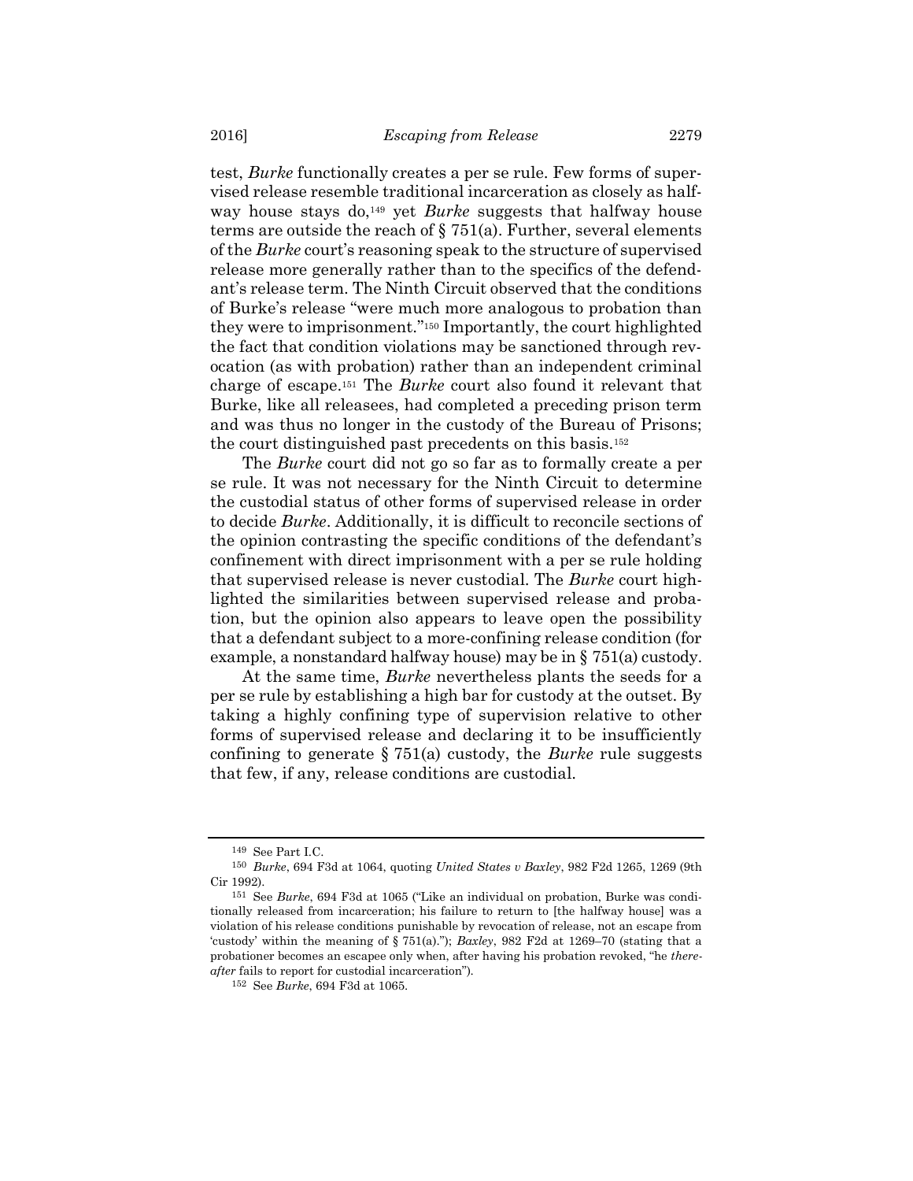test, *Burke* functionally creates a per se rule. Few forms of supervised release resemble traditional incarceration as closely as halfway house stays do,[149] yet *Burke* suggests that halfway house terms are outside the reach of § 751(a). Further, several elements of the *Burke* court's reasoning speak to the structure of supervised release more generally rather than to the specifics of the defendant's release term. The Ninth Circuit observed that the conditions of Burke's release "were much more analogous to probation than they were to imprisonment."[150] Importantly, the court highlighted the fact that condition violations may be sanctioned through revocation (as with probation) rather than an independent criminal charge of escape.[151] The *Burke* court also found it relevant that Burke, like all releasees, had completed a preceding prison term and was thus no longer in the custody of the Bureau of Prisons; the court distinguished past precedents on this basis.[152]

The *Burke* court did not go so far as to formally create a per se rule. It was not necessary for the Ninth Circuit to determine the custodial status of other forms of supervised release in order to decide *Burke*. Additionally, it is difficult to reconcile sections of the opinion contrasting the specific conditions of the defendant's confinement with direct imprisonment with a per se rule holding that supervised release is never custodial. The *Burke* court highlighted the similarities between supervised release and probation, but the opinion also appears to leave open the possibility that a defendant subject to a more-confining release condition (for example, a nonstandard halfway house) may be in § 751(a) custody.

At the same time, *Burke* nevertheless plants the seeds for a per se rule by establishing a high bar for custody at the outset. By taking a highly confining type of supervision relative to other forms of supervised release and declaring it to be insufficiently confining to generate § 751(a) custody, the *Burke* rule suggests that few, if any, release conditions are custodial.

---

[149] See Part I.C.

[150] *Burke*, 694 F3d at 1064, quoting *United States v Baxley*, 982 F2d 1265, 1269 (9th Cir 1992).

[151] See *Burke*, 694 F3d at 1065 ("Like an individual on probation, Burke was conditionally released from incarceration; his failure to return to [the halfway house] was a violation of his release conditions punishable by revocation of release, not an escape from 'custody' within the meaning of § 751(a)."); *Baxley*, 982 F2d at 1269–70 (stating that a probationer becomes an escapee only when, after having his probation revoked, "he *thereafter* fails to report for custodial incarceration").

[152] See *Burke*, 694 F3d at 1065.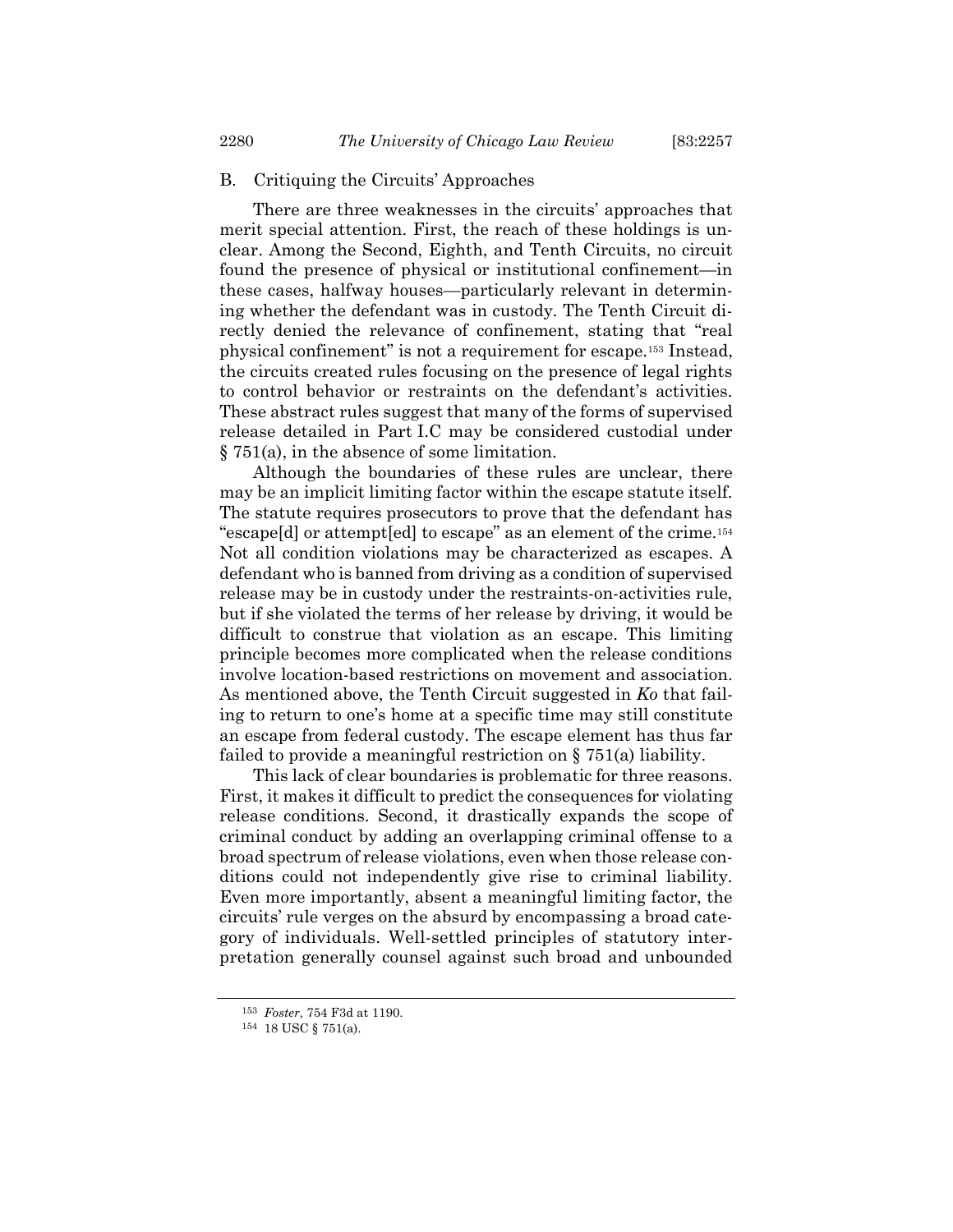## B. Critiquing the Circuits' Approaches

There are three weaknesses in the circuits' approaches that merit special attention. First, the reach of these holdings is unclear. Among the Second, Eighth, and Tenth Circuits, no circuit found the presence of physical or institutional confinement—in these cases, halfway houses—particularly relevant in determining whether the defendant was in custody. The Tenth Circuit directly denied the relevance of confinement, stating that "real physical confinement" is not a requirement for escape.[153] Instead, the circuits created rules focusing on the presence of legal rights to control behavior or restraints on the defendant's activities. These abstract rules suggest that many of the forms of supervised release detailed in Part I.C may be considered custodial under § 751(a), in the absence of some limitation.

Although the boundaries of these rules are unclear, there may be an implicit limiting factor within the escape statute itself. The statute requires prosecutors to prove that the defendant has "escape[d] or attempt[ed] to escape" as an element of the crime.[154] Not all condition violations may be characterized as escapes. A defendant who is banned from driving as a condition of supervised release may be in custody under the restraints-on-activities rule, but if she violated the terms of her release by driving, it would be difficult to construe that violation as an escape. This limiting principle becomes more complicated when the release conditions involve location-based restrictions on movement and association. As mentioned above, the Tenth Circuit suggested in *Ko* that failing to return to one's home at a specific time may still constitute an escape from federal custody. The escape element has thus far failed to provide a meaningful restriction on § 751(a) liability.

This lack of clear boundaries is problematic for three reasons. First, it makes it difficult to predict the consequences for violating release conditions. Second, it drastically expands the scope of criminal conduct by adding an overlapping criminal offense to a broad spectrum of release violations, even when those release conditions could not independently give rise to criminal liability. Even more importantly, absent a meaningful limiting factor, the circuits' rule verges on the absurd by encompassing a broad category of individuals. Well-settled principles of statutory interpretation generally counsel against such broad and unbounded

---

[153] *Foster*, 754 F3d at 1190.

[154] 18 USC § 751(a).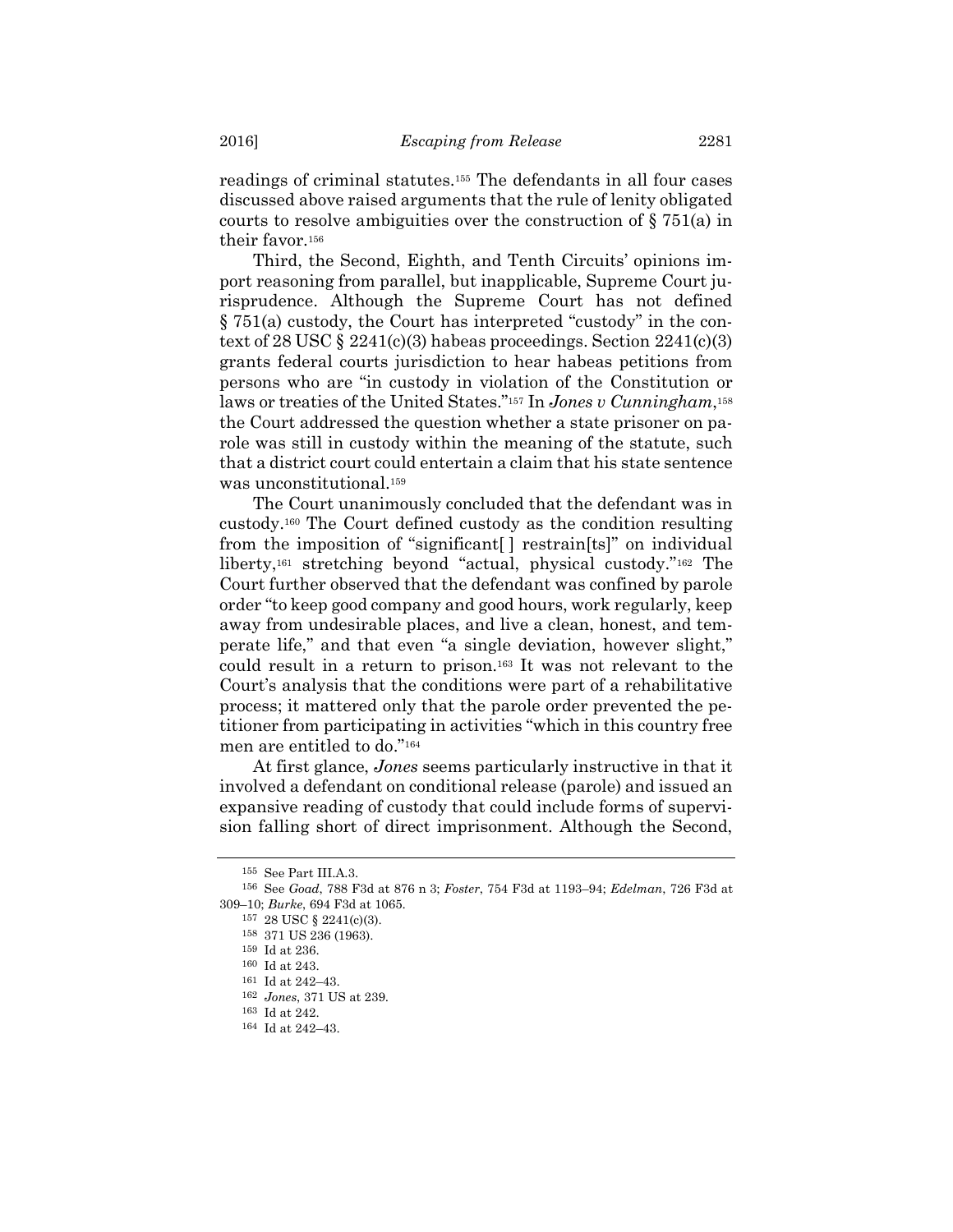readings of criminal statutes.[155] The defendants in all four cases discussed above raised arguments that the rule of lenity obligated courts to resolve ambiguities over the construction of § 751(a) in their favor.[156]

Third, the Second, Eighth, and Tenth Circuits' opinions import reasoning from parallel, but inapplicable, Supreme Court jurisprudence. Although the Supreme Court has not defined § 751(a) custody, the Court has interpreted "custody" in the context of 28 USC § 2241(c)(3) habeas proceedings. Section 2241(c)(3) grants federal courts jurisdiction to hear habeas petitions from persons who are "in custody in violation of the Constitution or laws or treaties of the United States."[157] In *Jones v Cunningham*,[158] the Court addressed the question whether a state prisoner on parole was still in custody within the meaning of the statute, such that a district court could entertain a claim that his state sentence was unconstitutional.[159]

The Court unanimously concluded that the defendant was in custody.[160] The Court defined custody as the condition resulting from the imposition of "significant[ ] restrain[ts]" on individual liberty,[161] stretching beyond "actual, physical custody."[162] The Court further observed that the defendant was confined by parole order "to keep good company and good hours, work regularly, keep away from undesirable places, and live a clean, honest, and temperate life," and that even "a single deviation, however slight," could result in a return to prison.[163] It was not relevant to the Court's analysis that the conditions were part of a rehabilitative process; it mattered only that the parole order prevented the petitioner from participating in activities "which in this country free men are entitled to do."[164]

At first glance, *Jones* seems particularly instructive in that it involved a defendant on conditional release (parole) and issued an expansive reading of custody that could include forms of supervision falling short of direct imprisonment. Although the Second,

---

[155] See Part III.A.3.

[156] See *Goad*, 788 F3d at 876 n 3; *Foster*, 754 F3d at 1193–94; *Edelman*, 726 F3d at 309–10; *Burke*, 694 F3d at 1065.

[157] 28 USC § 2241(c)(3).

[158] 371 US 236 (1963).

[159] Id at 236.

[160] Id at 243.

[161] Id at 242–43.

[162] *Jones*, 371 US at 239.

[163] Id at 242.

[164] Id at 242–43.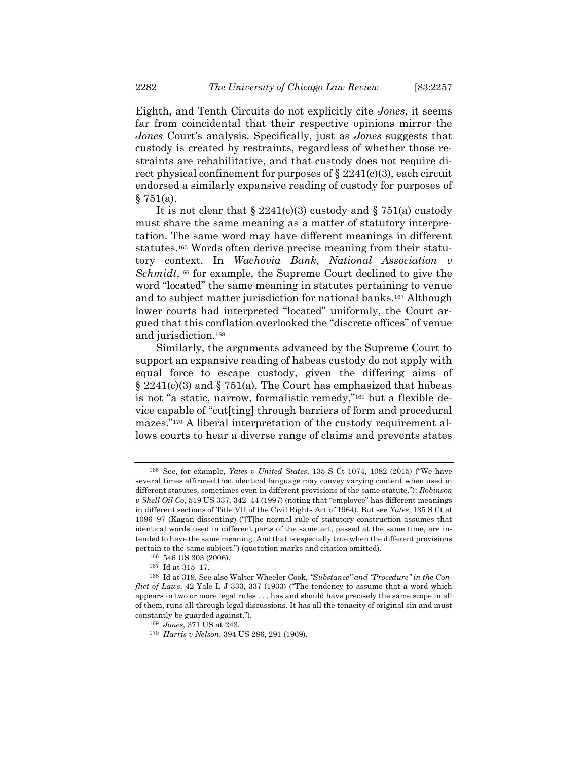Eighth, and Tenth Circuits do not explicitly cite *Jones*, it seems far from coincidental that their respective opinions mirror the *Jones* Court's analysis. Specifically, just as *Jones* suggests that custody is created by restraints, regardless of whether those restraints are rehabilitative, and that custody does not require direct physical confinement for purposes of § 2241(c)(3), each circuit endorsed a similarly expansive reading of custody for purposes of § 751(a).

It is not clear that § 2241(c)(3) custody and § 751(a) custody must share the same meaning as a matter of statutory interpretation. The same word may have different meanings in different statutes.[165] Words often derive precise meaning from their statutory context. In *Wachovia Bank, National Association v Schmidt*,[166] for example, the Supreme Court declined to give the word "located" the same meaning in statutes pertaining to venue and to subject matter jurisdiction for national banks.[167] Although lower courts had interpreted "located" uniformly, the Court argued that this conflation overlooked the "discrete offices" of venue and jurisdiction.[168]

Similarly, the arguments advanced by the Supreme Court to support an expansive reading of habeas custody do not apply with equal force to escape custody, given the differing aims of § 2241(c)(3) and § 751(a). The Court has emphasized that habeas is not "a static, narrow, formalistic remedy,"[169] but a flexible device capable of "cut[ting] through barriers of form and procedural mazes."[170] A liberal interpretation of the custody requirement allows courts to hear a diverse range of claims and prevents states

---

[165] See, for example, *Yates v United States*, 135 S Ct 1074, 1082 (2015) ("We have several times affirmed that identical language may convey varying content when used in different statutes, sometimes even in different provisions of the same statute."); *Robinson v Shell Oil Co*, 519 US 337, 342–44 (1997) (noting that "employee" has different meanings in different sections of Title VII of the Civil Rights Act of 1964). But see *Yates*, 135 S Ct at 1096–97 (Kagan dissenting) ("[T]he normal rule of statutory construction assumes that identical words used in different parts of the same act, passed at the same time, are intended to have the same meaning. And that is especially true when the different provisions pertain to the same subject.") (quotation marks and citation omitted).

[166] 546 US 303 (2006).

[167] Id at 315–17.

[168] Id at 319. See also Walter Wheeler Cook, *"Substance" and "Procedure" in the Conflict of Laws*, 42 Yale L J 333, 337 (1933) ("The tendency to assume that a word which appears in two or more legal rules . . . has and should have precisely the same scope in all of them, runs all through legal discussions. It has all the tenacity of original sin and must constantly be guarded against.").

[169] *Jones*, 371 US at 243.

[170] *Harris v Nelson*, 394 US 286, 291 (1969).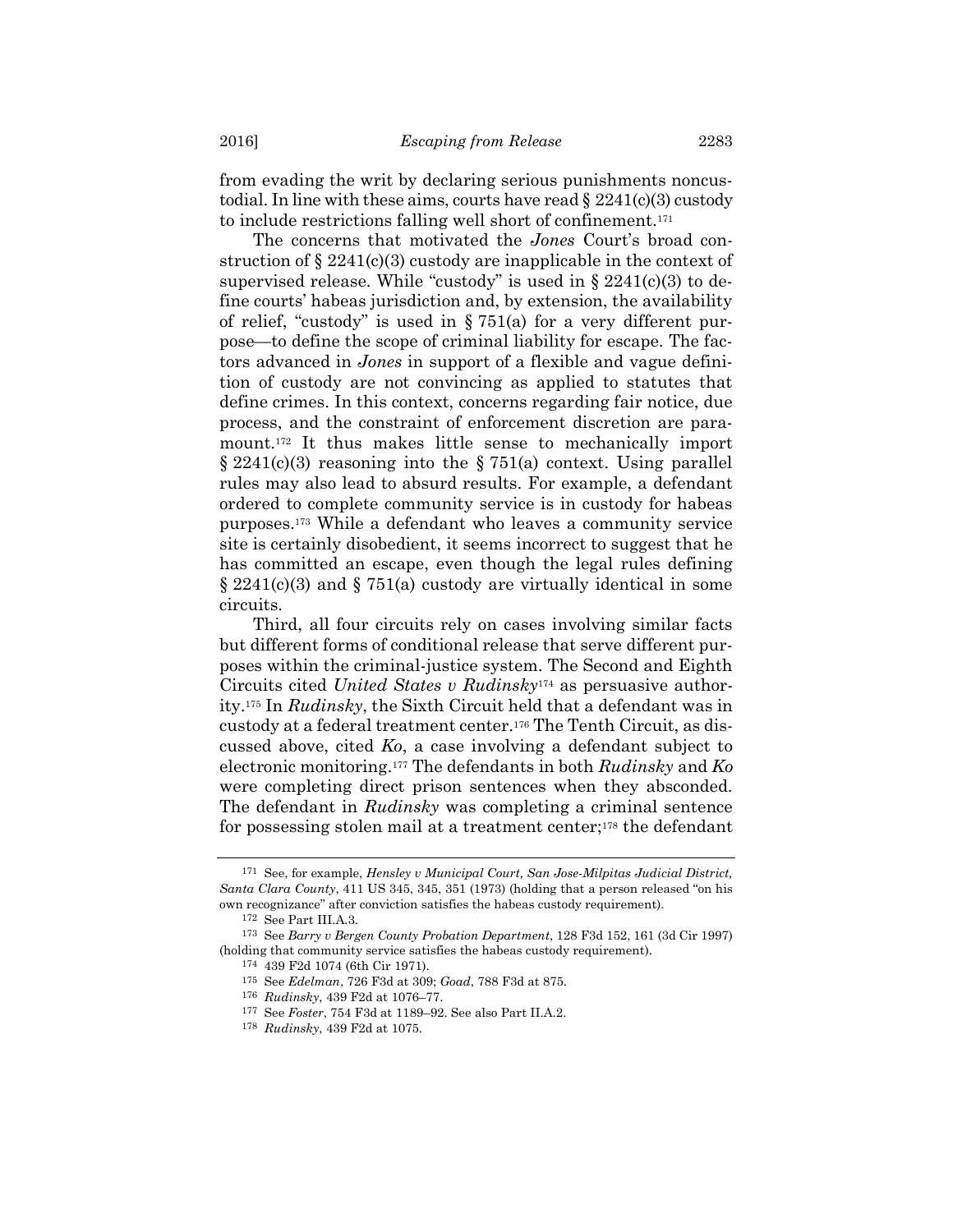from evading the writ by declaring serious punishments noncustodial. In line with these aims, courts have read § 2241(c)(3) custody to include restrictions falling well short of confinement.[171]

The concerns that motivated the *Jones* Court's broad construction of § 2241(c)(3) custody are inapplicable in the context of supervised release. While "custody" is used in § 2241(c)(3) to define courts' habeas jurisdiction and, by extension, the availability of relief, "custody" is used in § 751(a) for a very different purpose—to define the scope of criminal liability for escape. The factors advanced in *Jones* in support of a flexible and vague definition of custody are not convincing as applied to statutes that define crimes. In this context, concerns regarding fair notice, due process, and the constraint of enforcement discretion are paramount.[172] It thus makes little sense to mechanically import § 2241(c)(3) reasoning into the § 751(a) context. Using parallel rules may also lead to absurd results. For example, a defendant ordered to complete community service is in custody for habeas purposes.[173] While a defendant who leaves a community service site is certainly disobedient, it seems incorrect to suggest that he has committed an escape, even though the legal rules defining § 2241(c)(3) and § 751(a) custody are virtually identical in some circuits.

Third, all four circuits rely on cases involving similar facts but different forms of conditional release that serve different purposes within the criminal-justice system. The Second and Eighth Circuits cited *United States v Rudinsky*[174] as persuasive authority.[175] In *Rudinsky*, the Sixth Circuit held that a defendant was in custody at a federal treatment center.[176] The Tenth Circuit, as discussed above, cited *Ko*, a case involving a defendant subject to electronic monitoring.[177] The defendants in both *Rudinsky* and *Ko* were completing direct prison sentences when they absconded. The defendant in *Rudinsky* was completing a criminal sentence for possessing stolen mail at a treatment center;[178] the defendant

---

[171] See, for example, *Hensley v Municipal Court, San Jose-Milpitas Judicial District, Santa Clara County*, 411 US 345, 345, 351 (1973) (holding that a person released "on his own recognizance" after conviction satisfies the habeas custody requirement).

[172] See Part III.A.3.

[173] See *Barry v Bergen County Probation Department*, 128 F3d 152, 161 (3d Cir 1997) (holding that community service satisfies the habeas custody requirement).

[174] 439 F2d 1074 (6th Cir 1971).

[175] See *Edelman*, 726 F3d at 309; *Goad*, 788 F3d at 875.

[176] *Rudinsky*, 439 F2d at 1076–77.

[177] See *Foster*, 754 F3d at 1189–92. See also Part II.A.2.

[178] *Rudinsky*, 439 F2d at 1075.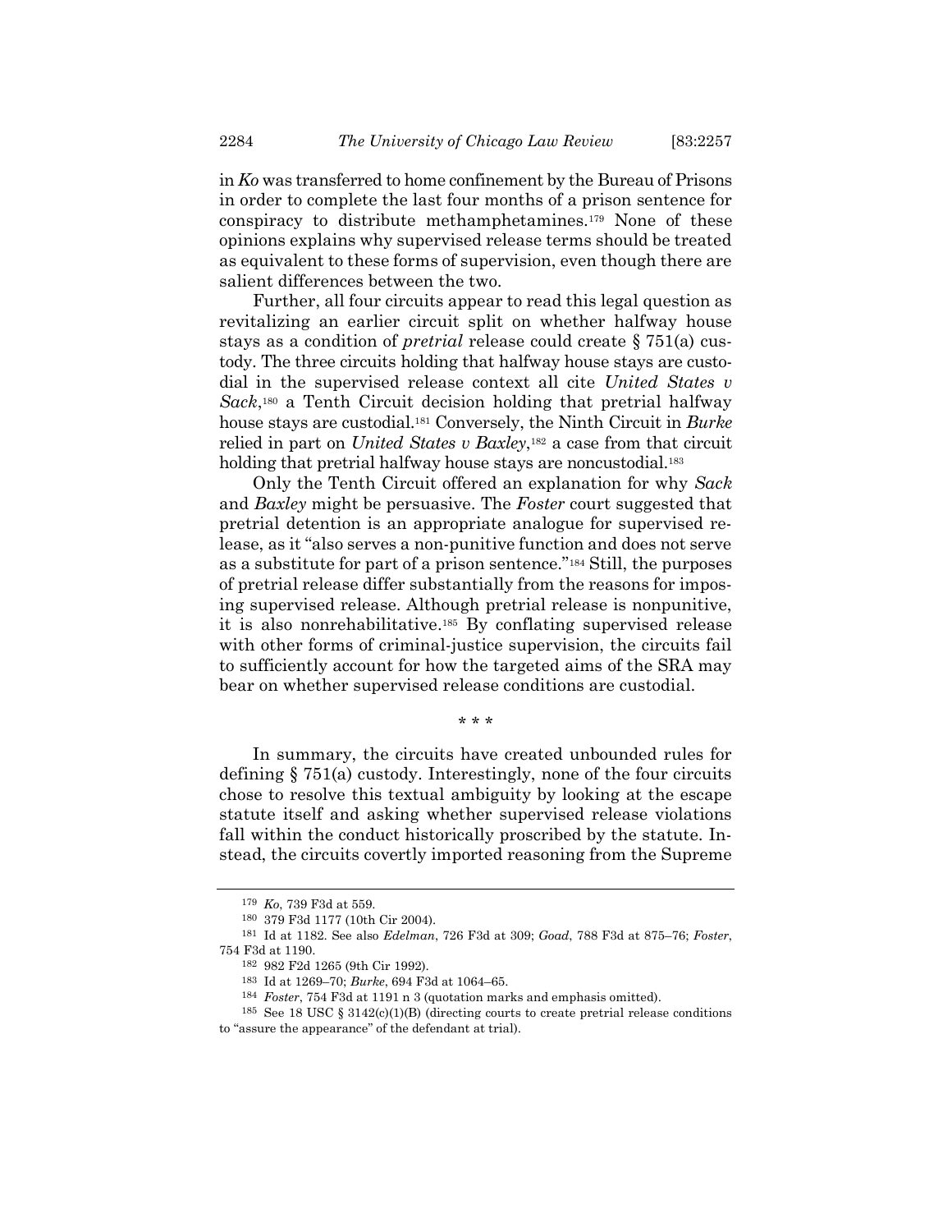in *Ko* was transferred to home confinement by the Bureau of Prisons in order to complete the last four months of a prison sentence for conspiracy to distribute methamphetamines.[179] None of these opinions explains why supervised release terms should be treated as equivalent to these forms of supervision, even though there are salient differences between the two.

Further, all four circuits appear to read this legal question as revitalizing an earlier circuit split on whether halfway house stays as a condition of *pretrial* release could create § 751(a) custody. The three circuits holding that halfway house stays are custodial in the supervised release context all cite *United States v Sack*,[180] a Tenth Circuit decision holding that pretrial halfway house stays are custodial.[181] Conversely, the Ninth Circuit in *Burke* relied in part on *United States v Baxley*,[182] a case from that circuit holding that pretrial halfway house stays are noncustodial.[183]

Only the Tenth Circuit offered an explanation for why *Sack* and *Baxley* might be persuasive. The *Foster* court suggested that pretrial detention is an appropriate analogue for supervised release, as it "also serves a non-punitive function and does not serve as a substitute for part of a prison sentence."[184] Still, the purposes of pretrial release differ substantially from the reasons for imposing supervised release. Although pretrial release is nonpunitive, it is also nonrehabilitative.[185] By conflating supervised release with other forms of criminal-justice supervision, the circuits fail to sufficiently account for how the targeted aims of the SRA may bear on whether supervised release conditions are custodial.

\* \* \*

In summary, the circuits have created unbounded rules for defining § 751(a) custody. Interestingly, none of the four circuits chose to resolve this textual ambiguity by looking at the escape statute itself and asking whether supervised release violations fall within the conduct historically proscribed by the statute. Instead, the circuits covertly imported reasoning from the Supreme

---

[179] *Ko*, 739 F3d at 559.

[180] 379 F3d 1177 (10th Cir 2004).

[181] Id at 1182. See also *Edelman*, 726 F3d at 309; *Goad*, 788 F3d at 875–76; *Foster*, 754 F3d at 1190.

[182] 982 F2d 1265 (9th Cir 1992).

[183] Id at 1269–70; *Burke*, 694 F3d at 1064–65.

[184] *Foster*, 754 F3d at 1191 n 3 (quotation marks and emphasis omitted).

[185] See 18 USC § 3142(c)(1)(B) (directing courts to create pretrial release conditions to "assure the appearance" of the defendant at trial).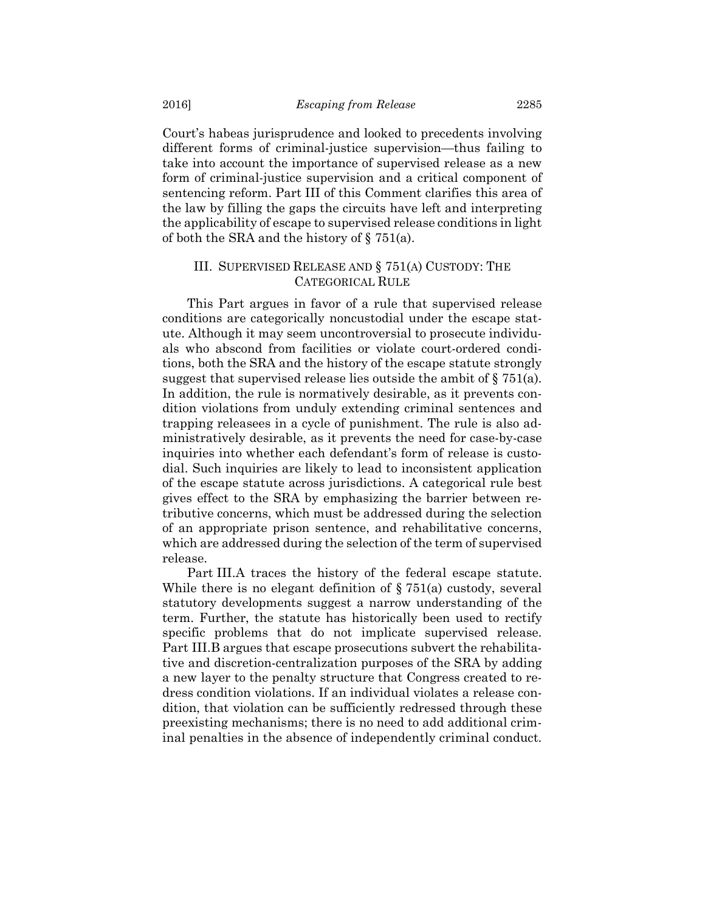Court's habeas jurisprudence and looked to precedents involving different forms of criminal-justice supervision—thus failing to take into account the importance of supervised release as a new form of criminal-justice supervision and a critical component of sentencing reform. Part III of this Comment clarifies this area of the law by filling the gaps the circuits have left and interpreting the applicability of escape to supervised release conditions in light of both the SRA and the history of § 751(a).

## III. SUPERVISED RELEASE AND § 751(A) CUSTODY: THE CATEGORICAL RULE

This Part argues in favor of a rule that supervised release conditions are categorically noncustodial under the escape statute. Although it may seem uncontroversial to prosecute individuals who abscond from facilities or violate court-ordered conditions, both the SRA and the history of the escape statute strongly suggest that supervised release lies outside the ambit of § 751(a). In addition, the rule is normatively desirable, as it prevents condition violations from unduly extending criminal sentences and trapping releasees in a cycle of punishment. The rule is also administratively desirable, as it prevents the need for case-by-case inquiries into whether each defendant's form of release is custodial. Such inquiries are likely to lead to inconsistent application of the escape statute across jurisdictions. A categorical rule best gives effect to the SRA by emphasizing the barrier between retributive concerns, which must be addressed during the selection of an appropriate prison sentence, and rehabilitative concerns, which are addressed during the selection of the term of supervised release.

Part III.A traces the history of the federal escape statute. While there is no elegant definition of § 751(a) custody, several statutory developments suggest a narrow understanding of the term. Further, the statute has historically been used to rectify specific problems that do not implicate supervised release. Part III.B argues that escape prosecutions subvert the rehabilitative and discretion-centralization purposes of the SRA by adding a new layer to the penalty structure that Congress created to redress condition violations. If an individual violates a release condition, that violation can be sufficiently redressed through these preexisting mechanisms; there is no need to add additional criminal penalties in the absence of independently criminal conduct.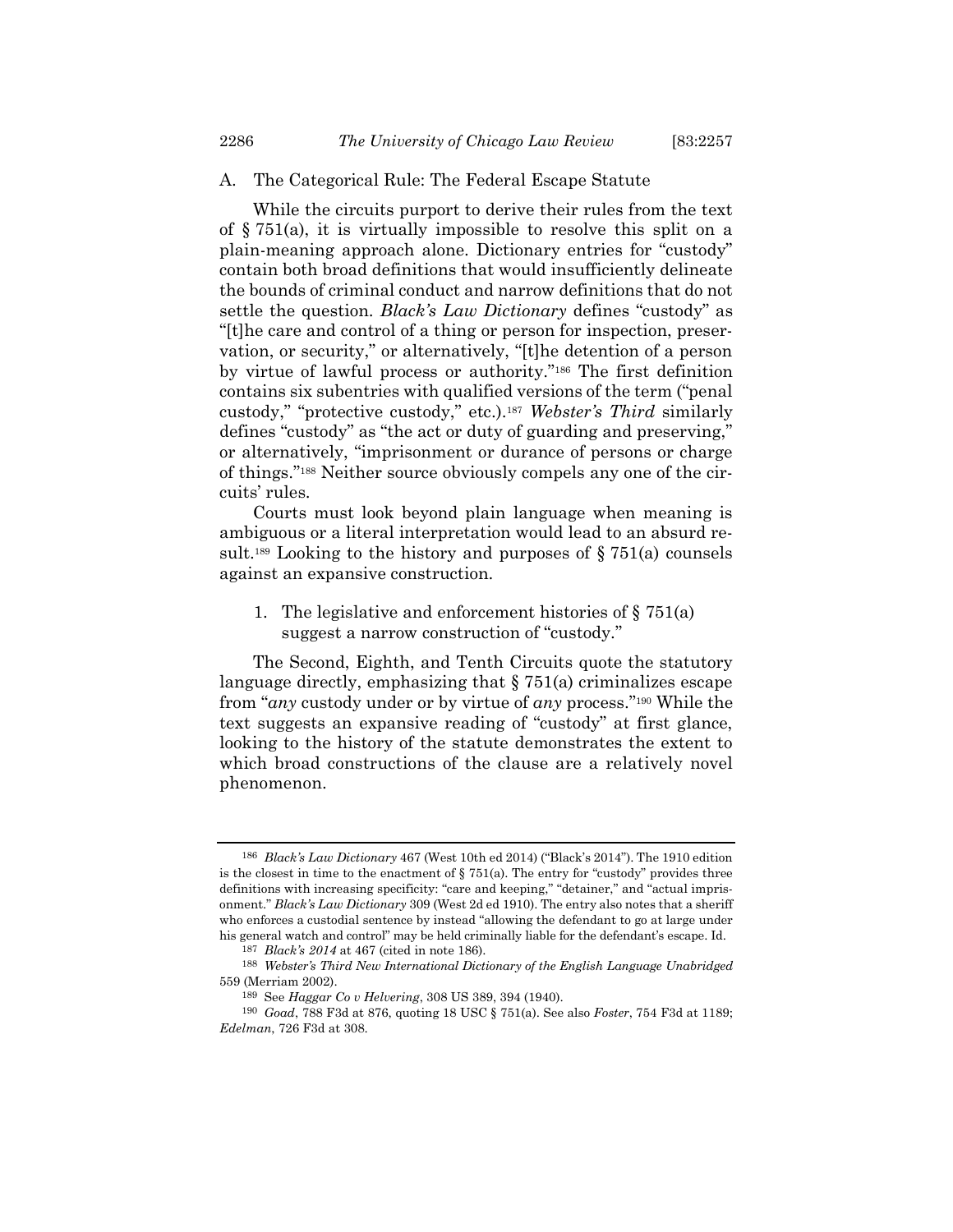## A. The Categorical Rule: The Federal Escape Statute

While the circuits purport to derive their rules from the text of § 751(a), it is virtually impossible to resolve this split on a plain-meaning approach alone. Dictionary entries for "custody" contain both broad definitions that would insufficiently delineate the bounds of criminal conduct and narrow definitions that do not settle the question. *Black's Law Dictionary* defines "custody" as "[t]he care and control of a thing or person for inspection, preservation, or security," or alternatively, "[t]he detention of a person by virtue of lawful process or authority."[186] The first definition contains six subentries with qualified versions of the term ("penal custody," "protective custody," etc.).[187] *Webster's Third* similarly defines "custody" as "the act or duty of guarding and preserving," or alternatively, "imprisonment or durance of persons or charge of things."[188] Neither source obviously compels any one of the circuits' rules.

Courts must look beyond plain language when meaning is ambiguous or a literal interpretation would lead to an absurd result.[189] Looking to the history and purposes of § 751(a) counsels against an expansive construction.

### 1. The legislative and enforcement histories of § 751(a) suggest a narrow construction of "custody."

The Second, Eighth, and Tenth Circuits quote the statutory language directly, emphasizing that § 751(a) criminalizes escape from "*any* custody under or by virtue of *any* process."[190] While the text suggests an expansive reading of "custody" at first glance, looking to the history of the statute demonstrates the extent to which broad constructions of the clause are a relatively novel phenomenon.

---

[186] *Black's Law Dictionary* 467 (West 10th ed 2014) ("Black's 2014"). The 1910 edition is the closest in time to the enactment of § 751(a). The entry for "custody" provides three definitions with increasing specificity: "care and keeping," "detainer," and "actual imprisonment." *Black's Law Dictionary* 309 (West 2d ed 1910). The entry also notes that a sheriff who enforces a custodial sentence by instead "allowing the defendant to go at large under his general watch and control" may be held criminally liable for the defendant's escape. Id.

[187] *Black's 2014* at 467 (cited in note 186).

[188] *Webster's Third New International Dictionary of the English Language Unabridged* 559 (Merriam 2002).

[189] See *Haggar Co v Helvering*, 308 US 389, 394 (1940).

[190] *Goad*, 788 F3d at 876, quoting 18 USC § 751(a). See also *Foster*, 754 F3d at 1189; *Edelman*, 726 F3d at 308.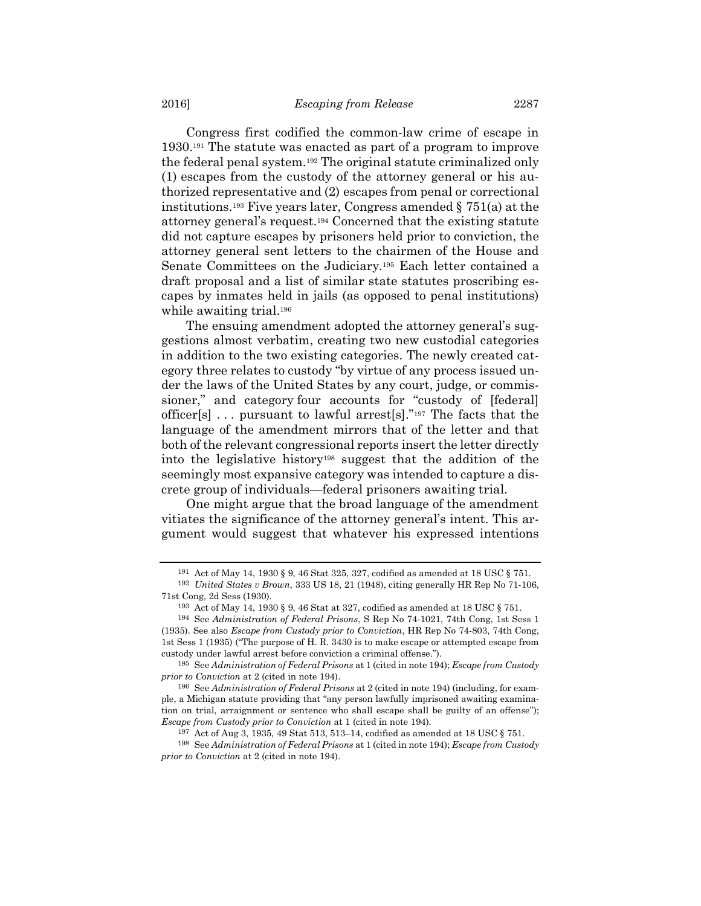Congress first codified the common-law crime of escape in 1930.[191] The statute was enacted as part of a program to improve the federal penal system.[192] The original statute criminalized only (1) escapes from the custody of the attorney general or his authorized representative and (2) escapes from penal or correctional institutions.[193] Five years later, Congress amended § 751(a) at the attorney general's request.[194] Concerned that the existing statute did not capture escapes by prisoners held prior to conviction, the attorney general sent letters to the chairmen of the House and Senate Committees on the Judiciary.[195] Each letter contained a draft proposal and a list of similar state statutes proscribing escapes by inmates held in jails (as opposed to penal institutions) while awaiting trial.[196]

The ensuing amendment adopted the attorney general's suggestions almost verbatim, creating two new custodial categories in addition to the two existing categories. The newly created category three relates to custody "by virtue of any process issued under the laws of the United States by any court, judge, or commissioner," and category four accounts for "custody of [federal] officer[s] . . . pursuant to lawful arrest[s]."[197] The facts that the language of the amendment mirrors that of the letter and that both of the relevant congressional reports insert the letter directly into the legislative history[198] suggest that the addition of the seemingly most expansive category was intended to capture a discrete group of individuals—federal prisoners awaiting trial.

One might argue that the broad language of the amendment vitiates the significance of the attorney general's intent. This argument would suggest that whatever his expressed intentions

---

[191] Act of May 14, 1930 § 9, 46 Stat 325, 327, codified as amended at 18 USC § 751.

[192] *United States v Brown*, 333 US 18, 21 (1948), citing generally HR Rep No 71-106, 71st Cong, 2d Sess (1930).

[193] Act of May 14, 1930 § 9, 46 Stat at 327, codified as amended at 18 USC § 751.

[194] See *Administration of Federal Prisons*, S Rep No 74-1021, 74th Cong, 1st Sess 1 (1935). See also *Escape from Custody prior to Conviction*, HR Rep No 74-803, 74th Cong, 1st Sess 1 (1935) ("The purpose of H. R. 3430 is to make escape or attempted escape from custody under lawful arrest before conviction a criminal offense.").

[195] See *Administration of Federal Prisons* at 1 (cited in note 194); *Escape from Custody prior to Conviction* at 2 (cited in note 194).

[196] See *Administration of Federal Prisons* at 2 (cited in note 194) (including, for example, a Michigan statute providing that "any person lawfully imprisoned awaiting examination on trial, arraignment or sentence who shall escape shall be guilty of an offense"); *Escape from Custody prior to Conviction* at 1 (cited in note 194).

[197] Act of Aug 3, 1935, 49 Stat 513, 513–14, codified as amended at 18 USC § 751.

[198] See *Administration of Federal Prisons* at 1 (cited in note 194); *Escape from Custody prior to Conviction* at 2 (cited in note 194).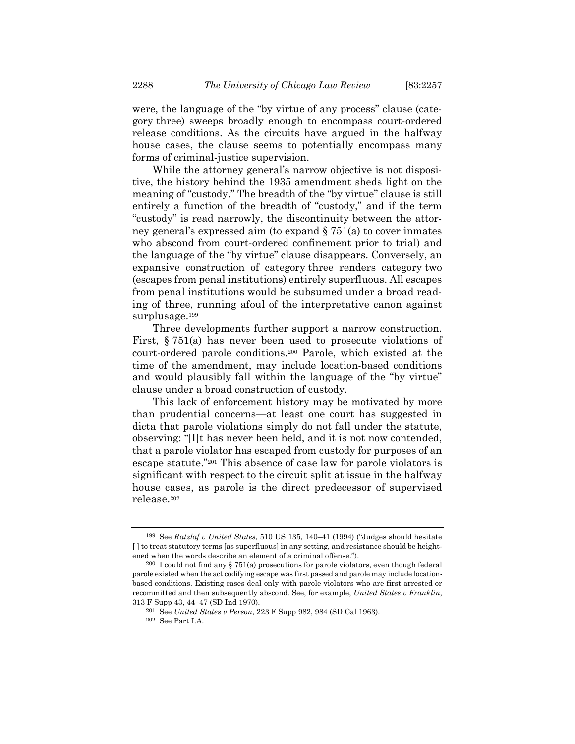were, the language of the "by virtue of any process" clause (category three) sweeps broadly enough to encompass court-ordered release conditions. As the circuits have argued in the halfway house cases, the clause seems to potentially encompass many forms of criminal-justice supervision.

While the attorney general's narrow objective is not dispositive, the history behind the 1935 amendment sheds light on the meaning of "custody." The breadth of the "by virtue" clause is still entirely a function of the breadth of "custody," and if the term "custody" is read narrowly, the discontinuity between the attorney general's expressed aim (to expand § 751(a) to cover inmates who abscond from court-ordered confinement prior to trial) and the language of the "by virtue" clause disappears. Conversely, an expansive construction of category three renders category two (escapes from penal institutions) entirely superfluous. All escapes from penal institutions would be subsumed under a broad reading of three, running afoul of the interpretative canon against surplusage.[199]

Three developments further support a narrow construction. First, § 751(a) has never been used to prosecute violations of court-ordered parole conditions.[200] Parole, which existed at the time of the amendment, may include location-based conditions and would plausibly fall within the language of the "by virtue" clause under a broad construction of custody.

This lack of enforcement history may be motivated by more than prudential concerns—at least one court has suggested in dicta that parole violations simply do not fall under the statute, observing: "[I]t has never been held, and it is not now contended, that a parole violator has escaped from custody for purposes of an escape statute."[201] This absence of case law for parole violators is significant with respect to the circuit split at issue in the halfway house cases, as parole is the direct predecessor of supervised release.[202]

---

[199] See *Ratzlaf v United States*, 510 US 135, 140–41 (1994) ("Judges should hesitate [ ] to treat statutory terms [as superfluous] in any setting, and resistance should be heightened when the words describe an element of a criminal offense.").

[200] I could not find any § 751(a) prosecutions for parole violators, even though federal parole existed when the act codifying escape was first passed and parole may include location-based conditions. Existing cases deal only with parole violators who are first arrested or recommitted and then subsequently abscond. See, for example, *United States v Franklin*, 313 F Supp 43, 44–47 (SD Ind 1970).

[201] See *United States v Person*, 223 F Supp 982, 984 (SD Cal 1963).

[202] See Part I.A.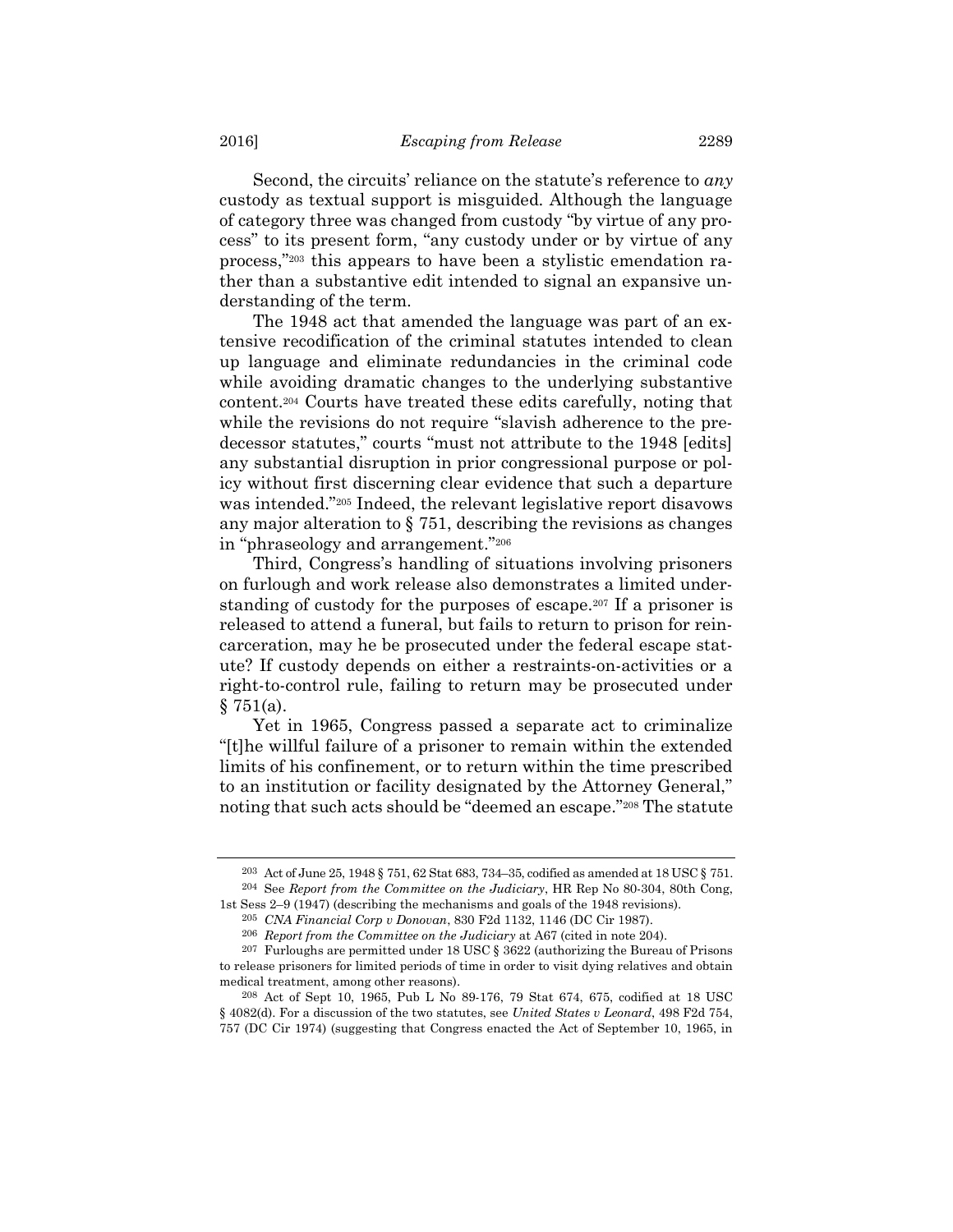Second, the circuits' reliance on the statute's reference to *any* custody as textual support is misguided. Although the language of category three was changed from custody "by virtue of any process" to its present form, "any custody under or by virtue of any process,"[203] this appears to have been a stylistic emendation rather than a substantive edit intended to signal an expansive understanding of the term.

The 1948 act that amended the language was part of an extensive recodification of the criminal statutes intended to clean up language and eliminate redundancies in the criminal code while avoiding dramatic changes to the underlying substantive content.[204] Courts have treated these edits carefully, noting that while the revisions do not require "slavish adherence to the predecessor statutes," courts "must not attribute to the 1948 [edits] any substantial disruption in prior congressional purpose or policy without first discerning clear evidence that such a departure was intended."[205] Indeed, the relevant legislative report disavows any major alteration to § 751, describing the revisions as changes in "phraseology and arrangement."[206]

Third, Congress's handling of situations involving prisoners on furlough and work release also demonstrates a limited understanding of custody for the purposes of escape.[207] If a prisoner is released to attend a funeral, but fails to return to prison for reincarceration, may he be prosecuted under the federal escape statute? If custody depends on either a restraints-on-activities or a right-to-control rule, failing to return may be prosecuted under § 751(a).

Yet in 1965, Congress passed a separate act to criminalize "[t]he willful failure of a prisoner to remain within the extended limits of his confinement, or to return within the time prescribed to an institution or facility designated by the Attorney General," noting that such acts should be "deemed an escape."[208] The statute

---

[203] Act of June 25, 1948 § 751, 62 Stat 683, 734–35, codified as amended at 18 USC § 751.

[204] See *Report from the Committee on the Judiciary*, HR Rep No 80-304, 80th Cong, 1st Sess 2–9 (1947) (describing the mechanisms and goals of the 1948 revisions).

[205] *CNA Financial Corp v Donovan*, 830 F2d 1132, 1146 (DC Cir 1987).

[206] *Report from the Committee on the Judiciary* at A67 (cited in note 204).

[207] Furloughs are permitted under 18 USC § 3622 (authorizing the Bureau of Prisons to release prisoners for limited periods of time in order to visit dying relatives and obtain medical treatment, among other reasons).

[208] Act of Sept 10, 1965, Pub L No 89-176, 79 Stat 674, 675, codified at 18 USC § 4082(d). For a discussion of the two statutes, see *United States v Leonard*, 498 F2d 754, 757 (DC Cir 1974) (suggesting that Congress enacted the Act of September 10, 1965, in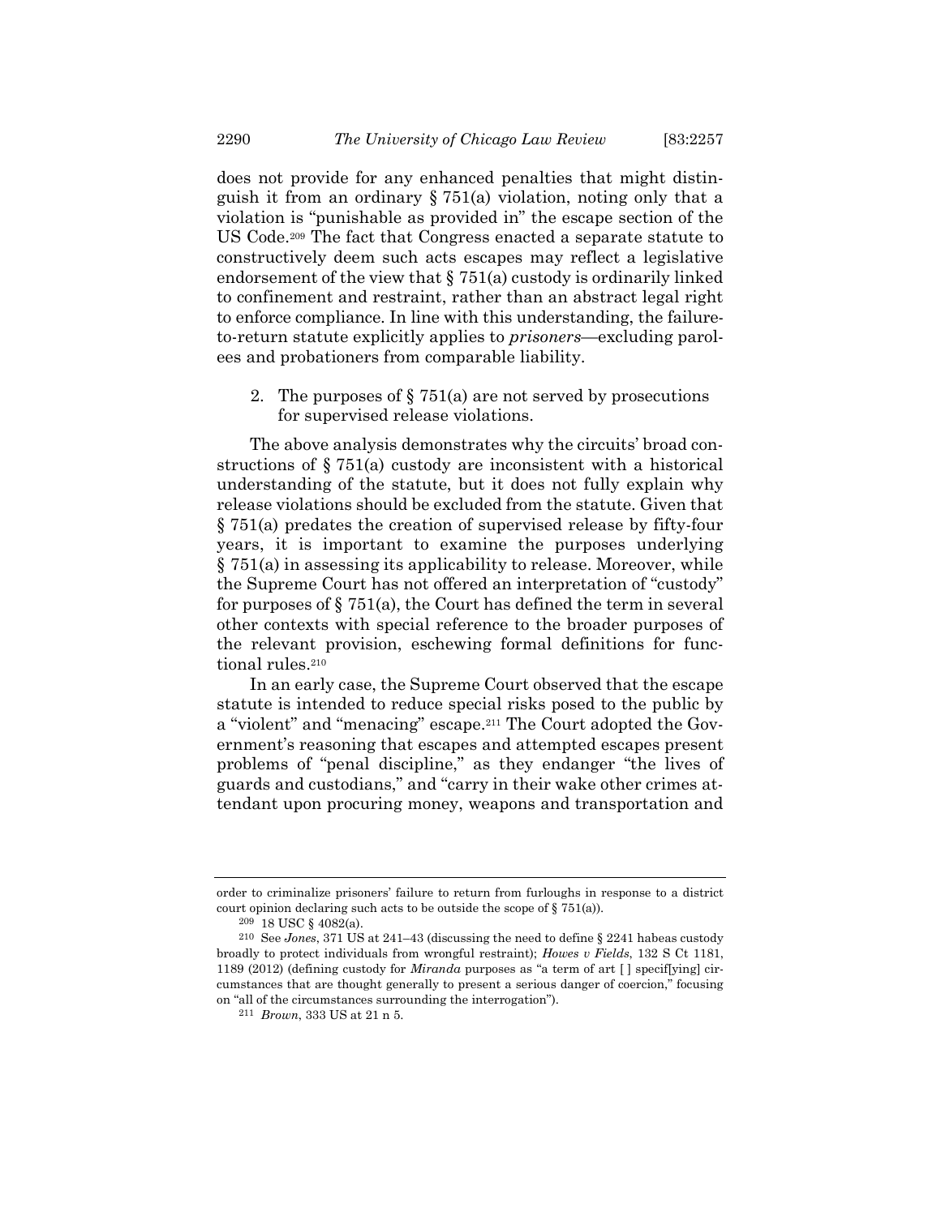does not provide for any enhanced penalties that might distinguish it from an ordinary § 751(a) violation, noting only that a violation is "punishable as provided in" the escape section of the US Code.[209] The fact that Congress enacted a separate statute to constructively deem such acts escapes may reflect a legislative endorsement of the view that § 751(a) custody is ordinarily linked to confinement and restraint, rather than an abstract legal right to enforce compliance. In line with this understanding, the failure-to-return statute explicitly applies to *prisoners*—excluding parolees and probationers from comparable liability.

2. The purposes of § 751(a) are not served by prosecutions for supervised release violations.

The above analysis demonstrates why the circuits' broad constructions of § 751(a) custody are inconsistent with a historical understanding of the statute, but it does not fully explain why release violations should be excluded from the statute. Given that § 751(a) predates the creation of supervised release by fifty-four years, it is important to examine the purposes underlying § 751(a) in assessing its applicability to release. Moreover, while the Supreme Court has not offered an interpretation of "custody" for purposes of § 751(a), the Court has defined the term in several other contexts with special reference to the broader purposes of the relevant provision, eschewing formal definitions for functional rules.[210]

In an early case, the Supreme Court observed that the escape statute is intended to reduce special risks posed to the public by a "violent" and "menacing" escape.[211] The Court adopted the Government's reasoning that escapes and attempted escapes present problems of "penal discipline," as they endanger "the lives of guards and custodians," and "carry in their wake other crimes attendant upon procuring money, weapons and transportation and

---

order to criminalize prisoners' failure to return from furloughs in response to a district court opinion declaring such acts to be outside the scope of § 751(a)).

[209] 18 USC § 4082(a).

[210] See *Jones*, 371 US at 241–43 (discussing the need to define § 2241 habeas custody broadly to protect individuals from wrongful restraint); *Howes v Fields*, 132 S Ct 1181, 1189 (2012) (defining custody for *Miranda* purposes as "a term of art [ ] specif[ying] circumstances that are thought generally to present a serious danger of coercion," focusing on "all of the circumstances surrounding the interrogation").

[211] *Brown*, 333 US at 21 n 5.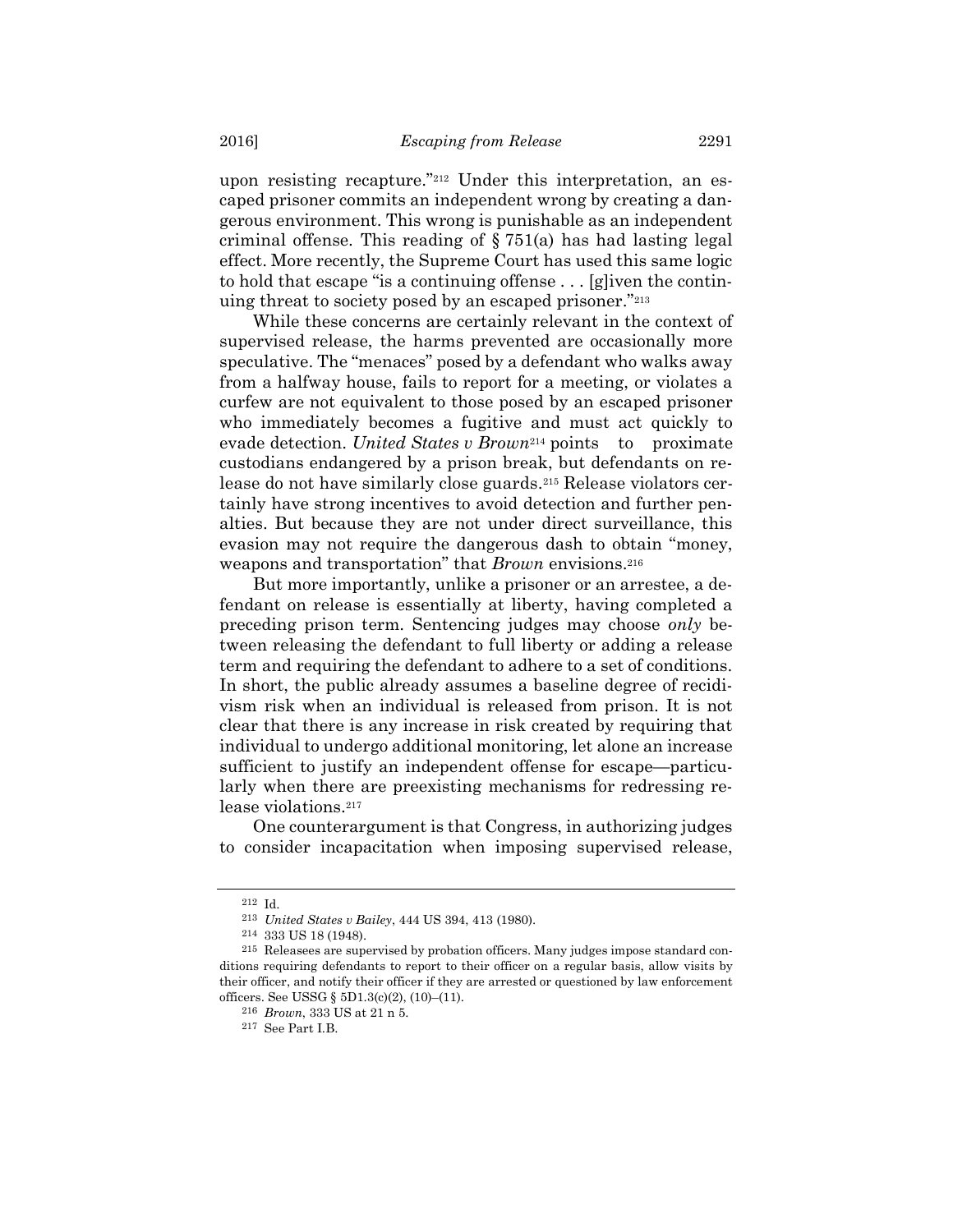upon resisting recapture."[212] Under this interpretation, an escaped prisoner commits an independent wrong by creating a dangerous environment. This wrong is punishable as an independent criminal offense. This reading of § 751(a) has had lasting legal effect. More recently, the Supreme Court has used this same logic to hold that escape "is a continuing offense . . . [g]iven the continuing threat to society posed by an escaped prisoner."[213]

While these concerns are certainly relevant in the context of supervised release, the harms prevented are occasionally more speculative. The "menaces" posed by a defendant who walks away from a halfway house, fails to report for a meeting, or violates a curfew are not equivalent to those posed by an escaped prisoner who immediately becomes a fugitive and must act quickly to evade detection. *United States v Brown*[214] points to proximate custodians endangered by a prison break, but defendants on release do not have similarly close guards.[215] Release violators certainly have strong incentives to avoid detection and further penalties. But because they are not under direct surveillance, this evasion may not require the dangerous dash to obtain "money, weapons and transportation" that *Brown* envisions.[216]

But more importantly, unlike a prisoner or an arrestee, a defendant on release is essentially at liberty, having completed a preceding prison term. Sentencing judges may choose *only* between releasing the defendant to full liberty or adding a release term and requiring the defendant to adhere to a set of conditions. In short, the public already assumes a baseline degree of recidivism risk when an individual is released from prison. It is not clear that there is any increase in risk created by requiring that individual to undergo additional monitoring, let alone an increase sufficient to justify an independent offense for escape—particularly when there are preexisting mechanisms for redressing release violations.[217]

One counterargument is that Congress, in authorizing judges to consider incapacitation when imposing supervised release,

---

[212] Id.

[213] *United States v Bailey*, 444 US 394, 413 (1980).

[214] 333 US 18 (1948).

[215] Releasees are supervised by probation officers. Many judges impose standard conditions requiring defendants to report to their officer on a regular basis, allow visits by their officer, and notify their officer if they are arrested or questioned by law enforcement officers. See USSG § 5D1.3(c)(2), (10)–(11).

[216] *Brown*, 333 US at 21 n 5.

[217] See Part I.B.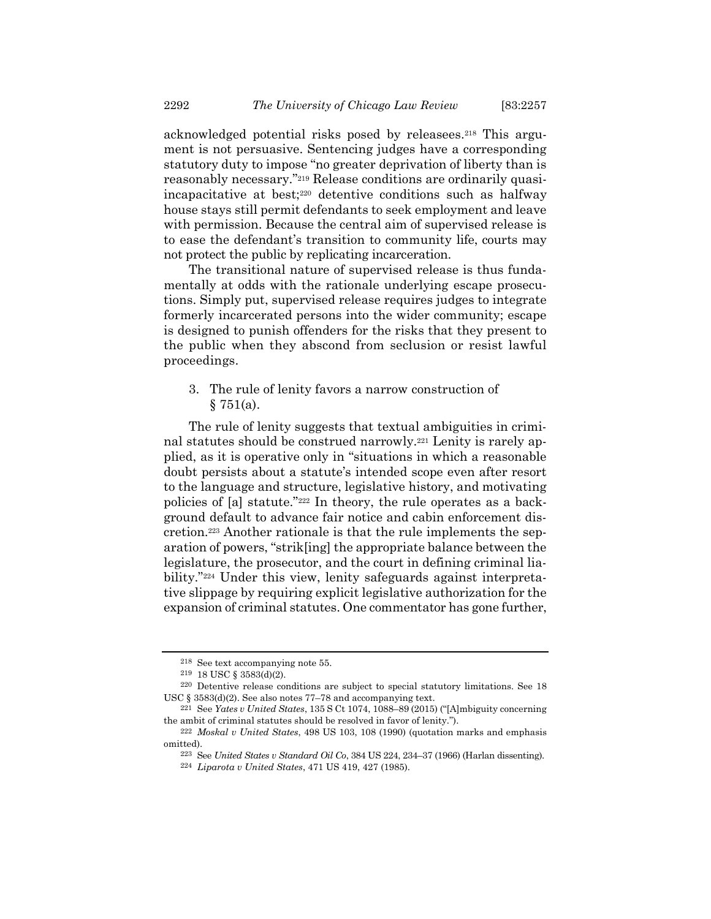acknowledged potential risks posed by releasees.[218] This argument is not persuasive. Sentencing judges have a corresponding statutory duty to impose "no greater deprivation of liberty than is reasonably necessary."[219] Release conditions are ordinarily quasi-incapacitative at best;[220] detentive conditions such as halfway house stays still permit defendants to seek employment and leave with permission. Because the central aim of supervised release is to ease the defendant's transition to community life, courts may not protect the public by replicating incarceration.

The transitional nature of supervised release is thus fundamentally at odds with the rationale underlying escape prosecutions. Simply put, supervised release requires judges to integrate formerly incarcerated persons into the wider community; escape is designed to punish offenders for the risks that they present to the public when they abscond from seclusion or resist lawful proceedings.

### 3. The rule of lenity favors a narrow construction of § 751(a).

The rule of lenity suggests that textual ambiguities in criminal statutes should be construed narrowly.[221] Lenity is rarely applied, as it is operative only in "situations in which a reasonable doubt persists about a statute's intended scope even after resort to the language and structure, legislative history, and motivating policies of [a] statute."[222] In theory, the rule operates as a background default to advance fair notice and cabin enforcement discretion.[223] Another rationale is that the rule implements the separation of powers, "strik[ing] the appropriate balance between the legislature, the prosecutor, and the court in defining criminal liability."[224] Under this view, lenity safeguards against interpretative slippage by requiring explicit legislative authorization for the expansion of criminal statutes. One commentator has gone further,

---

[218] See text accompanying note 55.

[219] 18 USC § 3583(d)(2).

[220] Detentive release conditions are subject to special statutory limitations. See 18 USC § 3583(d)(2). See also notes 77–78 and accompanying text.

[221] See *Yates v United States*, 135 S Ct 1074, 1088–89 (2015) ("[A]mbiguity concerning the ambit of criminal statutes should be resolved in favor of lenity.").

[222] *Moskal v United States*, 498 US 103, 108 (1990) (quotation marks and emphasis omitted).

[223] See *United States v Standard Oil Co*, 384 US 224, 234–37 (1966) (Harlan dissenting).

[224] *Liparota v United States*, 471 US 419, 427 (1985).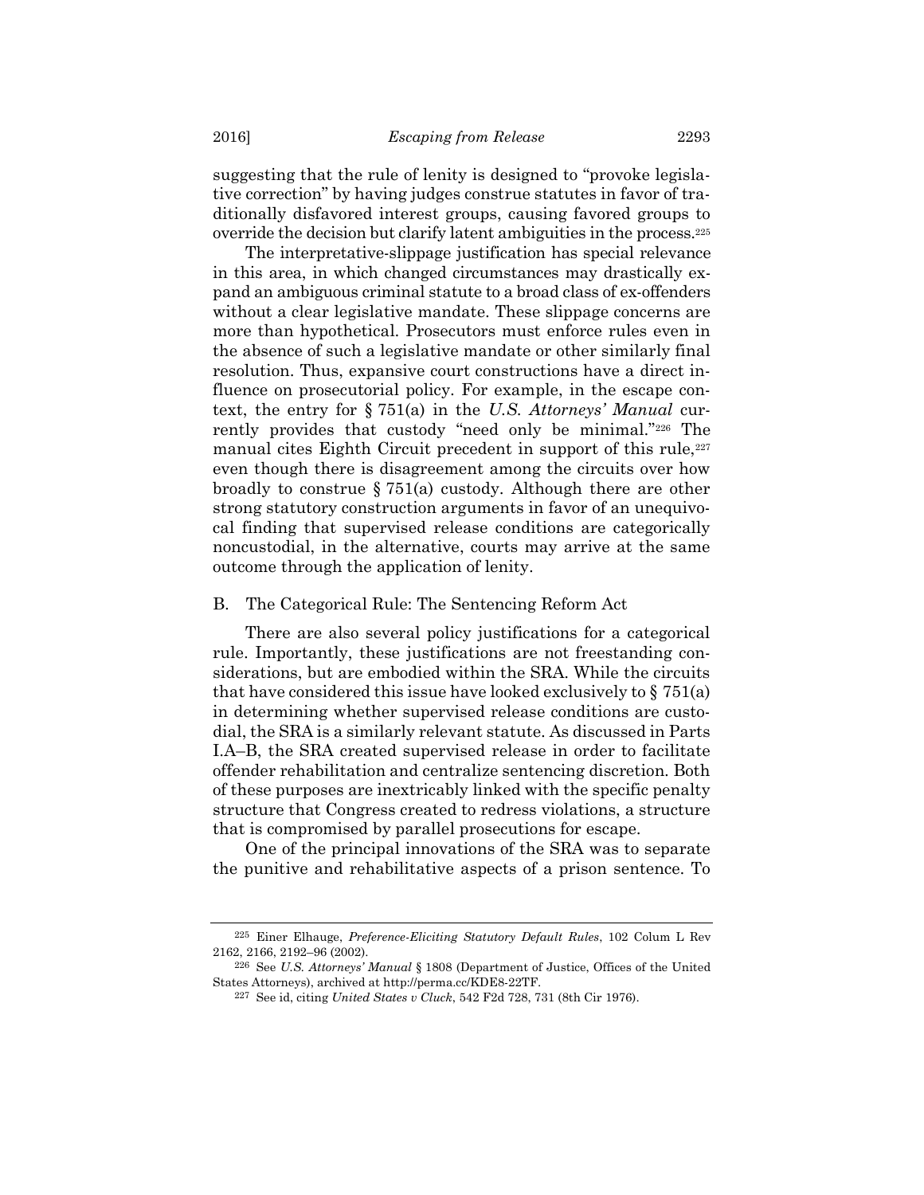suggesting that the rule of lenity is designed to "provoke legislative correction" by having judges construe statutes in favor of traditionally disfavored interest groups, causing favored groups to override the decision but clarify latent ambiguities in the process.[225]

The interpretative-slippage justification has special relevance in this area, in which changed circumstances may drastically expand an ambiguous criminal statute to a broad class of ex-offenders without a clear legislative mandate. These slippage concerns are more than hypothetical. Prosecutors must enforce rules even in the absence of such a legislative mandate or other similarly final resolution. Thus, expansive court constructions have a direct influence on prosecutorial policy. For example, in the escape context, the entry for § 751(a) in the *U.S. Attorneys' Manual* currently provides that custody "need only be minimal."[226] The manual cites Eighth Circuit precedent in support of this rule,[227] even though there is disagreement among the circuits over how broadly to construe § 751(a) custody. Although there are other strong statutory construction arguments in favor of an unequivocal finding that supervised release conditions are categorically noncustodial, in the alternative, courts may arrive at the same outcome through the application of lenity.

## B. The Categorical Rule: The Sentencing Reform Act

There are also several policy justifications for a categorical rule. Importantly, these justifications are not freestanding considerations, but are embodied within the SRA. While the circuits that have considered this issue have looked exclusively to § 751(a) in determining whether supervised release conditions are custodial, the SRA is a similarly relevant statute. As discussed in Parts I.A–B, the SRA created supervised release in order to facilitate offender rehabilitation and centralize sentencing discretion. Both of these purposes are inextricably linked with the specific penalty structure that Congress created to redress violations, a structure that is compromised by parallel prosecutions for escape.

One of the principal innovations of the SRA was to separate the punitive and rehabilitative aspects of a prison sentence. To

---

[225] Einer Elhauge, *Preference-Eliciting Statutory Default Rules*, 102 Colum L Rev 2162, 2166, 2192–96 (2002).

[226] See *U.S. Attorneys' Manual* § 1808 (Department of Justice, Offices of the United States Attorneys), archived at http://perma.cc/KDE8-22TF.

[227] See id, citing *United States v Cluck*, 542 F2d 728, 731 (8th Cir 1976).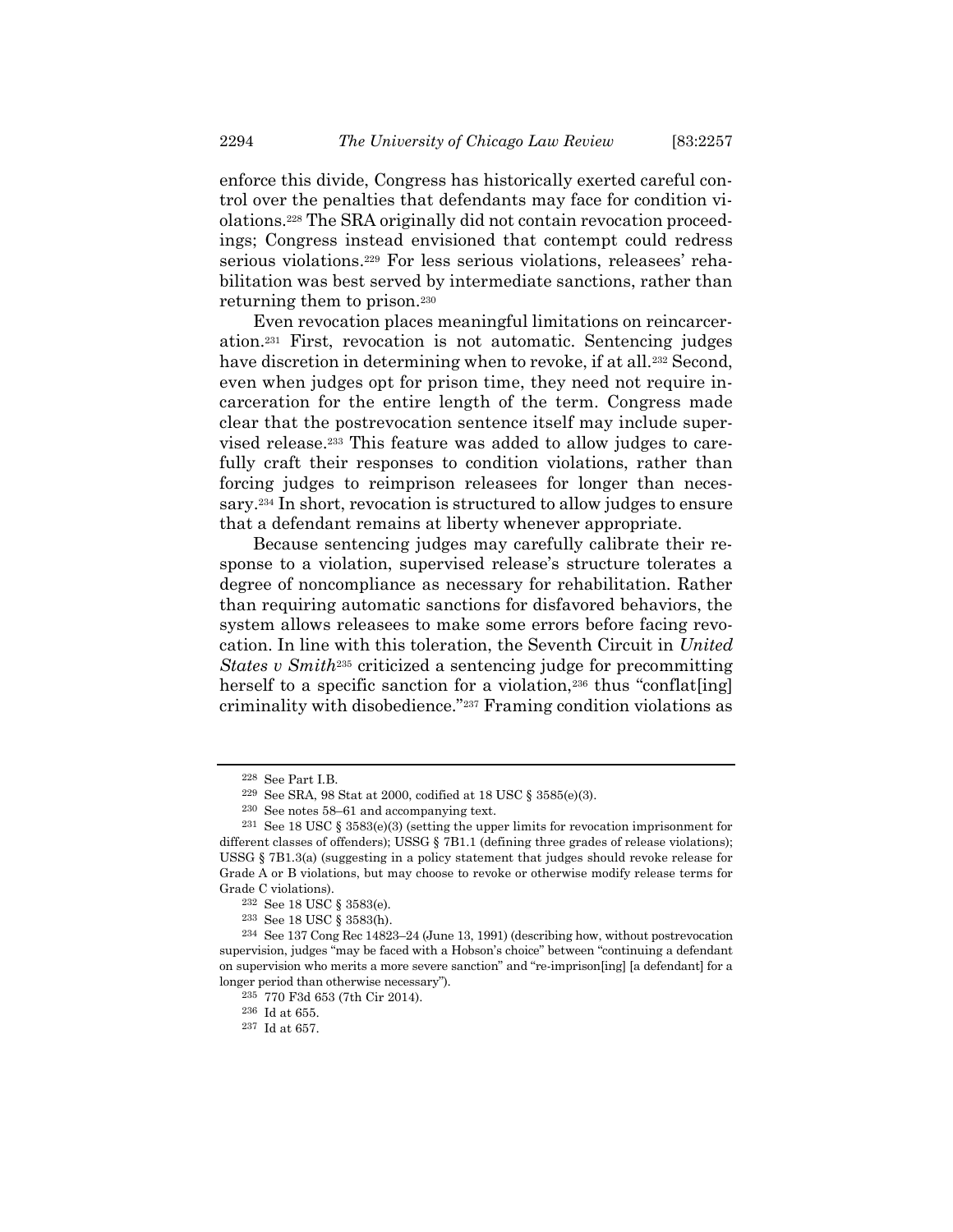enforce this divide, Congress has historically exerted careful control over the penalties that defendants may face for condition violations.[228] The SRA originally did not contain revocation proceedings; Congress instead envisioned that contempt could redress serious violations.[229] For less serious violations, releasees' rehabilitation was best served by intermediate sanctions, rather than returning them to prison.[230]

Even revocation places meaningful limitations on reincarceration.[231] First, revocation is not automatic. Sentencing judges have discretion in determining when to revoke, if at all.[232] Second, even when judges opt for prison time, they need not require incarceration for the entire length of the term. Congress made clear that the postrevocation sentence itself may include supervised release.[233] This feature was added to allow judges to carefully craft their responses to condition violations, rather than forcing judges to reimprison releasees for longer than necessary.[234] In short, revocation is structured to allow judges to ensure that a defendant remains at liberty whenever appropriate.

Because sentencing judges may carefully calibrate their response to a violation, supervised release's structure tolerates a degree of noncompliance as necessary for rehabilitation. Rather than requiring automatic sanctions for disfavored behaviors, the system allows releasees to make some errors before facing revocation. In line with this toleration, the Seventh Circuit in *United States v Smith*[235] criticized a sentencing judge for precommitting herself to a specific sanction for a violation,[236] thus "conflat[ing] criminality with disobedience."[237] Framing condition violations as

---

[228] See Part I.B.

[229] See SRA, 98 Stat at 2000, codified at 18 USC § 3585(e)(3).

[230] See notes 58–61 and accompanying text.

[231] See 18 USC § 3583(e)(3) (setting the upper limits for revocation imprisonment for different classes of offenders); USSG § 7B1.1 (defining three grades of release violations); USSG § 7B1.3(a) (suggesting in a policy statement that judges should revoke release for Grade A or B violations, but may choose to revoke or otherwise modify release terms for Grade C violations).

[232] See 18 USC § 3583(e).

[233] See 18 USC § 3583(h).

[234] See 137 Cong Rec 14823–24 (June 13, 1991) (describing how, without postrevocation supervision, judges "may be faced with a Hobson's choice" between "continuing a defendant on supervision who merits a more severe sanction" and "re-imprison[ing] [a defendant] for a longer period than otherwise necessary").

[235] 770 F3d 653 (7th Cir 2014).

[236] Id at 655.

[237] Id at 657.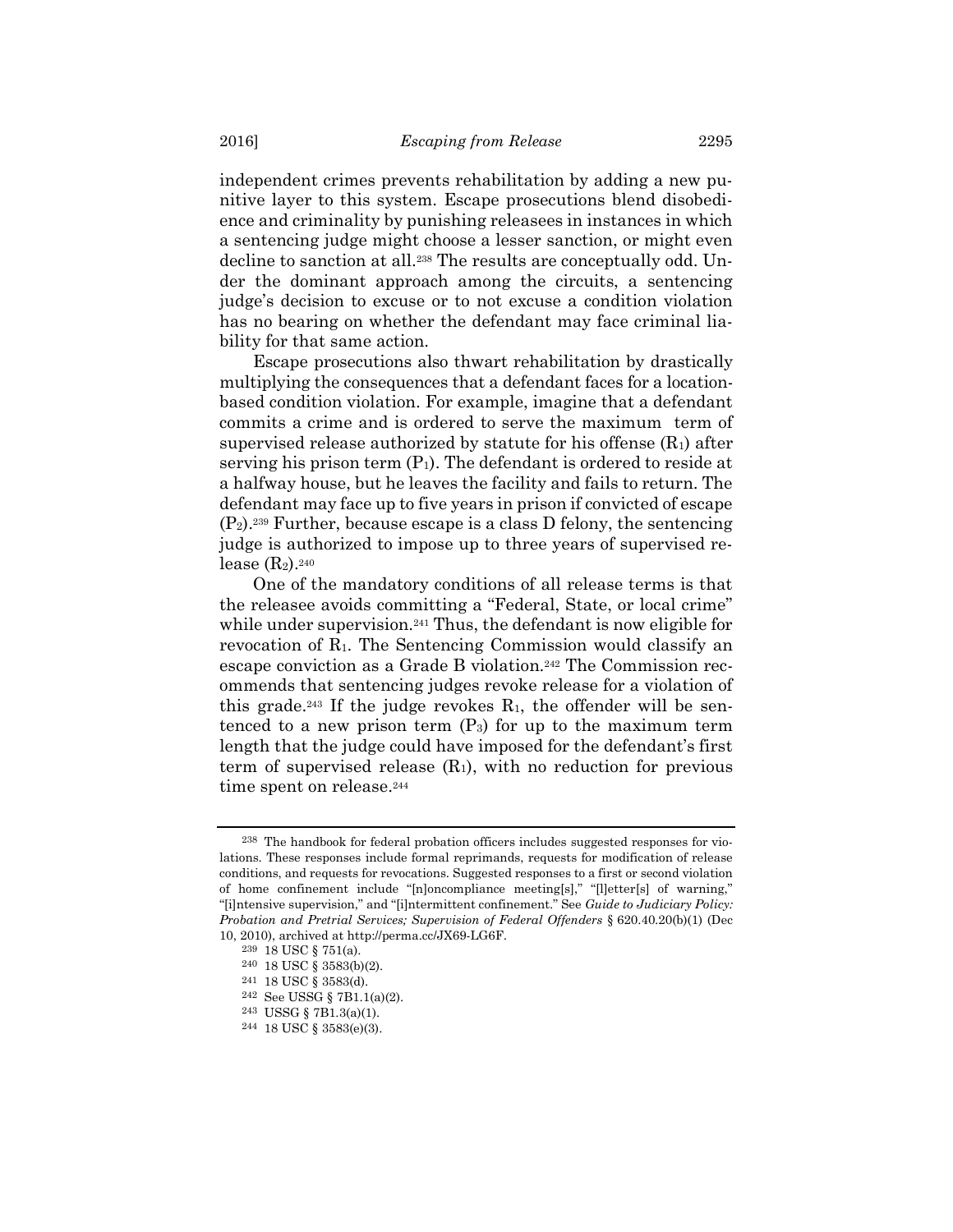independent crimes prevents rehabilitation by adding a new punitive layer to this system. Escape prosecutions blend disobedience and criminality by punishing releasees in instances in which a sentencing judge might choose a lesser sanction, or might even decline to sanction at all.[238] The results are conceptually odd. Under the dominant approach among the circuits, a sentencing judge's decision to excuse or to not excuse a condition violation has no bearing on whether the defendant may face criminal liability for that same action.

Escape prosecutions also thwart rehabilitation by drastically multiplying the consequences that a defendant faces for a location-based condition violation. For example, imagine that a defendant commits a crime and is ordered to serve the maximum term of supervised release authorized by statute for his offense ($R_1$) after serving his prison term ($P_1$). The defendant is ordered to reside at a halfway house, but he leaves the facility and fails to return. The defendant may face up to five years in prison if convicted of escape ($P_2$).[239] Further, because escape is a class D felony, the sentencing judge is authorized to impose up to three years of supervised release ($R_2$).[240]

One of the mandatory conditions of all release terms is that the releasee avoids committing a "Federal, State, or local crime" while under supervision.[241] Thus, the defendant is now eligible for revocation of $R_1$. The Sentencing Commission would classify an escape conviction as a Grade B violation.[242] The Commission recommends that sentencing judges revoke release for a violation of this grade.[243] If the judge revokes $R_1$, the offender will be sentenced to a new prison term ($P_3$) for up to the maximum term length that the judge could have imposed for the defendant's first term of supervised release ($R_1$), with no reduction for previous time spent on release.[244]

---

238 The handbook for federal probation officers includes suggested responses for violations. These responses include formal reprimands, requests for modification of release conditions, and requests for revocations. Suggested responses to a first or second violation of home confinement include "[n]oncompliance meeting[s]," "[l]etter[s] of warning," "[i]ntensive supervision," and "[i]ntermittent confinement." See *Guide to Judiciary Policy: Probation and Pretrial Services; Supervision of Federal Offenders* § 620.40.20(b)(1) (Dec 10, 2010), archived at http://perma.cc/JX69-LG6F.

239 18 USC § 751(a).

240 18 USC § 3583(b)(2).

241 18 USC § 3583(d).

242 See USSG § 7B1.1(a)(2).

243 USSG § 7B1.3(a)(1).

244 18 USC § 3583(e)(3).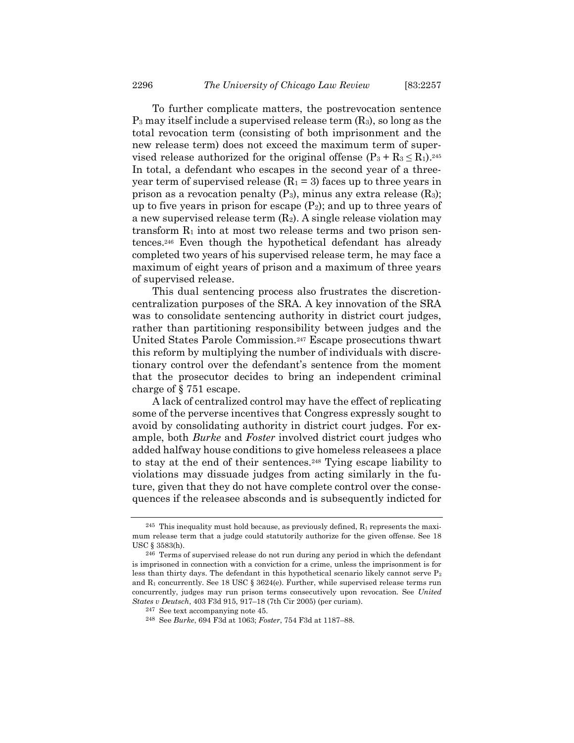To further complicate matters, the postrevocation sentence $P_3$ may itself include a supervised release term ($R_3$), so long as the total revocation term (consisting of both imprisonment and the new release term) does not exceed the maximum term of supervised release authorized for the original offense ($P_3 + R_3 \leq R_1$).[245] In total, a defendant who escapes in the second year of a three-year term of supervised release ($R_1 = 3$) faces up to three years in prison as a revocation penalty ($P_3$), minus any extra release ($R_3$); up to five years in prison for escape ($P_2$); and up to three years of a new supervised release term ($R_2$). A single release violation may transform $R_1$ into at most two release terms and two prison sentences.[246] Even though the hypothetical defendant has already completed two years of his supervised release term, he may face a maximum of eight years of prison and a maximum of three years of supervised release.

This dual sentencing process also frustrates the discretion-centralization purposes of the SRA. A key innovation of the SRA was to consolidate sentencing authority in district court judges, rather than partitioning responsibility between judges and the United States Parole Commission.[247] Escape prosecutions thwart this reform by multiplying the number of individuals with discretionary control over the defendant's sentence from the moment that the prosecutor decides to bring an independent criminal charge of § 751 escape.

A lack of centralized control may have the effect of replicating some of the perverse incentives that Congress expressly sought to avoid by consolidating authority in district court judges. For example, both *Burke* and *Foster* involved district court judges who added halfway house conditions to give homeless releasees a place to stay at the end of their sentences.[248] Tying escape liability to violations may dissuade judges from acting similarly in the future, given that they do not have complete control over the consequences if the releasee absconds and is subsequently indicted for

---

[245] This inequality must hold because, as previously defined, $R_1$ represents the maximum release term that a judge could statutorily authorize for the given offense. See 18 USC § 3583(h).

[246] Terms of supervised release do not run during any period in which the defendant is imprisoned in connection with a conviction for a crime, unless the imprisonment is for less than thirty days. The defendant in this hypothetical scenario likely cannot serve $P_2$ and $R_1$ concurrently. See 18 USC § 3624(e). Further, while supervised release terms run concurrently, judges may run prison terms consecutively upon revocation. See *United States v Deutsch*, 403 F3d 915, 917–18 (7th Cir 2005) (per curiam).

[247] See text accompanying note 45.

[248] See *Burke*, 694 F3d at 1063; *Foster*, 754 F3d at 1187–88.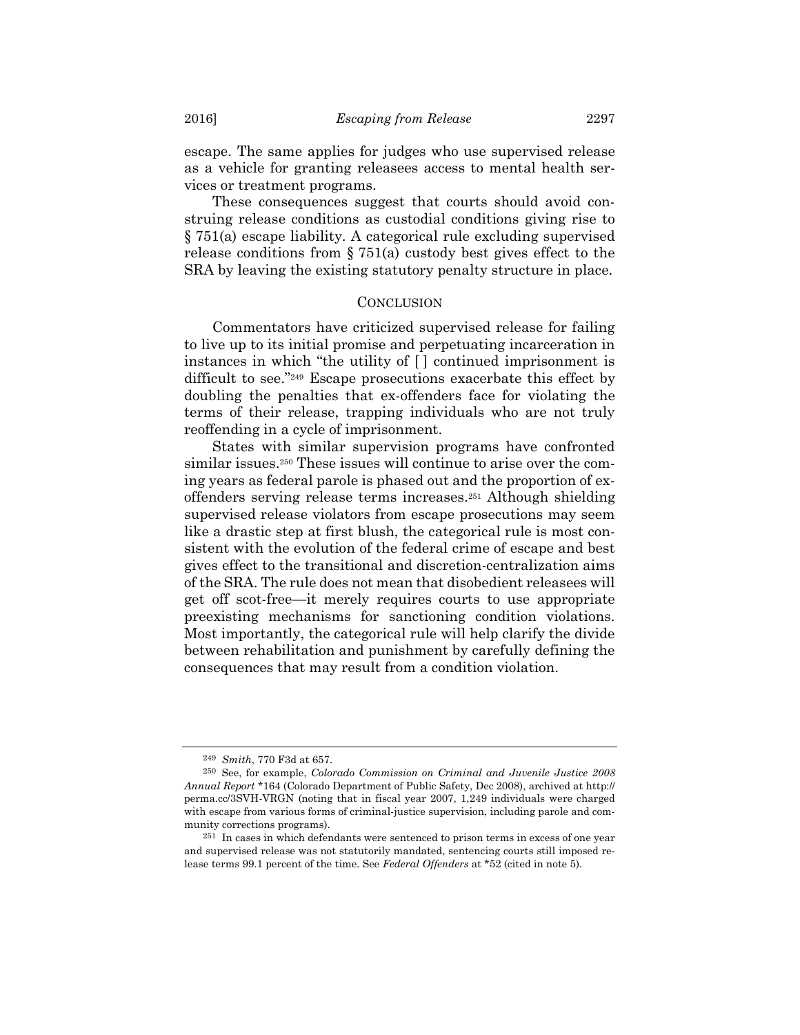escape. The same applies for judges who use supervised release as a vehicle for granting releasees access to mental health services or treatment programs.

These consequences suggest that courts should avoid construing release conditions as custodial conditions giving rise to § 751(a) escape liability. A categorical rule excluding supervised release conditions from § 751(a) custody best gives effect to the SRA by leaving the existing statutory penalty structure in place.

## CONCLUSION

Commentators have criticized supervised release for failing to live up to its initial promise and perpetuating incarceration in instances in which "the utility of [ ] continued imprisonment is difficult to see."[249] Escape prosecutions exacerbate this effect by doubling the penalties that ex-offenders face for violating the terms of their release, trapping individuals who are not truly reoffending in a cycle of imprisonment.

States with similar supervision programs have confronted similar issues.[250] These issues will continue to arise over the coming years as federal parole is phased out and the proportion of ex-offenders serving release terms increases.[251] Although shielding supervised release violators from escape prosecutions may seem like a drastic step at first blush, the categorical rule is most consistent with the evolution of the federal crime of escape and best gives effect to the transitional and discretion-centralization aims of the SRA. The rule does not mean that disobedient releasees will get off scot-free—it merely requires courts to use appropriate preexisting mechanisms for sanctioning condition violations. Most importantly, the categorical rule will help clarify the divide between rehabilitation and punishment by carefully defining the consequences that may result from a condition violation.

---

[249] *Smith*, 770 F3d at 657.

[250] See, for example, *Colorado Commission on Criminal and Juvenile Justice 2008 Annual Report* *164 (Colorado Department of Public Safety, Dec 2008), archived at http://perma.cc/3SVH-VRGN (noting that in fiscal year 2007, 1,249 individuals were charged with escape from various forms of criminal-justice supervision, including parole and community corrections programs).

[251] In cases in which defendants were sentenced to prison terms in excess of one year and supervised release was not statutorily mandated, sentencing courts still imposed release terms 99.1 percent of the time. See *Federal Offenders* at *52 (cited in note 5).